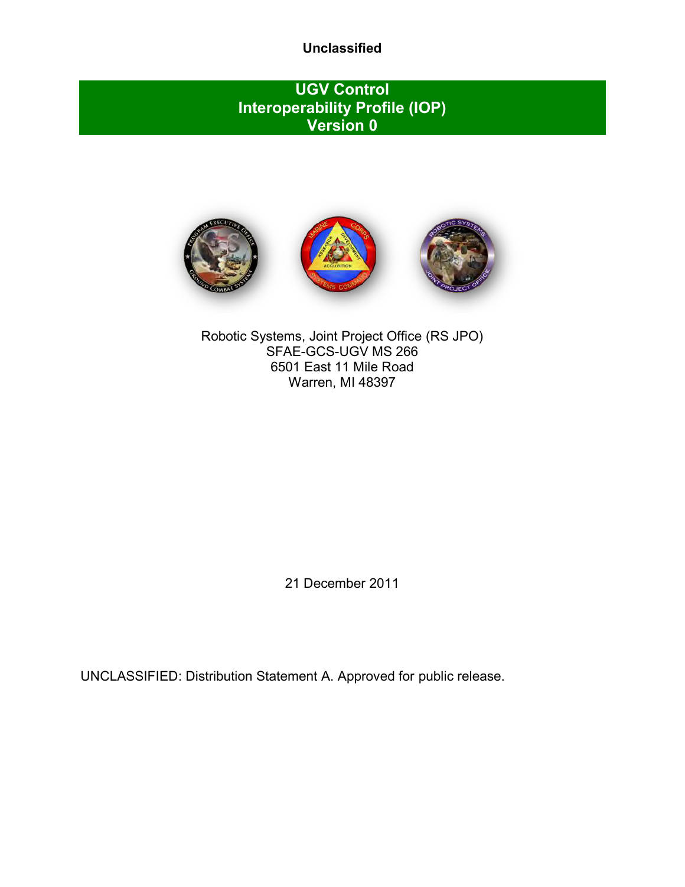**Unclassified**

# UGV Control Interoperability Profile (IOP) Version 0

Robotic Systems, Joint Project Office (RS JPO)
SFAE-GCS-UGV MS 266
6501 East 11 Mile Road
Warren, MI 48397

21 December 2011

UNCLASSIFIED: Distribution Statement A. Approved for public release.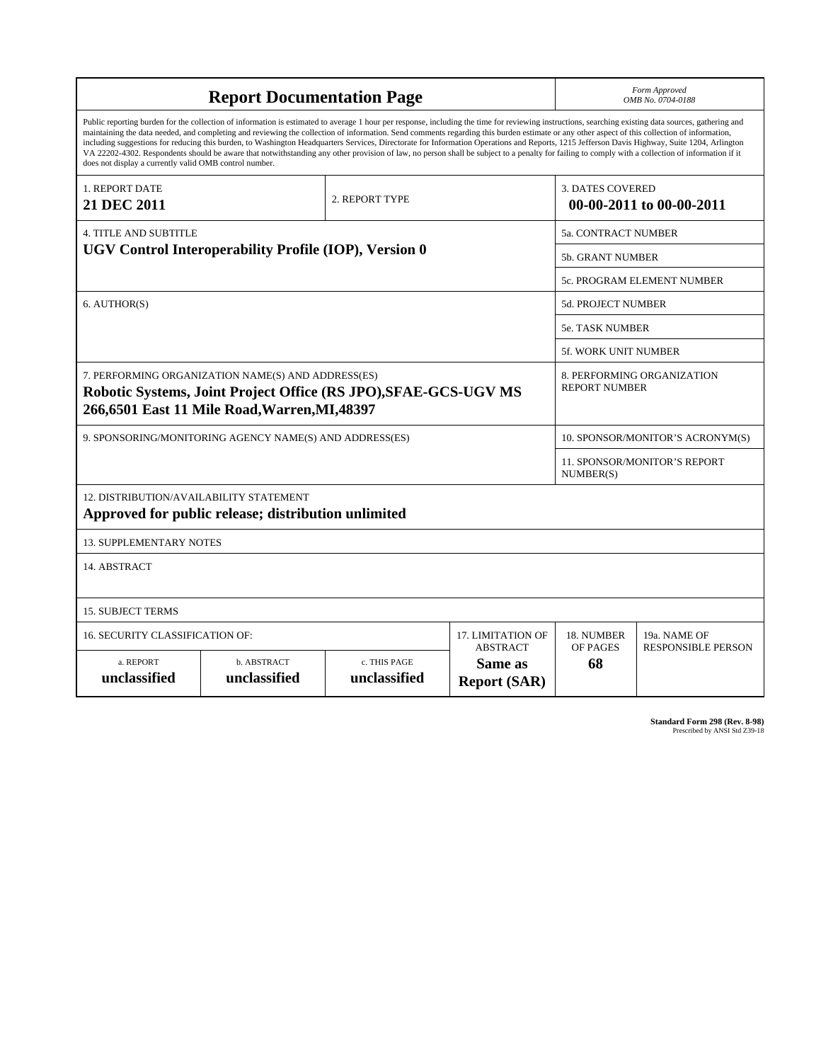# Report Documentation Page

*Form Approved*
*OMB No. 0704-0188*

Public reporting burden for the collection of information is estimated to average 1 hour per response, including the time for reviewing instructions, searching existing data sources, gathering and maintaining the data needed, and completing and reviewing the collection of information. Send comments regarding this burden estimate or any other aspect of this collection of information, including suggestions for reducing this burden, to Washington Headquarters Services, Directorate for Information Operations and Reports, 1215 Jefferson Davis Highway, Suite 1204, Arlington VA 22202-4302. Respondents should be aware that notwithstanding any other provision of law, no person shall be subject to a penalty for failing to comply with a collection of information if it does not display a currently valid OMB control number.

| | | |
|---|---|---|
| 1. REPORT DATE<br>**21 DEC 2011** | 2. REPORT TYPE | 3. DATES COVERED<br>**00-00-2011 to 00-00-2011** |
| 4. TITLE AND SUBTITLE<br>**UGV Control Interoperability Profile (IOP), Version 0** | | 5a. CONTRACT NUMBER |
| | | 5b. GRANT NUMBER |
| | | 5c. PROGRAM ELEMENT NUMBER |
| 6. AUTHOR(S) | | 5d. PROJECT NUMBER |
| | | 5e. TASK NUMBER |
| | | 5f. WORK UNIT NUMBER |
| 7. PERFORMING ORGANIZATION NAME(S) AND ADDRESS(ES)<br>**Robotic Systems, Joint Project Office (RS JPO),SFAE-GCS-UGV MS 266,6501 East 11 Mile Road,Warren,MI,48397** | | 8. PERFORMING ORGANIZATION REPORT NUMBER |
| 9. SPONSORING/MONITORING AGENCY NAME(S) AND ADDRESS(ES) | | 10. SPONSOR/MONITOR'S ACRONYM(S) |
| | | 11. SPONSOR/MONITOR'S REPORT NUMBER(S) |

12. DISTRIBUTION/AVAILABILITY STATEMENT
**Approved for public release; distribution unlimited**

13. SUPPLEMENTARY NOTES

14. ABSTRACT

15. SUBJECT TERMS

| 16. SECURITY CLASSIFICATION OF: | | | 17. LIMITATION OF ABSTRACT | 18. NUMBER OF PAGES | 19a. NAME OF RESPONSIBLE PERSON |
|---|---|---|---|---|---|
| a. REPORT<br>**unclassified** | b. ABSTRACT<br>**unclassified** | c. THIS PAGE<br>**unclassified** | **Same as Report (SAR)** | **68** | |

**Standard Form 298 (Rev. 8-98)**
Prescribed by ANSI Std Z39-18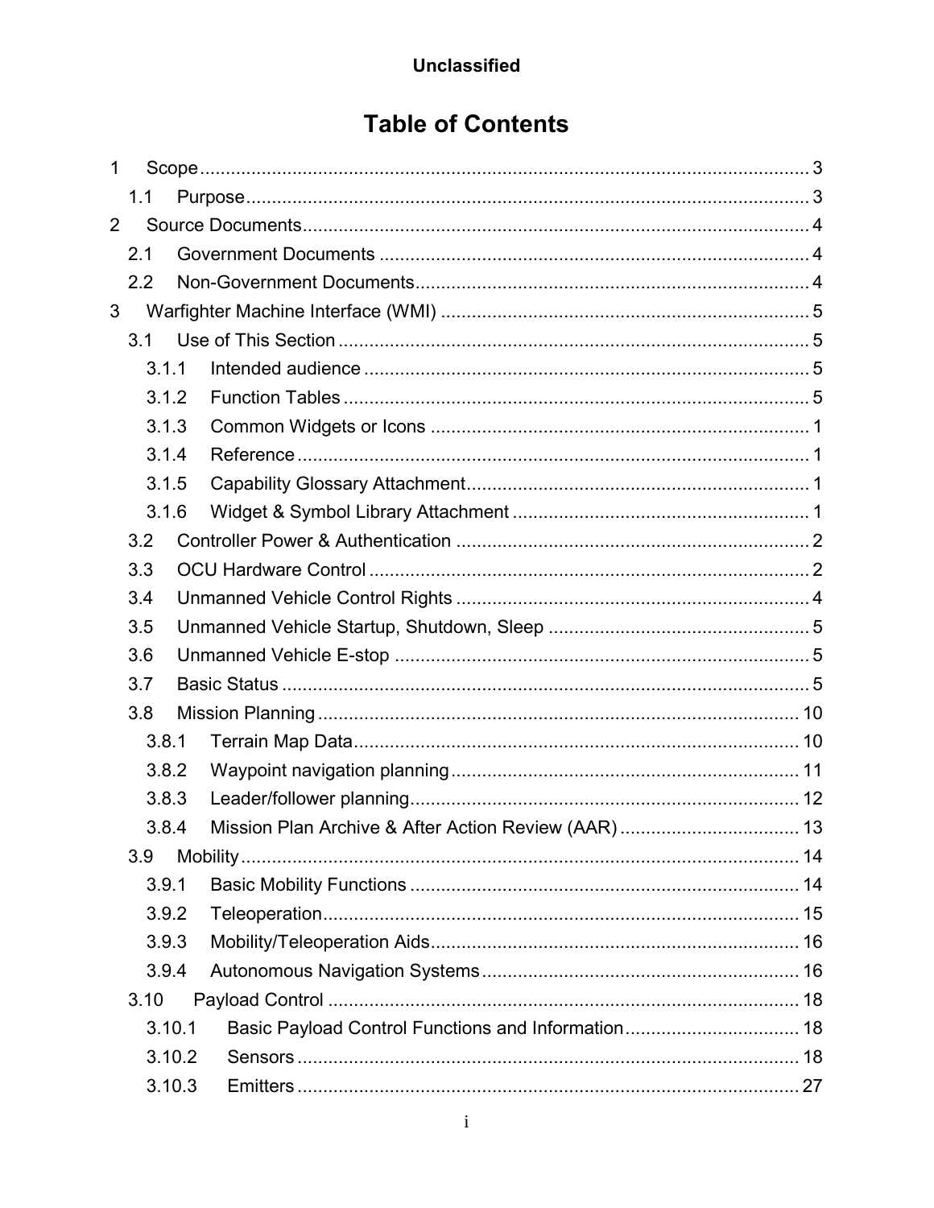# Table of Contents

1 Scope ..... 3
- 1.1 Purpose ..... 3

2 Source Documents ..... 4
- 2.1 Government Documents ..... 4
- 2.2 Non-Government Documents ..... 4

3 Warfighter Machine Interface (WMI) ..... 5
- 3.1 Use of This Section ..... 5
  - 3.1.1 Intended audience ..... 5
  - 3.1.2 Function Tables ..... 5
  - 3.1.3 Common Widgets or Icons ..... 1
  - 3.1.4 Reference ..... 1
  - 3.1.5 Capability Glossary Attachment ..... 1
  - 3.1.6 Widget & Symbol Library Attachment ..... 1
- 3.2 Controller Power & Authentication ..... 2
- 3.3 OCU Hardware Control ..... 2
- 3.4 Unmanned Vehicle Control Rights ..... 4
- 3.5 Unmanned Vehicle Startup, Shutdown, Sleep ..... 5
- 3.6 Unmanned Vehicle E-stop ..... 5
- 3.7 Basic Status ..... 5
- 3.8 Mission Planning ..... 10
  - 3.8.1 Terrain Map Data ..... 10
  - 3.8.2 Waypoint navigation planning ..... 11
  - 3.8.3 Leader/follower planning ..... 12
  - 3.8.4 Mission Plan Archive & After Action Review (AAR) ..... 13
- 3.9 Mobility ..... 14
  - 3.9.1 Basic Mobility Functions ..... 14
  - 3.9.2 Teleoperation ..... 15
  - 3.9.3 Mobility/Teleoperation Aids ..... 16
  - 3.9.4 Autonomous Navigation Systems ..... 16
- 3.10 Payload Control ..... 18
  - 3.10.1 Basic Payload Control Functions and Information ..... 18
  - 3.10.2 Sensors ..... 18
  - 3.10.3 Emitters ..... 27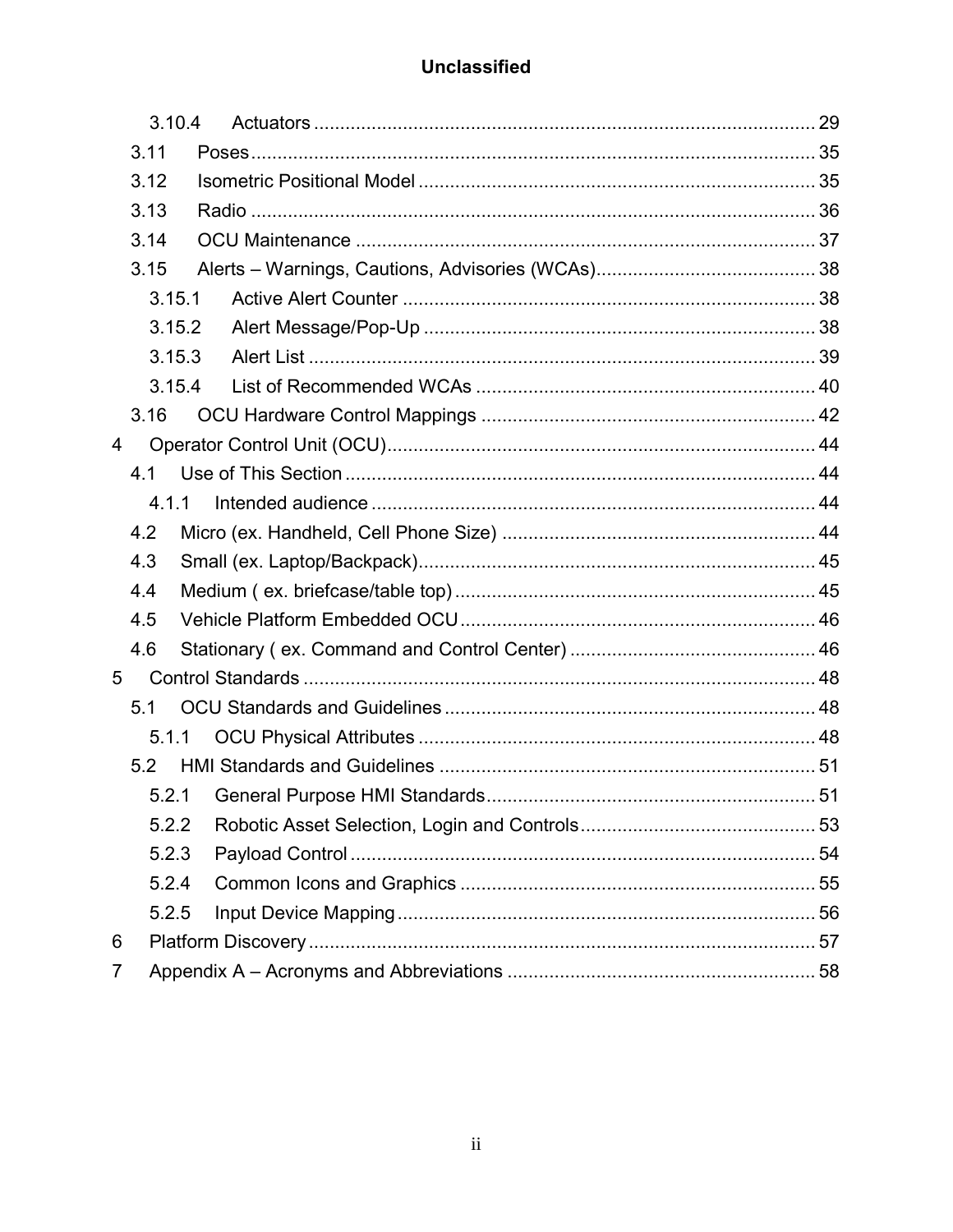- 3.10.4 Actuators ... 29
- 3.11 Poses ... 35
- 3.12 Isometric Positional Model ... 35
- 3.13 Radio ... 36
- 3.14 OCU Maintenance ... 37
- 3.15 Alerts – Warnings, Cautions, Advisories (WCAs) ... 38
  - 3.15.1 Active Alert Counter ... 38
  - 3.15.2 Alert Message/Pop-Up ... 38
  - 3.15.3 Alert List ... 39
  - 3.15.4 List of Recommended WCAs ... 40
- 3.16 OCU Hardware Control Mappings ... 42
- 4 Operator Control Unit (OCU) ... 44
  - 4.1 Use of This Section ... 44
    - 4.1.1 Intended audience ... 44
  - 4.2 Micro (ex. Handheld, Cell Phone Size) ... 44
  - 4.3 Small (ex. Laptop/Backpack) ... 45
  - 4.4 Medium ( ex. briefcase/table top) ... 45
  - 4.5 Vehicle Platform Embedded OCU ... 46
  - 4.6 Stationary ( ex. Command and Control Center) ... 46
- 5 Control Standards ... 48
  - 5.1 OCU Standards and Guidelines ... 48
    - 5.1.1 OCU Physical Attributes ... 48
  - 5.2 HMI Standards and Guidelines ... 51
    - 5.2.1 General Purpose HMI Standards ... 51
    - 5.2.2 Robotic Asset Selection, Login and Controls ... 53
    - 5.2.3 Payload Control ... 54
    - 5.2.4 Common Icons and Graphics ... 55
    - 5.2.5 Input Device Mapping ... 56
- 6 Platform Discovery ... 57
- 7 Appendix A – Acronyms and Abbreviations ... 58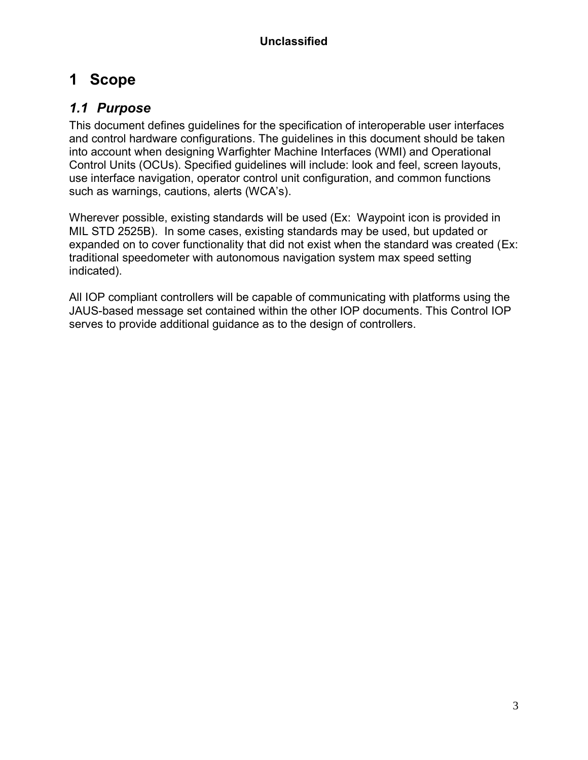# 1 Scope

## *1.1 Purpose*

This document defines guidelines for the specification of interoperable user interfaces and control hardware configurations. The guidelines in this document should be taken into account when designing Warfighter Machine Interfaces (WMI) and Operational Control Units (OCUs). Specified guidelines will include: look and feel, screen layouts, use interface navigation, operator control unit configuration, and common functions such as warnings, cautions, alerts (WCA's).

Wherever possible, existing standards will be used (Ex: Waypoint icon is provided in MIL STD 2525B). In some cases, existing standards may be used, but updated or expanded on to cover functionality that did not exist when the standard was created (Ex: traditional speedometer with autonomous navigation system max speed setting indicated).

All IOP compliant controllers will be capable of communicating with platforms using the JAUS-based message set contained within the other IOP documents. This Control IOP serves to provide additional guidance as to the design of controllers.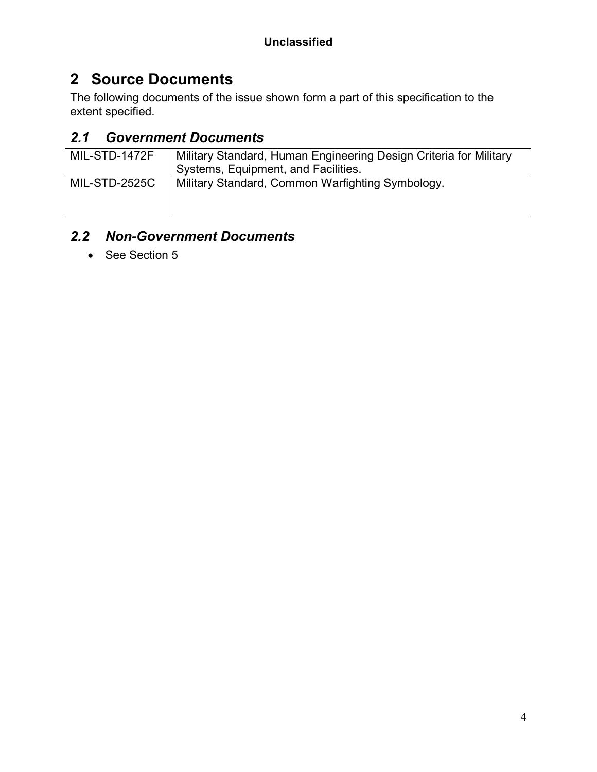# 2 Source Documents

The following documents of the issue shown form a part of this specification to the extent specified.

## *2.1 Government Documents*

| | |
|---|---|
| MIL-STD-1472F | Military Standard, Human Engineering Design Criteria for Military Systems, Equipment, and Facilities. |
| MIL-STD-2525C | Military Standard, Common Warfighting Symbology. |

## *2.2 Non-Government Documents*

- See Section 5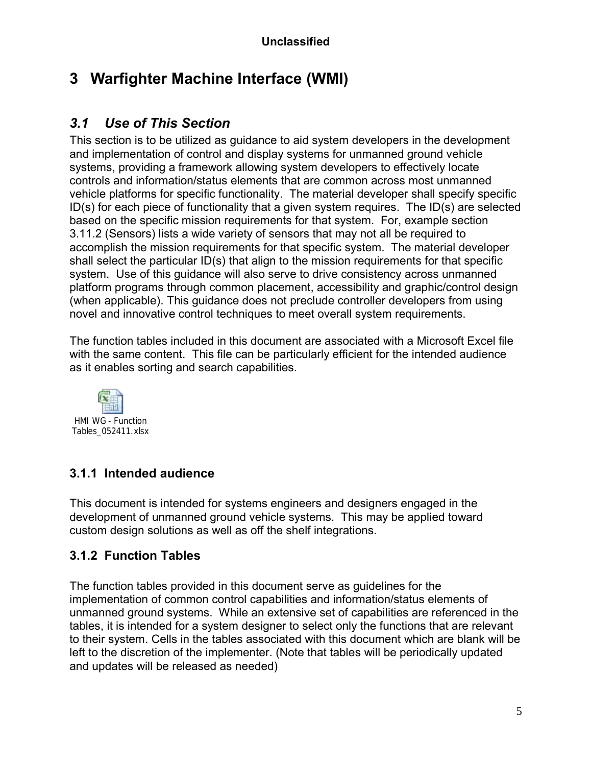# 3 Warfighter Machine Interface (WMI)

## *3.1 Use of This Section*

This section is to be utilized as guidance to aid system developers in the development and implementation of control and display systems for unmanned ground vehicle systems, providing a framework allowing system developers to effectively locate controls and information/status elements that are common across most unmanned vehicle platforms for specific functionality. The material developer shall specify specific ID(s) for each piece of functionality that a given system requires. The ID(s) are selected based on the specific mission requirements for that system. For, example section 3.11.2 (Sensors) lists a wide variety of sensors that may not all be required to accomplish the mission requirements for that specific system. The material developer shall select the particular ID(s) that align to the mission requirements for that specific system. Use of this guidance will also serve to drive consistency across unmanned platform programs through common placement, accessibility and graphic/control design (when applicable). This guidance does not preclude controller developers from using novel and innovative control techniques to meet overall system requirements.

The function tables included in this document are associated with a Microsoft Excel file with the same content. This file can be particularly efficient for the intended audience as it enables sorting and search capabilities.

HMI WG - Function Tables_052411.xlsx

### 3.1.1 Intended audience

This document is intended for systems engineers and designers engaged in the development of unmanned ground vehicle systems. This may be applied toward custom design solutions as well as off the shelf integrations.

### 3.1.2 Function Tables

The function tables provided in this document serve as guidelines for the implementation of common control capabilities and information/status elements of unmanned ground systems. While an extensive set of capabilities are referenced in the tables, it is intended for a system designer to select only the functions that are relevant to their system. Cells in the tables associated with this document which are blank will be left to the discretion of the implementer. (Note that tables will be periodically updated and updates will be released as needed)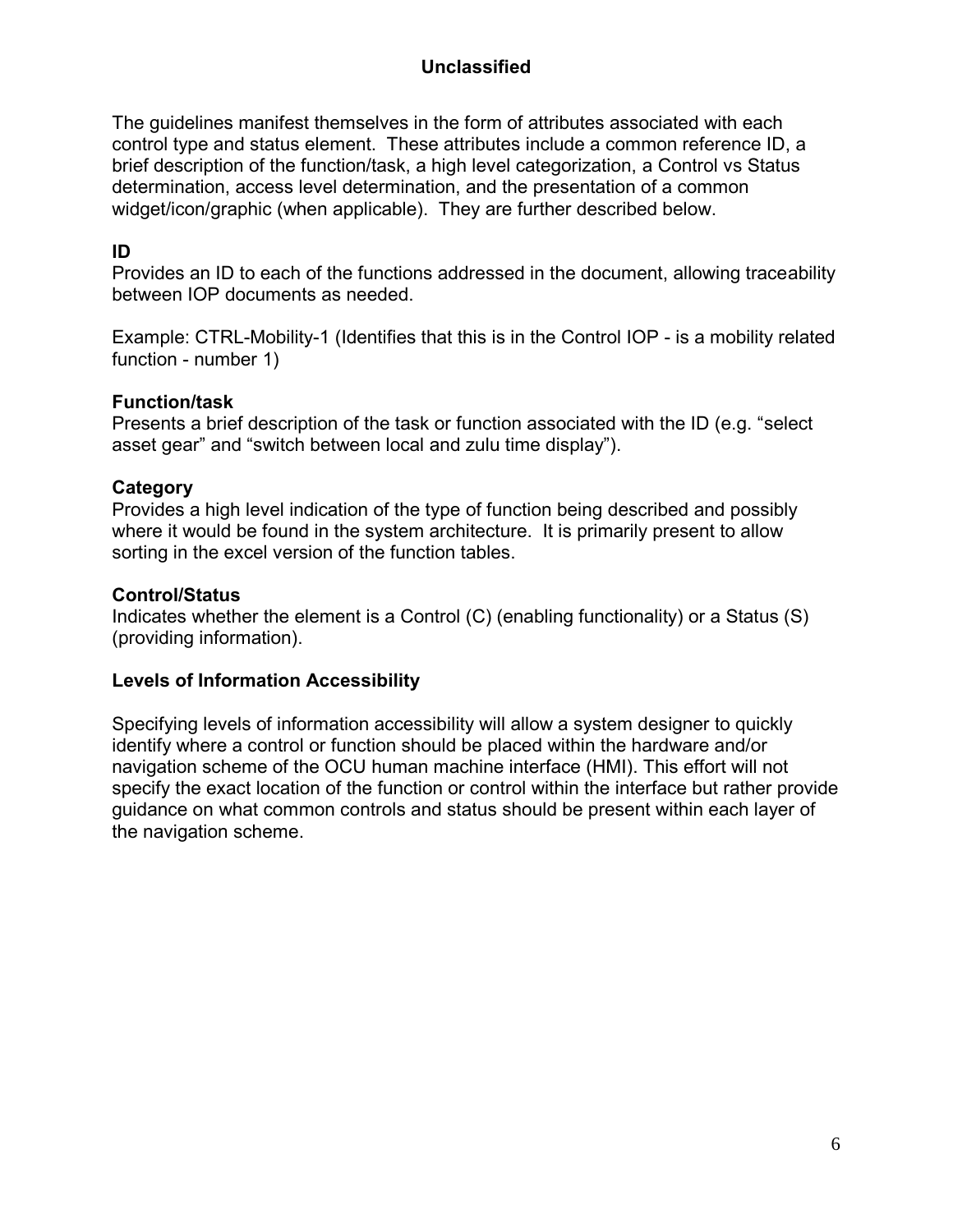The guidelines manifest themselves in the form of attributes associated with each control type and status element. These attributes include a common reference ID, a brief description of the function/task, a high level categorization, a Control vs Status determination, access level determination, and the presentation of a common widget/icon/graphic (when applicable). They are further described below.

**ID**

Provides an ID to each of the functions addressed in the document, allowing traceability between IOP documents as needed.

Example: CTRL-Mobility-1 (Identifies that this is in the Control IOP - is a mobility related function - number 1)

**Function/task**

Presents a brief description of the task or function associated with the ID (e.g. “select asset gear” and “switch between local and zulu time display”).

**Category**

Provides a high level indication of the type of function being described and possibly where it would be found in the system architecture. It is primarily present to allow sorting in the excel version of the function tables.

**Control/Status**

Indicates whether the element is a Control (C) (enabling functionality) or a Status (S) (providing information).

**Levels of Information Accessibility**

Specifying levels of information accessibility will allow a system designer to quickly identify where a control or function should be placed within the hardware and/or navigation scheme of the OCU human machine interface (HMI). This effort will not specify the exact location of the function or control within the interface but rather provide guidance on what common controls and status should be present within each layer of the navigation scheme.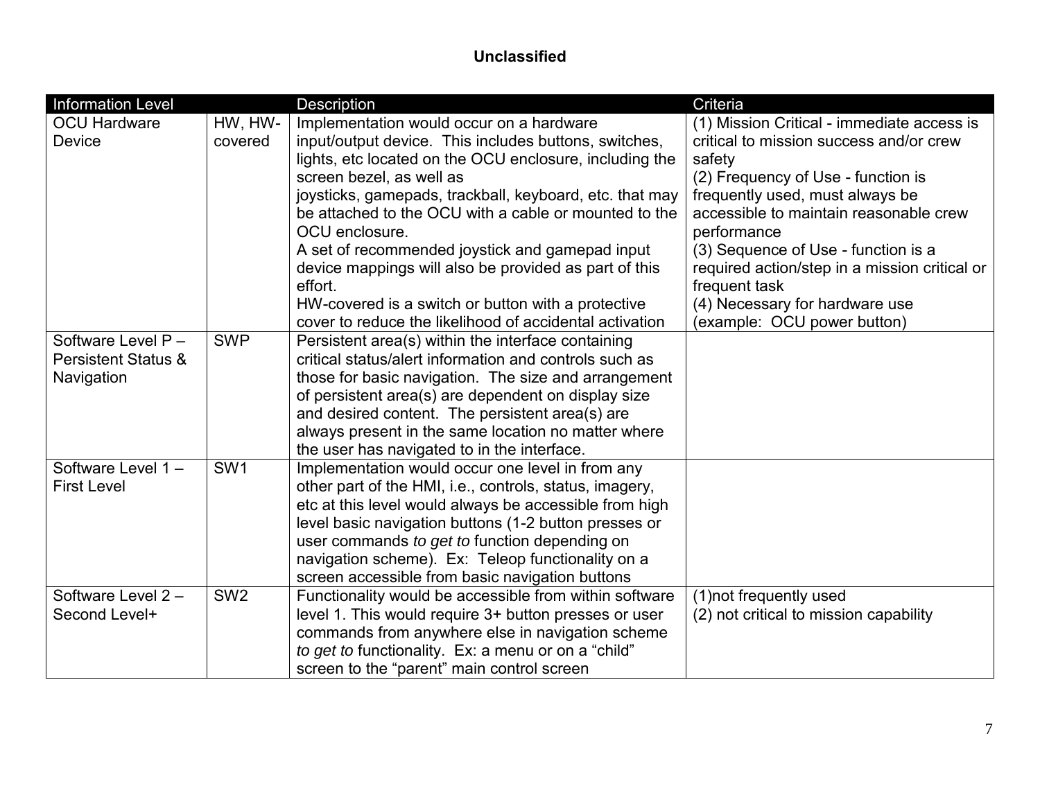| Information Level | | Description | Criteria |
|---|---|---|---|
| OCU Hardware Device | HW, HW-covered | Implementation would occur on a hardware input/output device. This includes buttons, switches, lights, etc located on the OCU enclosure, including the screen bezel, as well as joysticks, gamepads, trackball, keyboard, etc. that may be attached to the OCU with a cable or mounted to the OCU enclosure.<br>A set of recommended joystick and gamepad input device mappings will also be provided as part of this effort.<br>HW-covered is a switch or button with a protective cover to reduce the likelihood of accidental activation | (1) Mission Critical - immediate access is critical to mission success and/or crew safety<br>(2) Frequency of Use - function is frequently used, must always be accessible to maintain reasonable crew performance<br>(3) Sequence of Use - function is a required action/step in a mission critical or frequent task<br>(4) Necessary for hardware use (example: OCU power button) |
| Software Level P – Persistent Status & Navigation | SWP | Persistent area(s) within the interface containing critical status/alert information and controls such as those for basic navigation. The size and arrangement of persistent area(s) are dependent on display size and desired content. The persistent area(s) are always present in the same location no matter where the user has navigated to in the interface. | |
| Software Level 1 – First Level | SW1 | Implementation would occur one level in from any other part of the HMI, i.e., controls, status, imagery, etc at this level would always be accessible from high level basic navigation buttons (1-2 button presses or user commands *to get to* function depending on navigation scheme). Ex: Teleop functionality on a screen accessible from basic navigation buttons | |
| Software Level 2 – Second Level+ | SW2 | Functionality would be accessible from within software level 1. This would require 3+ button presses or user commands from anywhere else in navigation scheme *to get to* functionality. Ex: a menu or on a “child” screen to the “parent” main control screen | (1)not frequently used<br>(2) not critical to mission capability |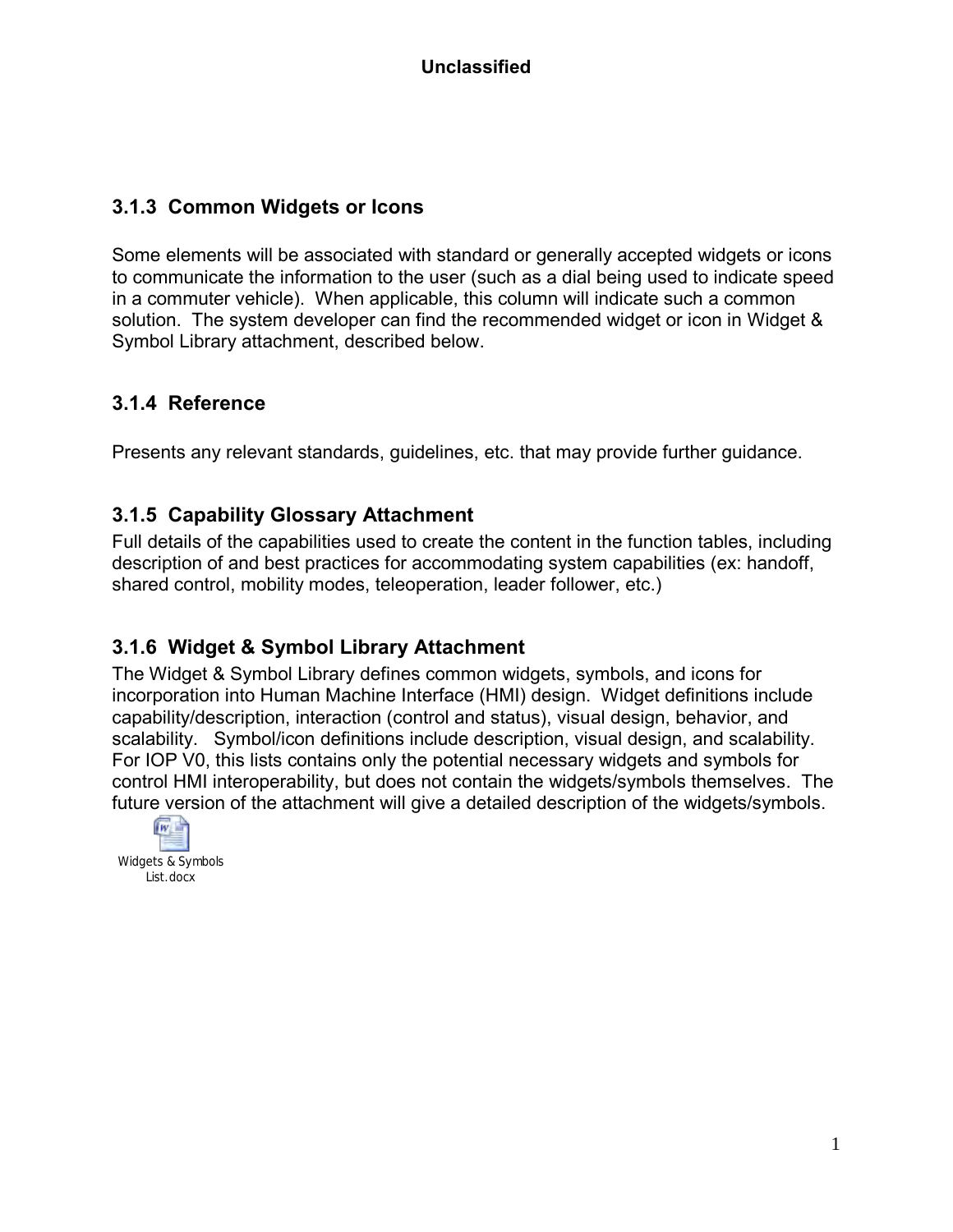### 3.1.3 Common Widgets or Icons

Some elements will be associated with standard or generally accepted widgets or icons to communicate the information to the user (such as a dial being used to indicate speed in a commuter vehicle). When applicable, this column will indicate such a common solution. The system developer can find the recommended widget or icon in Widget & Symbol Library attachment, described below.

### 3.1.4 Reference

Presents any relevant standards, guidelines, etc. that may provide further guidance.

### 3.1.5 Capability Glossary Attachment

Full details of the capabilities used to create the content in the function tables, including description of and best practices for accommodating system capabilities (ex: handoff, shared control, mobility modes, teleoperation, leader follower, etc.)

### 3.1.6 Widget & Symbol Library Attachment

The Widget & Symbol Library defines common widgets, symbols, and icons for incorporation into Human Machine Interface (HMI) design. Widget definitions include capability/description, interaction (control and status), visual design, behavior, and scalability. Symbol/icon definitions include description, visual design, and scalability. For IOP V0, this lists contains only the potential necessary widgets and symbols for control HMI interoperability, but does not contain the widgets/symbols themselves. The future version of the attachment will give a detailed description of the widgets/symbols.

Widgets & Symbols List.docx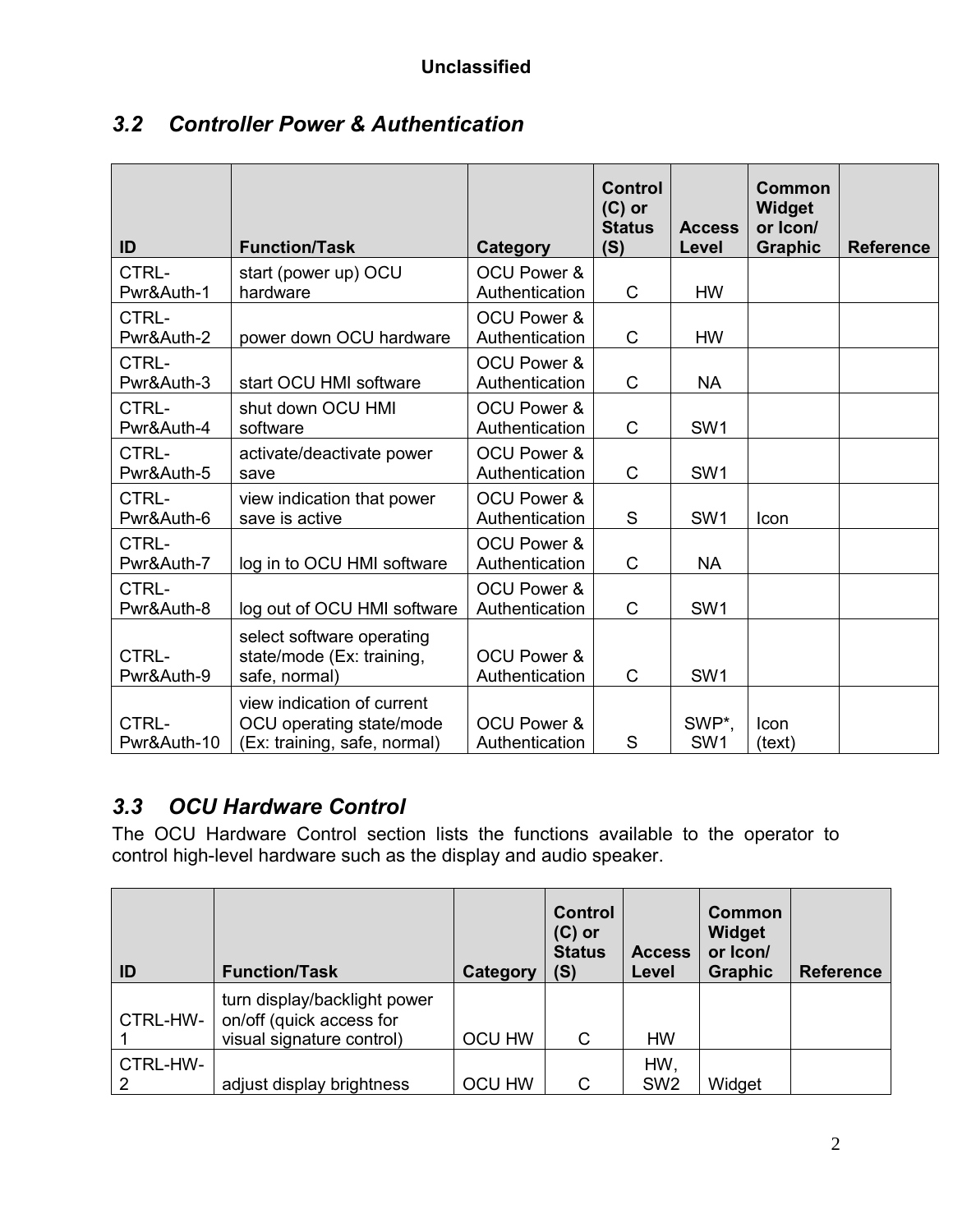### 3.2 *Controller Power & Authentication*

| ID | Function/Task | Category | Control (C) or Status (S) | Access Level | Common Widget or Icon/ Graphic | Reference |
|---|---|---|---|---|---|---|
| CTRL-Pwr&Auth-1 | start (power up) OCU hardware | OCU Power & Authentication | C | HW | | |
| CTRL-Pwr&Auth-2 | power down OCU hardware | OCU Power & Authentication | C | HW | | |
| CTRL-Pwr&Auth-3 | start OCU HMI software | OCU Power & Authentication | C | NA | | |
| CTRL-Pwr&Auth-4 | shut down OCU HMI software | OCU Power & Authentication | C | SW1 | | |
| CTRL-Pwr&Auth-5 | activate/deactivate power save | OCU Power & Authentication | C | SW1 | | |
| CTRL-Pwr&Auth-6 | view indication that power save is active | OCU Power & Authentication | S | SW1 | Icon | |
| CTRL-Pwr&Auth-7 | log in to OCU HMI software | OCU Power & Authentication | C | NA | | |
| CTRL-Pwr&Auth-8 | log out of OCU HMI software | OCU Power & Authentication | C | SW1 | | |
| CTRL-Pwr&Auth-9 | select software operating state/mode (Ex: training, safe, normal) | OCU Power & Authentication | C | SW1 | | |
| CTRL-Pwr&Auth-10 | view indication of current OCU operating state/mode (Ex: training, safe, normal) | OCU Power & Authentication | S | SWP*, SW1 | Icon (text) | |

### 3.3 *OCU Hardware Control*

The OCU Hardware Control section lists the functions available to the operator to control high-level hardware such as the display and audio speaker.

| ID | Function/Task | Category | Control (C) or Status (S) | Access Level | Common Widget or Icon/ Graphic | Reference |
|---|---|---|---|---|---|---|
| CTRL-HW-1 | turn display/backlight power on/off (quick access for visual signature control) | OCU HW | C | HW | | |
| CTRL-HW-2 | adjust display brightness | OCU HW | C | HW, SW2 | Widget | |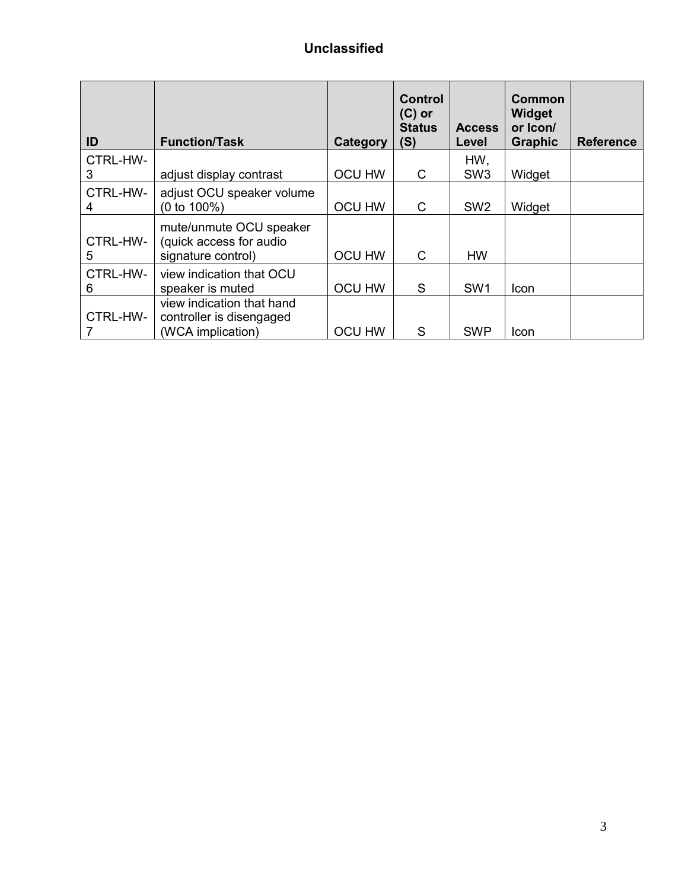**Unclassified**

| ID | Function/Task | Category | Control (C) or Status (S) | Access Level | Common Widget or Icon/ Graphic | Reference |
|---|---|---|---|---|---|---|
| CTRL-HW-3 | adjust display contrast | OCU HW | C | HW, SW3 | Widget | |
| CTRL-HW-4 | adjust OCU speaker volume (0 to 100%) | OCU HW | C | SW2 | Widget | |
| CTRL-HW-5 | mute/unmute OCU speaker (quick access for audio signature control) | OCU HW | C | HW | | |
| CTRL-HW-6 | view indication that OCU speaker is muted | OCU HW | S | SW1 | Icon | |
| CTRL-HW-7 | view indication that hand controller is disengaged (WCA implication) | OCU HW | S | SWP | Icon | |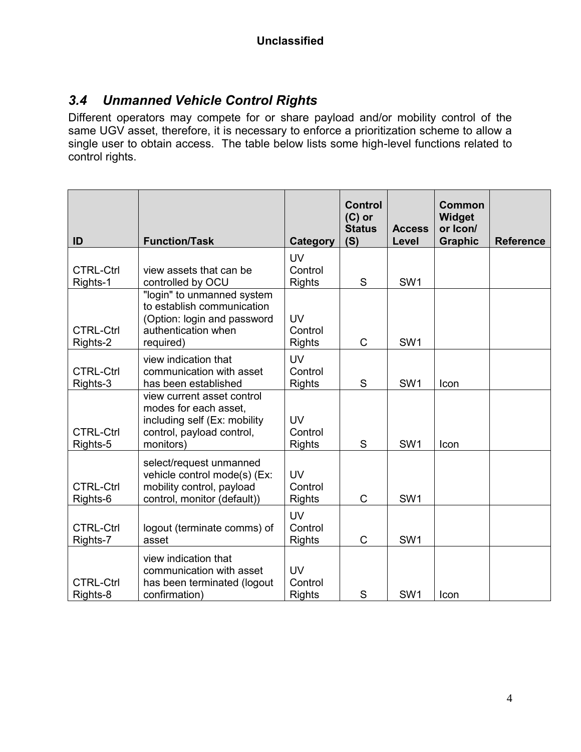### *3.4 Unmanned Vehicle Control Rights*

Different operators may compete for or share payload and/or mobility control of the same UGV asset, therefore, it is necessary to enforce a prioritization scheme to allow a single user to obtain access. The table below lists some high-level functions related to control rights.

| ID | Function/Task | Category | Control (C) or Status (S) | Access Level | Common Widget or Icon/ Graphic | Reference |
|---|---|---|---|---|---|---|
| CTRL-Ctrl Rights-1 | view assets that can be controlled by OCU | UV Control Rights | S | SW1 | | |
| CTRL-Ctrl Rights-2 | "login" to unmanned system to establish communication (Option: login and password authentication when required) | UV Control Rights | C | SW1 | | |
| CTRL-Ctrl Rights-3 | view indication that communication with asset has been established | UV Control Rights | S | SW1 | Icon | |
| CTRL-Ctrl Rights-5 | view current asset control modes for each asset, including self (Ex: mobility control, payload control, monitors) | UV Control Rights | S | SW1 | Icon | |
| CTRL-Ctrl Rights-6 | select/request unmanned vehicle control mode(s) (Ex: mobility control, payload control, monitor (default)) | UV Control Rights | C | SW1 | | |
| CTRL-Ctrl Rights-7 | logout (terminate comms) of asset | UV Control Rights | C | SW1 | | |
| CTRL-Ctrl Rights-8 | view indication that communication with asset has been terminated (logout confirmation) | UV Control Rights | S | SW1 | Icon | |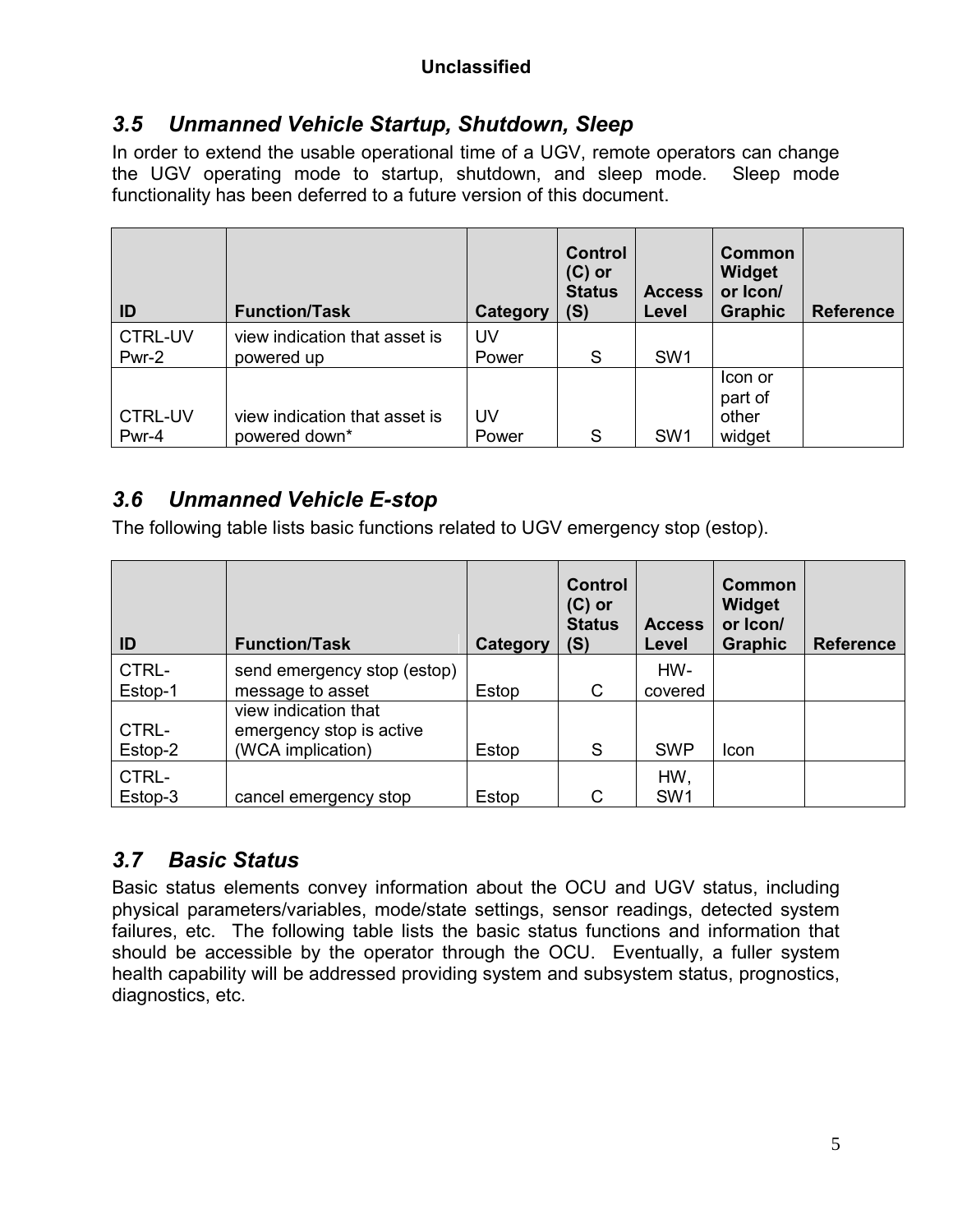## 3.5 Unmanned Vehicle Startup, Shutdown, Sleep

In order to extend the usable operational time of a UGV, remote operators can change the UGV operating mode to startup, shutdown, and sleep mode. Sleep mode functionality has been deferred to a future version of this document.

| ID | Function/Task | Category | Control (C) or Status (S) | Access Level | Common Widget or Icon/ Graphic | Reference |
|---|---|---|---|---|---|---|
| CTRL-UV Pwr-2 | view indication that asset is powered up | UV Power | S | SW1 | | |
| CTRL-UV Pwr-4 | view indication that asset is powered down* | UV Power | S | SW1 | Icon or part of other widget | |

## 3.6 Unmanned Vehicle E-stop

The following table lists basic functions related to UGV emergency stop (estop).

| ID | Function/Task | Category | Control (C) or Status (S) | Access Level | Common Widget or Icon/ Graphic | Reference |
|---|---|---|---|---|---|---|
| CTRL-Estop-1 | send emergency stop (estop) message to asset | Estop | C | HW-covered | | |
| CTRL-Estop-2 | view indication that emergency stop is active (WCA implication) | Estop | S | SWP | Icon | |
| CTRL-Estop-3 | cancel emergency stop | Estop | C | HW, SW1 | | |

## 3.7 Basic Status

Basic status elements convey information about the OCU and UGV status, including physical parameters/variables, mode/state settings, sensor readings, detected system failures, etc. The following table lists the basic status functions and information that should be accessible by the operator through the OCU. Eventually, a fuller system health capability will be addressed providing system and subsystem status, prognostics, diagnostics, etc.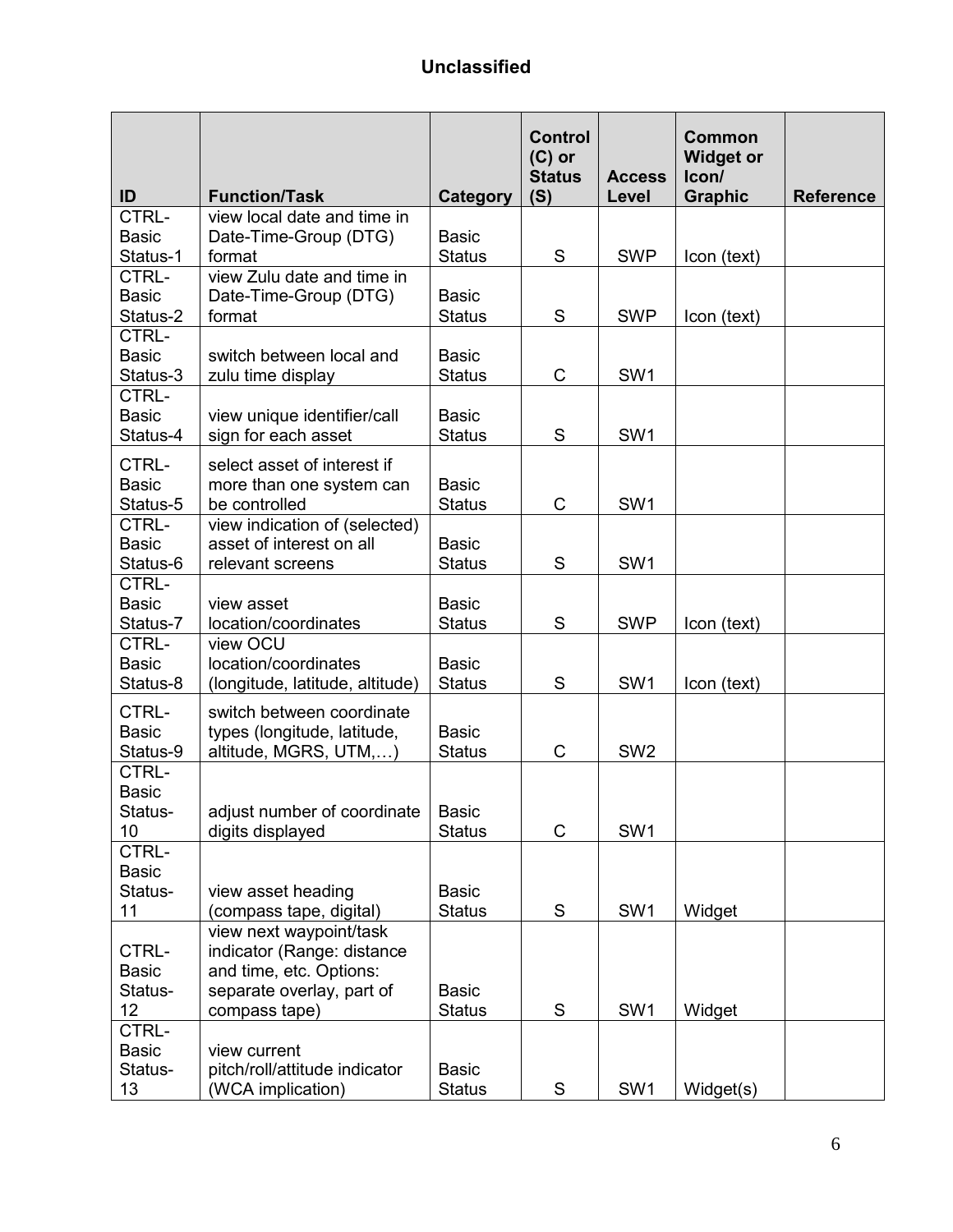**Unclassified**

| ID | Function/Task | Category | Control (C) or Status (S) | Access Level | Common Widget or Icon/ Graphic | Reference |
|---|---|---|---|---|---|---|
| CTRL-Basic Status-1 | view local date and time in Date-Time-Group (DTG) format | Basic Status | S | SWP | Icon (text) | |
| CTRL-Basic Status-2 | view Zulu date and time in Date-Time-Group (DTG) format | Basic Status | S | SWP | Icon (text) | |
| CTRL-Basic Status-3 | switch between local and zulu time display | Basic Status | C | SW1 | | |
| CTRL-Basic Status-4 | view unique identifier/call sign for each asset | Basic Status | S | SW1 | | |
| CTRL-Basic Status-5 | select asset of interest if more than one system can be controlled | Basic Status | C | SW1 | | |
| CTRL-Basic Status-6 | view indication of (selected) asset of interest on all relevant screens | Basic Status | S | SW1 | | |
| CTRL-Basic Status-7 | view asset location/coordinates | Basic Status | S | SWP | Icon (text) | |
| CTRL-Basic Status-8 | view OCU location/coordinates (longitude, latitude, altitude) | Basic Status | S | SW1 | Icon (text) | |
| CTRL-Basic Status-9 | switch between coordinate types (longitude, latitude, altitude, MGRS, UTM,…) | Basic Status | C | SW2 | | |
| CTRL-Basic Status-10 | adjust number of coordinate digits displayed | Basic Status | C | SW1 | | |
| CTRL-Basic Status-11 | view asset heading (compass tape, digital) | Basic Status | S | SW1 | Widget | |
| CTRL-Basic Status-12 | view next waypoint/task indicator (Range: distance and time, etc. Options: separate overlay, part of compass tape) | Basic Status | S | SW1 | Widget | |
| CTRL-Basic Status-13 | view current pitch/roll/attitude indicator (WCA implication) | Basic Status | S | SW1 | Widget(s) | |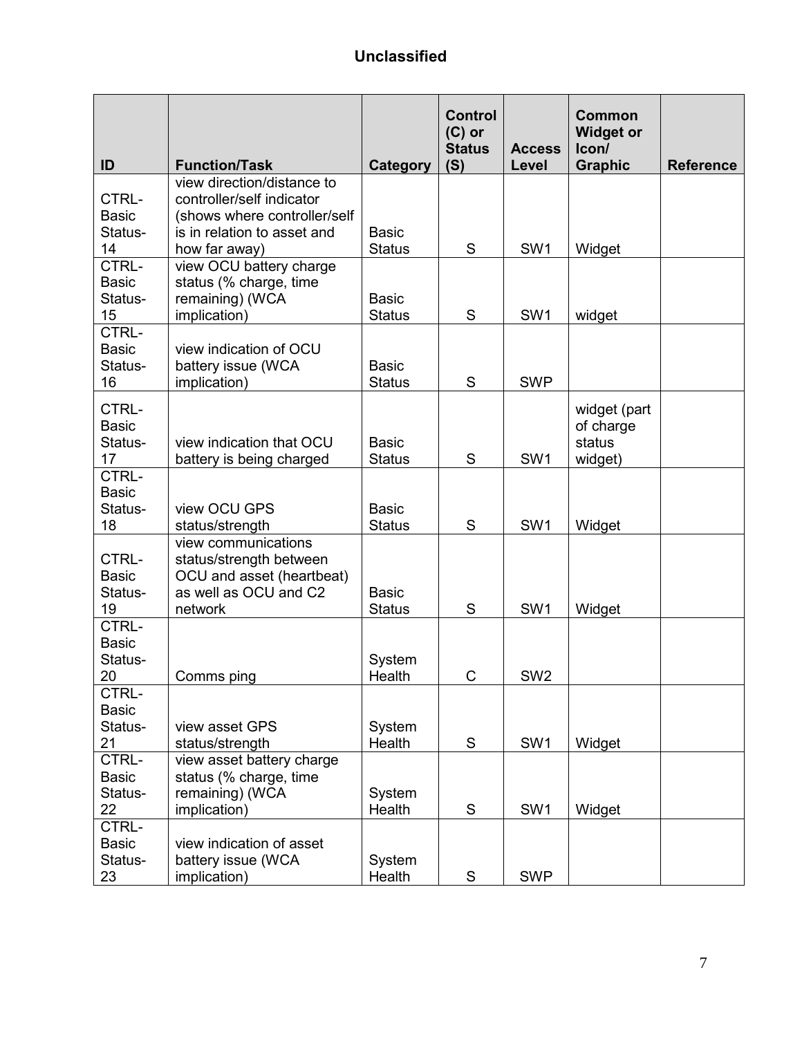| ID | Function/Task | Category | Control (C) or Status (S) | Access Level | Common Widget or Icon/ Graphic | Reference |
|---|---|---|---|---|---|---|
| CTRL-Basic Status-14 | view direction/distance to controller/self indicator (shows where controller/self is in relation to asset and how far away) | Basic Status | S | SW1 | Widget | |
| CTRL-Basic Status-15 | view OCU battery charge status (% charge, time remaining) (WCA implication) | Basic Status | S | SW1 | widget | |
| CTRL-Basic Status-16 | view indication of OCU battery issue (WCA implication) | Basic Status | S | SWP | | |
| CTRL-Basic Status-17 | view indication that OCU battery is being charged | Basic Status | S | SW1 | widget (part of charge status widget) | |
| CTRL-Basic Status-18 | view OCU GPS status/strength | Basic Status | S | SW1 | Widget | |
| CTRL-Basic Status-19 | view communications status/strength between OCU and asset (heartbeat) as well as OCU and C2 network | Basic Status | S | SW1 | Widget | |
| CTRL-Basic Status-20 | Comms ping | System Health | C | SW2 | | |
| CTRL-Basic Status-21 | view asset GPS status/strength | System Health | S | SW1 | Widget | |
| CTRL-Basic Status-22 | view asset battery charge status (% charge, time remaining) (WCA implication) | System Health | S | SW1 | Widget | |
| CTRL-Basic Status-23 | view indication of asset battery issue (WCA implication) | System Health | S | SWP | | |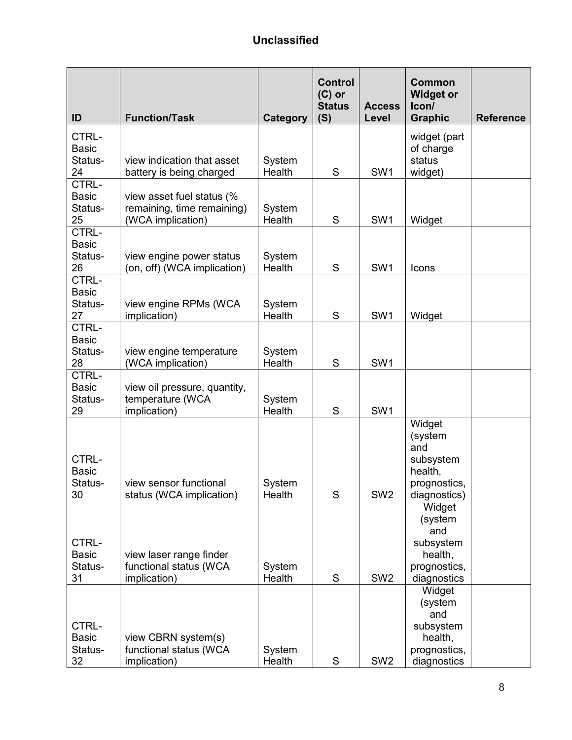**Unclassified**

| ID | Function/Task | Category | Control (C) or Status (S) | Access Level | Common Widget or Icon/ Graphic | Reference |
|---|---|---|---|---|---|---|
| CTRL-Basic Status-24 | view indication that asset battery is being charged | System Health | S | SW1 | widget (part of charge status widget) | |
| CTRL-Basic Status-25 | view asset fuel status (% remaining, time remaining) (WCA implication) | System Health | S | SW1 | Widget | |
| CTRL-Basic Status-26 | view engine power status (on, off) (WCA implication) | System Health | S | SW1 | Icons | |
| CTRL-Basic Status-27 | view engine RPMs (WCA implication) | System Health | S | SW1 | Widget | |
| CTRL-Basic Status-28 | view engine temperature (WCA implication) | System Health | S | SW1 | | |
| CTRL-Basic Status-29 | view oil pressure, quantity, temperature (WCA implication) | System Health | S | SW1 | | |
| CTRL-Basic Status-30 | view sensor functional status (WCA implication) | System Health | S | SW2 | Widget (system and subsystem health, prognostics, diagnostics) | |
| CTRL-Basic Status-31 | view laser range finder functional status (WCA implication) | System Health | S | SW2 | Widget (system and subsystem health, prognostics, diagnostics | |
| CTRL-Basic Status-32 | view CBRN system(s) functional status (WCA implication) | System Health | S | SW2 | Widget (system and subsystem health, prognostics, diagnostics | |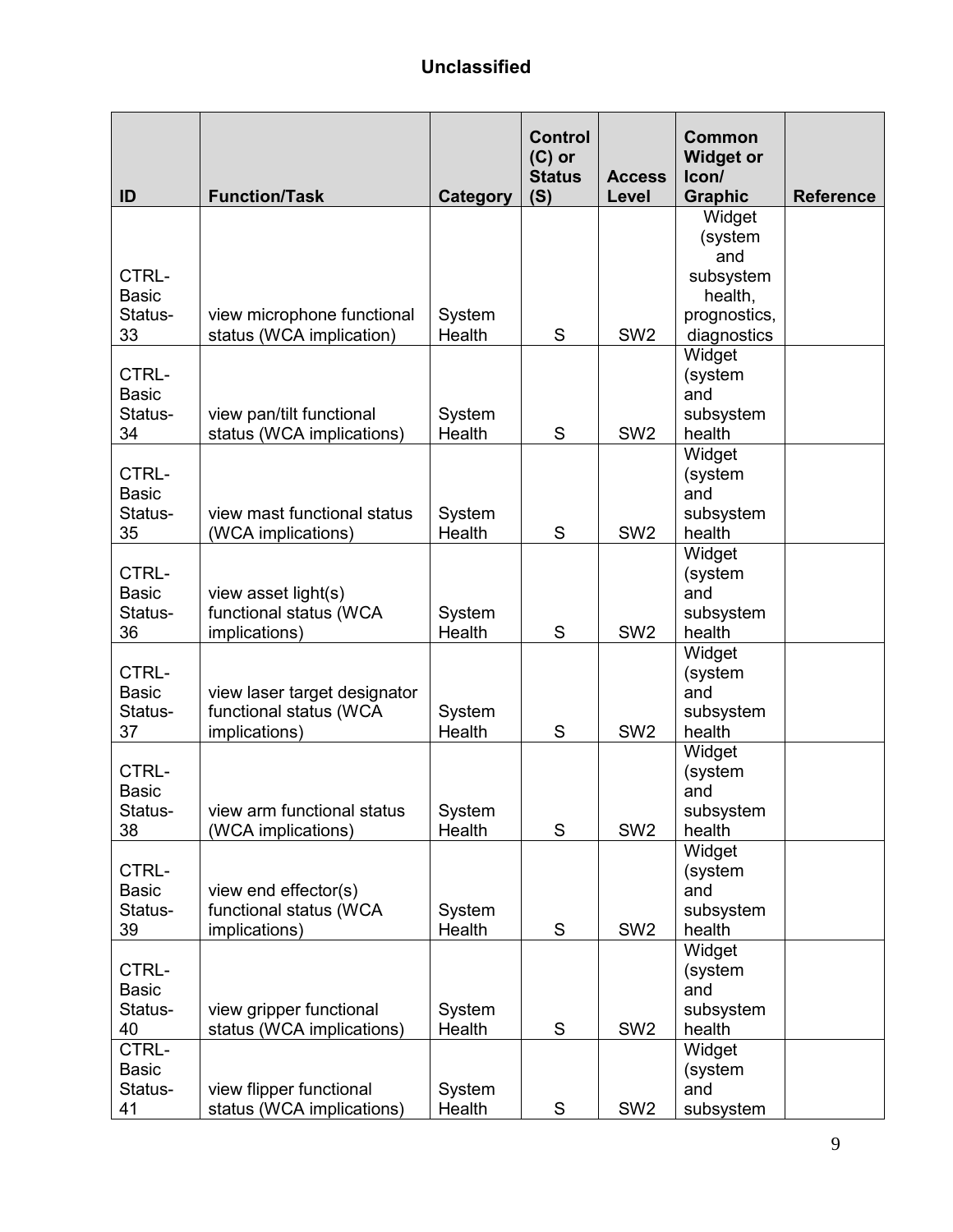**Unclassified**

| ID | Function/Task | Category | Control (C) or Status (S) | Access Level | Common Widget or Icon/ Graphic | Reference |
|---|---|---|---|---|---|---|
| CTRL-Basic Status-33 | view microphone functional status (WCA implication) | System Health | S | SW2 | Widget (system and subsystem health, prognostics, diagnostics | |
| CTRL-Basic Status-34 | view pan/tilt functional status (WCA implications) | System Health | S | SW2 | Widget (system and subsystem health | |
| CTRL-Basic Status-35 | view mast functional status (WCA implications) | System Health | S | SW2 | Widget (system and subsystem health | |
| CTRL-Basic Status-36 | view asset light(s) functional status (WCA implications) | System Health | S | SW2 | Widget (system and subsystem health | |
| CTRL-Basic Status-37 | view laser target designator functional status (WCA implications) | System Health | S | SW2 | Widget (system and subsystem health | |
| CTRL-Basic Status-38 | view arm functional status (WCA implications) | System Health | S | SW2 | Widget (system and subsystem health | |
| CTRL-Basic Status-39 | view end effector(s) functional status (WCA implications) | System Health | S | SW2 | Widget (system and subsystem health | |
| CTRL-Basic Status-40 | view gripper functional status (WCA implications) | System Health | S | SW2 | Widget (system and subsystem health | |
| CTRL-Basic Status-41 | view flipper functional status (WCA implications) | System Health | S | SW2 | Widget (system and subsystem | |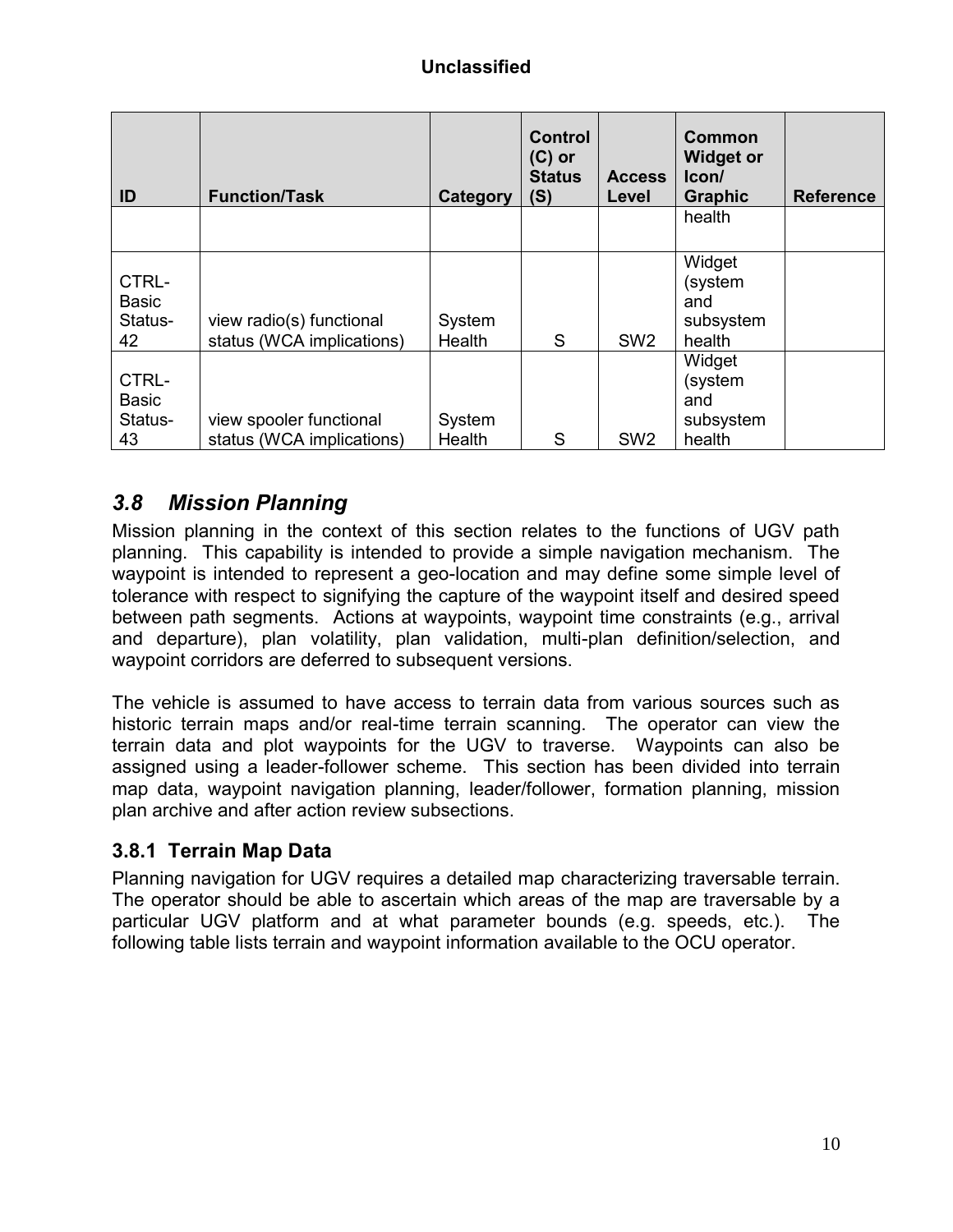| ID | Function/Task | Category | Control (C) or Status (S) | Access Level | Common Widget or Icon/ Graphic | Reference |
|---|---|---|---|---|---|---|
| | | | | | health | |
| CTRL-Basic Status-42 | view radio(s) functional status (WCA implications) | System Health | S | SW2 | Widget (system and subsystem health | |
| CTRL-Basic Status-43 | view spooler functional status (WCA implications) | System Health | S | SW2 | Widget (system and subsystem health | |

## *3.8 Mission Planning*

Mission planning in the context of this section relates to the functions of UGV path planning. This capability is intended to provide a simple navigation mechanism. The waypoint is intended to represent a geo-location and may define some simple level of tolerance with respect to signifying the capture of the waypoint itself and desired speed between path segments. Actions at waypoints, waypoint time constraints (e.g., arrival and departure), plan volatility, plan validation, multi-plan definition/selection, and waypoint corridors are deferred to subsequent versions.

The vehicle is assumed to have access to terrain data from various sources such as historic terrain maps and/or real-time terrain scanning. The operator can view the terrain data and plot waypoints for the UGV to traverse. Waypoints can also be assigned using a leader-follower scheme. This section has been divided into terrain map data, waypoint navigation planning, leader/follower, formation planning, mission plan archive and after action review subsections.

### 3.8.1 Terrain Map Data

Planning navigation for UGV requires a detailed map characterizing traversable terrain. The operator should be able to ascertain which areas of the map are traversable by a particular UGV platform and at what parameter bounds (e.g. speeds, etc.). The following table lists terrain and waypoint information available to the OCU operator.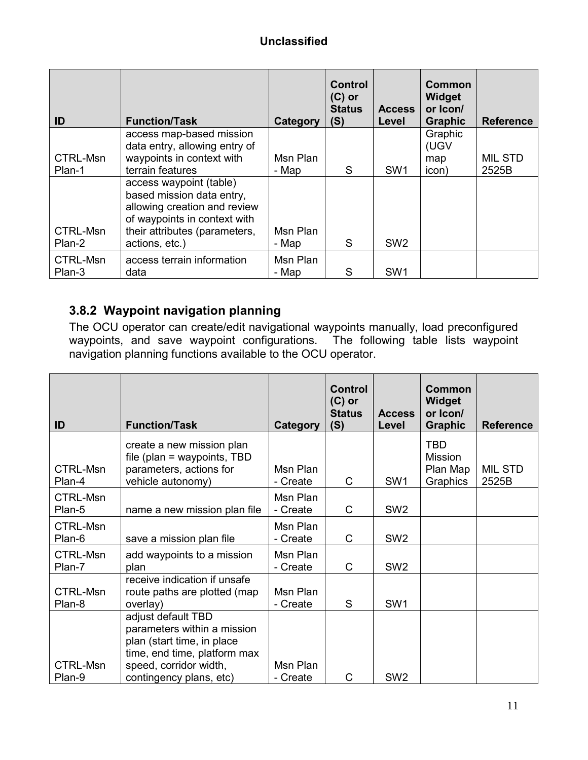| ID | Function/Task | Category | Control (C) or Status (S) | Access Level | Common Widget or Icon/ Graphic | Reference |
|---|---|---|---|---|---|---|
| CTRL-Msn Plan-1 | access map-based mission data entry, allowing entry of waypoints in context with terrain features | Msn Plan - Map | S | SW1 | Graphic (UGV map icon) | MIL STD 2525B |
| CTRL-Msn Plan-2 | access waypoint (table) based mission data entry, allowing creation and review of waypoints in context with their attributes (parameters, actions, etc.) | Msn Plan - Map | S | SW2 | | |
| CTRL-Msn Plan-3 | access terrain information data | Msn Plan - Map | S | SW1 | | |

### 3.8.2 Waypoint navigation planning

The OCU operator can create/edit navigational waypoints manually, load preconfigured waypoints, and save waypoint configurations. The following table lists waypoint navigation planning functions available to the OCU operator.

| ID | Function/Task | Category | Control (C) or Status (S) | Access Level | Common Widget or Icon/ Graphic | Reference |
|---|---|---|---|---|---|---|
| CTRL-Msn Plan-4 | create a new mission plan file (plan = waypoints, TBD parameters, actions for vehicle autonomy) | Msn Plan - Create | C | SW1 | TBD Mission Plan Map Graphics | MIL STD 2525B |
| CTRL-Msn Plan-5 | name a new mission plan file | Msn Plan - Create | C | SW2 | | |
| CTRL-Msn Plan-6 | save a mission plan file | Msn Plan - Create | C | SW2 | | |
| CTRL-Msn Plan-7 | add waypoints to a mission plan | Msn Plan - Create | C | SW2 | | |
| CTRL-Msn Plan-8 | receive indication if unsafe route paths are plotted (map overlay) | Msn Plan - Create | S | SW1 | | |
| CTRL-Msn Plan-9 | adjust default TBD parameters within a mission plan (start time, in place time, end time, platform max speed, corridor width, contingency plans, etc) | Msn Plan - Create | C | SW2 | | |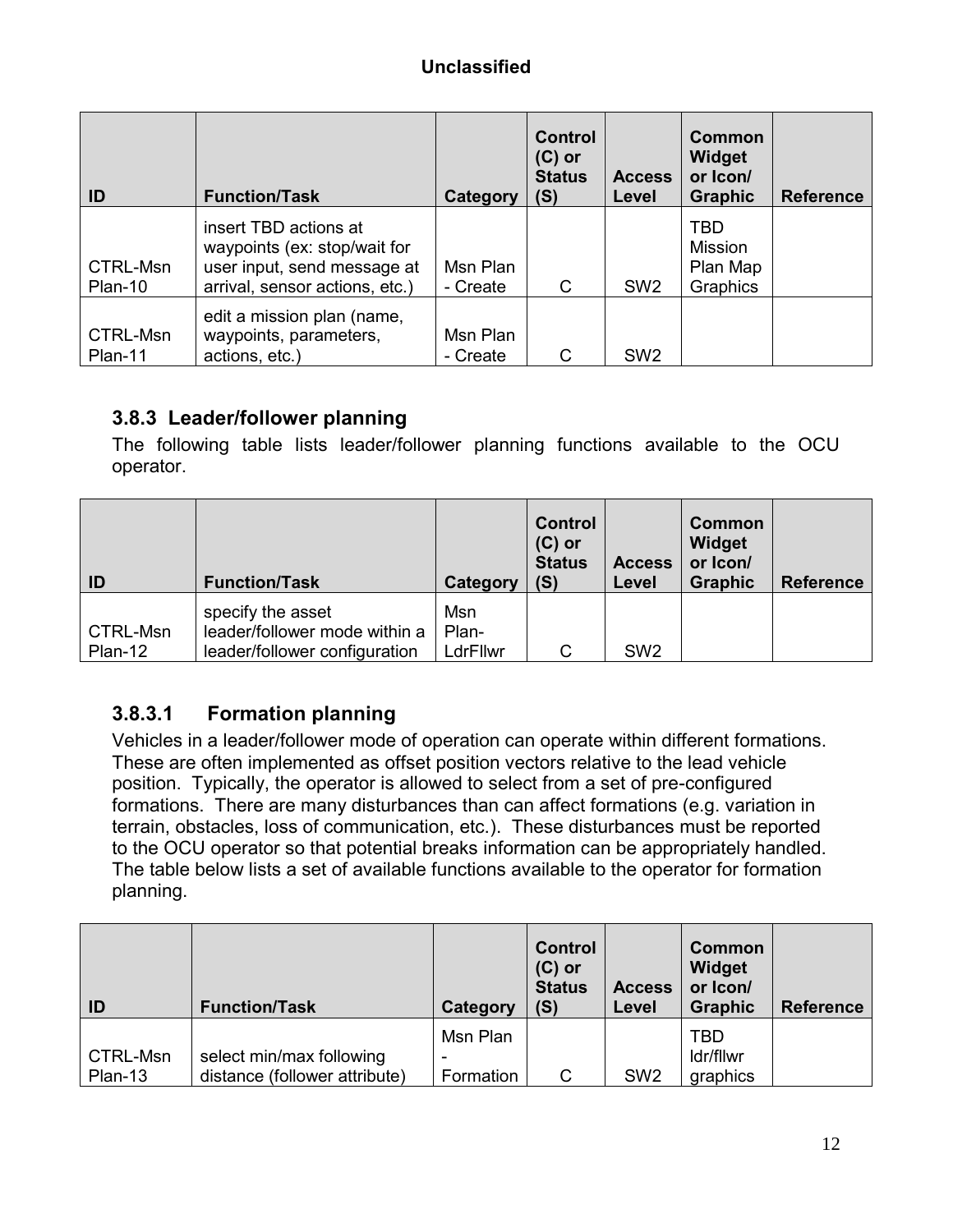| ID | Function/Task | Category | Control (C) or Status (S) | Access Level | Common Widget or Icon/ Graphic | Reference |
|---|---|---|---|---|---|---|
| CTRL-Msn Plan-10 | insert TBD actions at waypoints (ex: stop/wait for user input, send message at arrival, sensor actions, etc.) | Msn Plan - Create | C | SW2 | TBD Mission Plan Map Graphics | |
| CTRL-Msn Plan-11 | edit a mission plan (name, waypoints, parameters, actions, etc.) | Msn Plan - Create | C | SW2 | | |

### 3.8.3 Leader/follower planning

The following table lists leader/follower planning functions available to the OCU operator.

| ID | Function/Task | Category | Control (C) or Status (S) | Access Level | Common Widget or Icon/ Graphic | Reference |
|---|---|---|---|---|---|---|
| CTRL-Msn Plan-12 | specify the asset leader/follower mode within a leader/follower configuration | Msn Plan-LdrFllwr | C | SW2 | | |

#### 3.8.3.1 Formation planning

Vehicles in a leader/follower mode of operation can operate within different formations. These are often implemented as offset position vectors relative to the lead vehicle position. Typically, the operator is allowed to select from a set of pre-configured formations. There are many disturbances than can affect formations (e.g. variation in terrain, obstacles, loss of communication, etc.). These disturbances must be reported to the OCU operator so that potential breaks information can be appropriately handled. The table below lists a set of available functions available to the operator for formation planning.

| ID | Function/Task | Category | Control (C) or Status (S) | Access Level | Common Widget or Icon/ Graphic | Reference |
|---|---|---|---|---|---|---|
| CTRL-Msn Plan-13 | select min/max following distance (follower attribute) | Msn Plan - Formation | C | SW2 | TBD ldr/fllwr graphics | |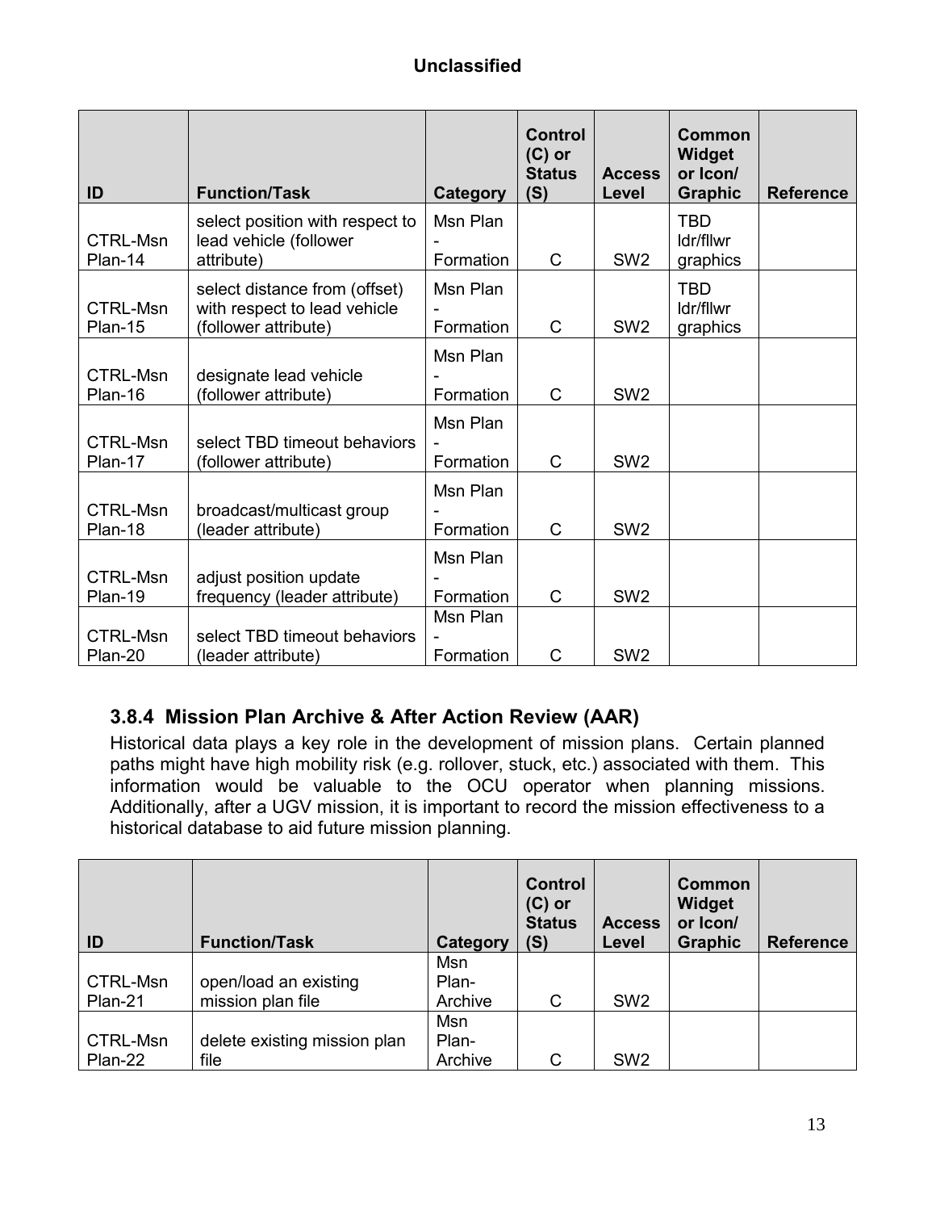**Unclassified**

| ID | Function/Task | Category | Control (C) or Status (S) | Access Level | Common Widget or Icon/ Graphic | Reference |
|---|---|---|---|---|---|---|
| CTRL-Msn Plan-14 | select position with respect to lead vehicle (follower attribute) | Msn Plan - Formation | C | SW2 | TBD ldr/fllwr graphics | |
| CTRL-Msn Plan-15 | select distance from (offset) with respect to lead vehicle (follower attribute) | Msn Plan - Formation | C | SW2 | TBD ldr/fllwr graphics | |
| CTRL-Msn Plan-16 | designate lead vehicle (follower attribute) | Msn Plan - Formation | C | SW2 | | |
| CTRL-Msn Plan-17 | select TBD timeout behaviors (follower attribute) | Msn Plan - Formation | C | SW2 | | |
| CTRL-Msn Plan-18 | broadcast/multicast group (leader attribute) | Msn Plan - Formation | C | SW2 | | |
| CTRL-Msn Plan-19 | adjust position update frequency (leader attribute) | Msn Plan - Formation | C | SW2 | | |
| CTRL-Msn Plan-20 | select TBD timeout behaviors (leader attribute) | Msn Plan - Formation | C | SW2 | | |

### 3.8.4 Mission Plan Archive & After Action Review (AAR)

Historical data plays a key role in the development of mission plans. Certain planned paths might have high mobility risk (e.g. rollover, stuck, etc.) associated with them. This information would be valuable to the OCU operator when planning missions. Additionally, after a UGV mission, it is important to record the mission effectiveness to a historical database to aid future mission planning.

| ID | Function/Task | Category | Control (C) or Status (S) | Access Level | Common Widget or Icon/ Graphic | Reference |
|---|---|---|---|---|---|---|
| CTRL-Msn Plan-21 | open/load an existing mission plan file | Msn Plan-Archive | C | SW2 | | |
| CTRL-Msn Plan-22 | delete existing mission plan file | Msn Plan-Archive | C | SW2 | | |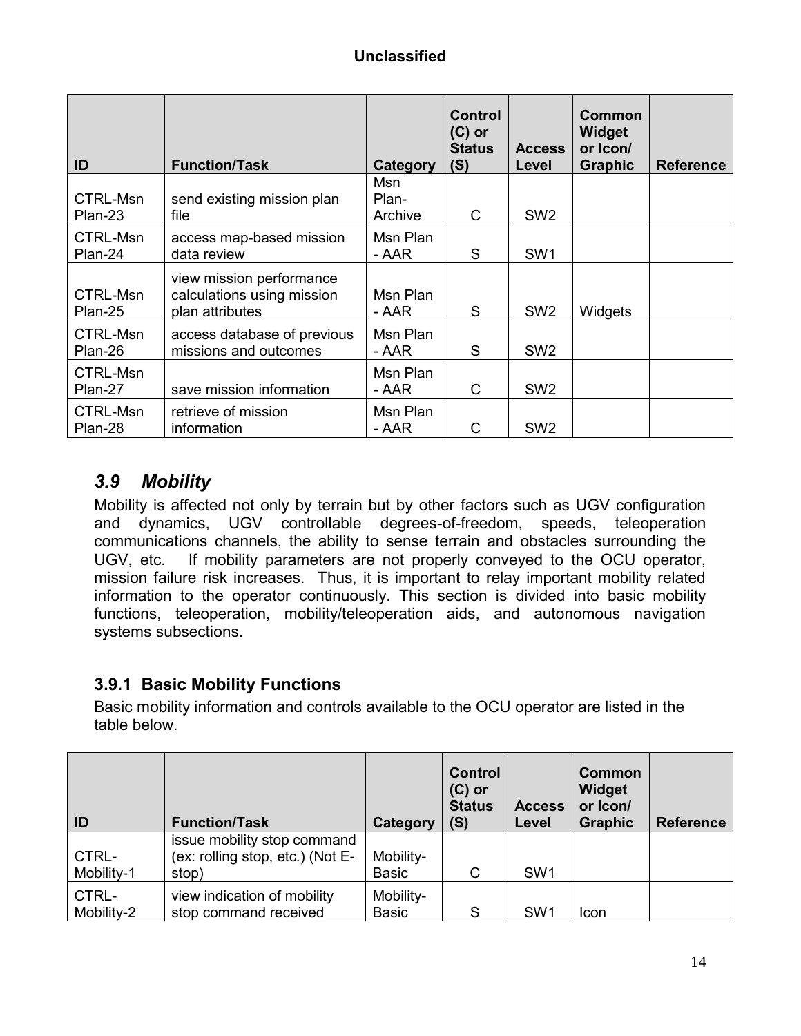**Unclassified**

| ID | Function/Task | Category | Control (C) or Status (S) | Access Level | Common Widget or Icon/ Graphic | Reference |
|---|---|---|---|---|---|---|
| CTRL-Msn Plan-23 | send existing mission plan file | Msn Plan-Archive | C | SW2 | | |
| CTRL-Msn Plan-24 | access map-based mission data review | Msn Plan - AAR | S | SW1 | | |
| CTRL-Msn Plan-25 | view mission performance calculations using mission plan attributes | Msn Plan - AAR | S | SW2 | Widgets | |
| CTRL-Msn Plan-26 | access database of previous missions and outcomes | Msn Plan - AAR | S | SW2 | | |
| CTRL-Msn Plan-27 | save mission information | Msn Plan - AAR | C | SW2 | | |
| CTRL-Msn Plan-28 | retrieve of mission information | Msn Plan - AAR | C | SW2 | | |

## *3.9 Mobility*

Mobility is affected not only by terrain but by other factors such as UGV configuration and dynamics, UGV controllable degrees-of-freedom, speeds, teleoperation communications channels, the ability to sense terrain and obstacles surrounding the UGV, etc. If mobility parameters are not properly conveyed to the OCU operator, mission failure risk increases. Thus, it is important to relay important mobility related information to the operator continuously. This section is divided into basic mobility functions, teleoperation, mobility/teleoperation aids, and autonomous navigation systems subsections.

### 3.9.1 Basic Mobility Functions

Basic mobility information and controls available to the OCU operator are listed in the table below.

| ID | Function/Task | Category | Control (C) or Status (S) | Access Level | Common Widget or Icon/ Graphic | Reference |
|---|---|---|---|---|---|---|
| CTRL-Mobility-1 | issue mobility stop command (ex: rolling stop, etc.) (Not E-stop) | Mobility-Basic | C | SW1 | | |
| CTRL-Mobility-2 | view indication of mobility stop command received | Mobility-Basic | S | SW1 | Icon | |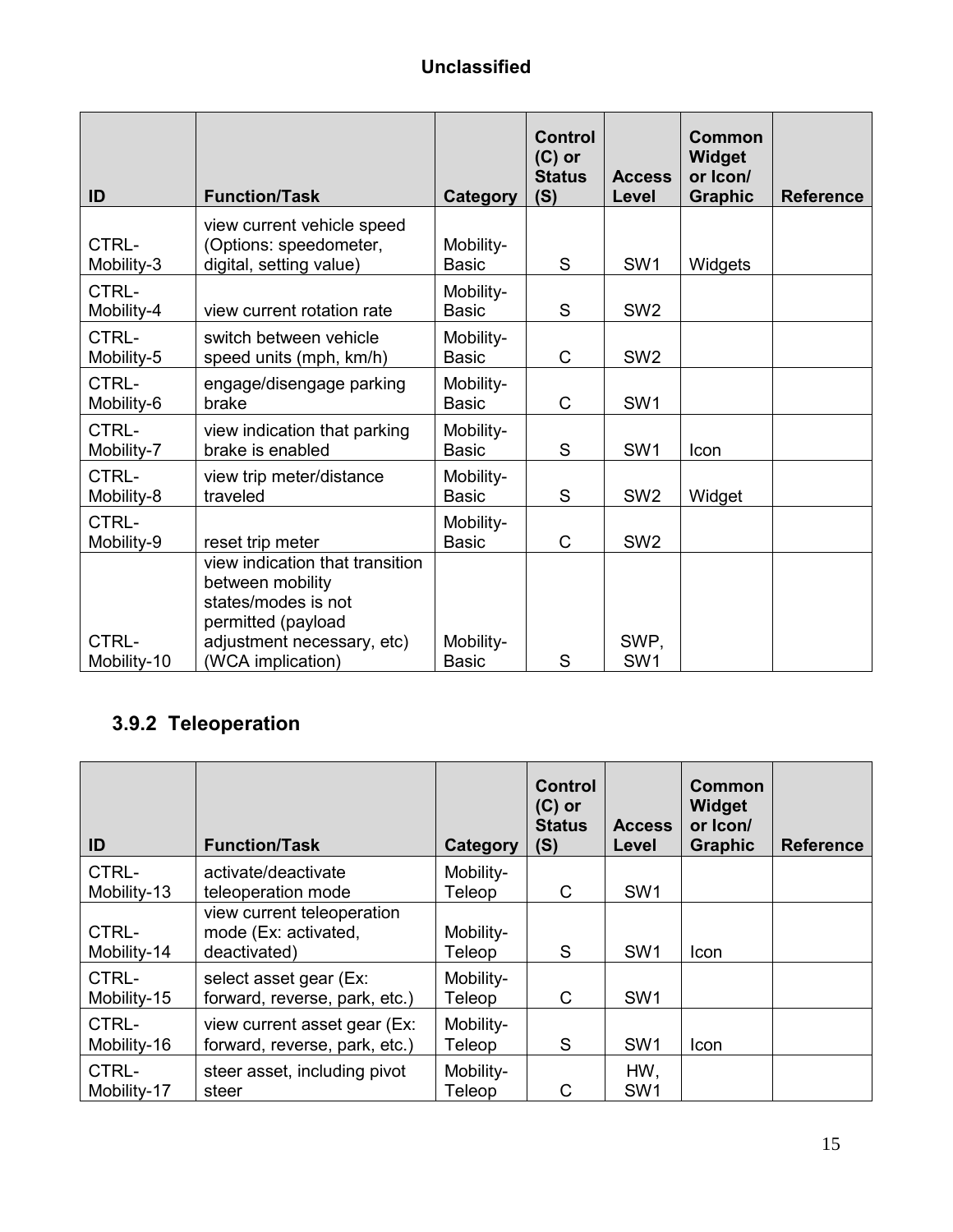| ID | Function/Task | Category | Control (C) or Status (S) | Access Level | Common Widget or Icon/ Graphic | Reference |
|---|---|---|---|---|---|---|
| CTRL-Mobility-3 | view current vehicle speed (Options: speedometer, digital, setting value) | Mobility-Basic | S | SW1 | Widgets | |
| CTRL-Mobility-4 | view current rotation rate | Mobility-Basic | S | SW2 | | |
| CTRL-Mobility-5 | switch between vehicle speed units (mph, km/h) | Mobility-Basic | C | SW2 | | |
| CTRL-Mobility-6 | engage/disengage parking brake | Mobility-Basic | C | SW1 | | |
| CTRL-Mobility-7 | view indication that parking brake is enabled | Mobility-Basic | S | SW1 | Icon | |
| CTRL-Mobility-8 | view trip meter/distance traveled | Mobility-Basic | S | SW2 | Widget | |
| CTRL-Mobility-9 | reset trip meter | Mobility-Basic | C | SW2 | | |
| CTRL-Mobility-10 | view indication that transition between mobility states/modes is not permitted (payload adjustment necessary, etc) (WCA implication) | Mobility-Basic | S | SWP, SW1 | | |

### 3.9.2 Teleoperation

| ID | Function/Task | Category | Control (C) or Status (S) | Access Level | Common Widget or Icon/ Graphic | Reference |
|---|---|---|---|---|---|---|
| CTRL-Mobility-13 | activate/deactivate teleoperation mode | Mobility-Teleop | C | SW1 | | |
| CTRL-Mobility-14 | view current teleoperation mode (Ex: activated, deactivated) | Mobility-Teleop | S | SW1 | Icon | |
| CTRL-Mobility-15 | select asset gear (Ex: forward, reverse, park, etc.) | Mobility-Teleop | C | SW1 | | |
| CTRL-Mobility-16 | view current asset gear (Ex: forward, reverse, park, etc.) | Mobility-Teleop | S | SW1 | Icon | |
| CTRL-Mobility-17 | steer asset, including pivot steer | Mobility-Teleop | C | HW, SW1 | | |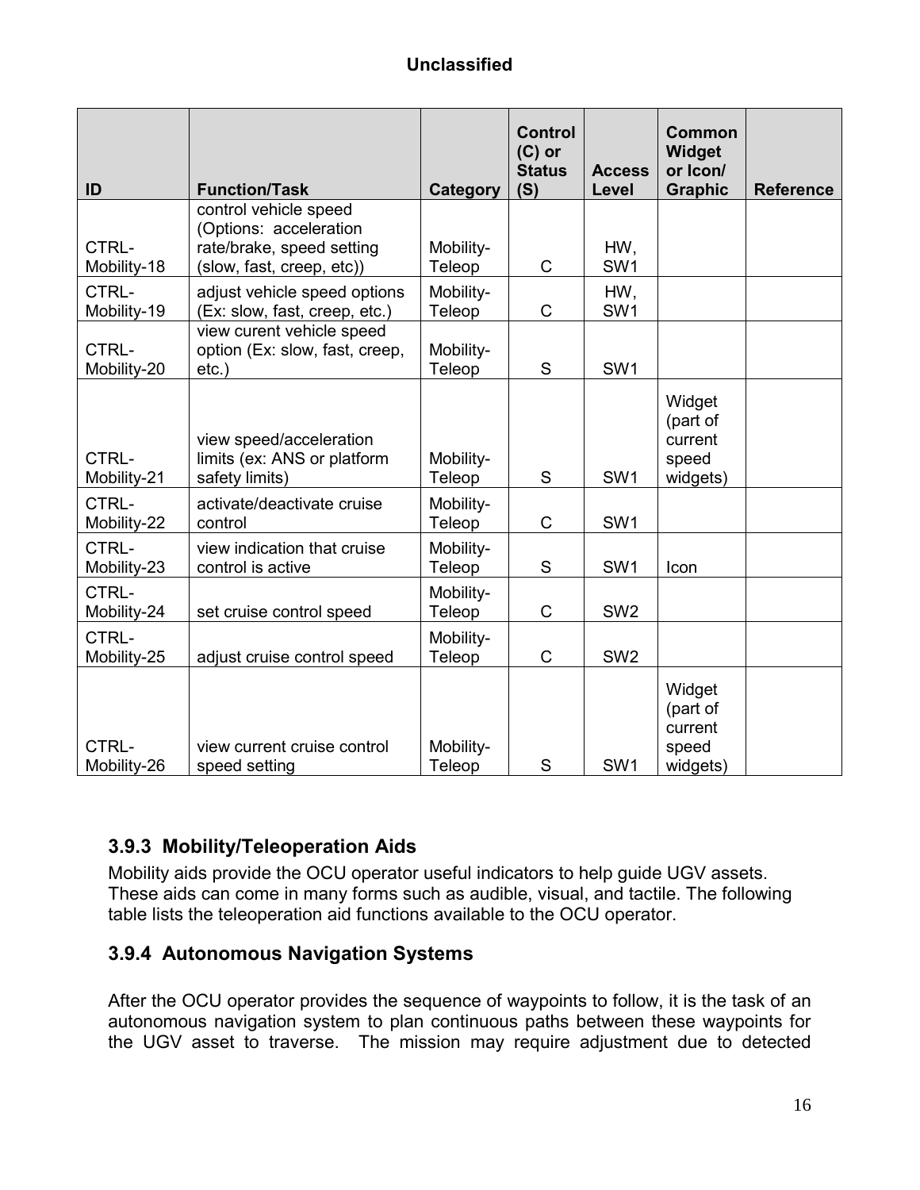| ID | Function/Task | Category | Control (C) or Status (S) | Access Level | Common Widget or Icon/ Graphic | Reference |
|---|---|---|---|---|---|---|
| CTRL-Mobility-18 | control vehicle speed (Options: acceleration rate/brake, speed setting (slow, fast, creep, etc)) | Mobility-Teleop | C | HW, SW1 | | |
| CTRL-Mobility-19 | adjust vehicle speed options (Ex: slow, fast, creep, etc.) | Mobility-Teleop | C | HW, SW1 | | |
| CTRL-Mobility-20 | view curent vehicle speed option (Ex: slow, fast, creep, etc.) | Mobility-Teleop | S | SW1 | | |
| CTRL-Mobility-21 | view speed/acceleration limits (ex: ANS or platform safety limits) | Mobility-Teleop | S | SW1 | Widget (part of current speed widgets) | |
| CTRL-Mobility-22 | activate/deactivate cruise control | Mobility-Teleop | C | SW1 | | |
| CTRL-Mobility-23 | view indication that cruise control is active | Mobility-Teleop | S | SW1 | Icon | |
| CTRL-Mobility-24 | set cruise control speed | Mobility-Teleop | C | SW2 | | |
| CTRL-Mobility-25 | adjust cruise control speed | Mobility-Teleop | C | SW2 | | |
| CTRL-Mobility-26 | view current cruise control speed setting | Mobility-Teleop | S | SW1 | Widget (part of current speed widgets) | |

### 3.9.3 Mobility/Teleoperation Aids

Mobility aids provide the OCU operator useful indicators to help guide UGV assets. These aids can come in many forms such as audible, visual, and tactile. The following table lists the teleoperation aid functions available to the OCU operator.

### 3.9.4 Autonomous Navigation Systems

After the OCU operator provides the sequence of waypoints to follow, it is the task of an autonomous navigation system to plan continuous paths between these waypoints for the UGV asset to traverse. The mission may require adjustment due to detected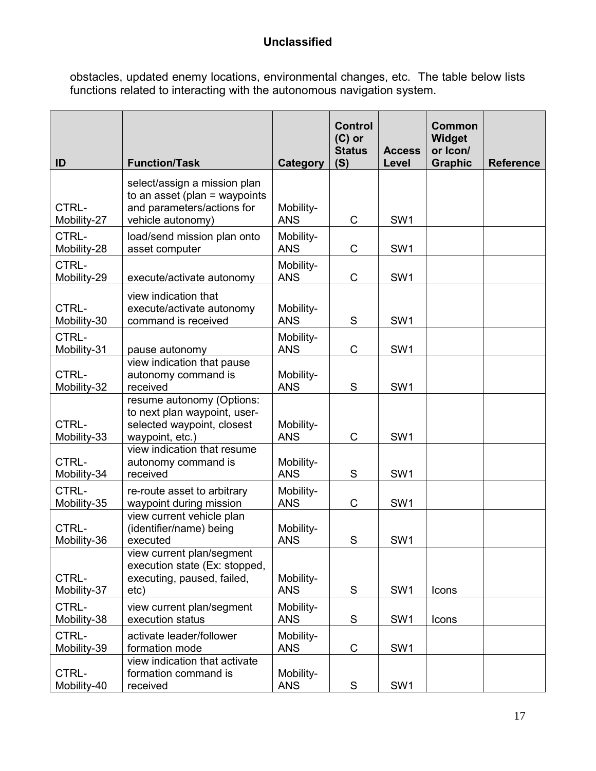obstacles, updated enemy locations, environmental changes, etc. The table below lists functions related to interacting with the autonomous navigation system.

| ID | Function/Task | Category | Control (C) or Status (S) | Access Level | Common Widget or Icon/ Graphic | Reference |
|---|---|---|---|---|---|---|
| CTRL-Mobility-27 | select/assign a mission plan to an asset (plan = waypoints and parameters/actions for vehicle autonomy) | Mobility-ANS | C | SW1 | | |
| CTRL-Mobility-28 | load/send mission plan onto asset computer | Mobility-ANS | C | SW1 | | |
| CTRL-Mobility-29 | execute/activate autonomy | Mobility-ANS | C | SW1 | | |
| CTRL-Mobility-30 | view indication that execute/activate autonomy command is received | Mobility-ANS | S | SW1 | | |
| CTRL-Mobility-31 | pause autonomy | Mobility-ANS | C | SW1 | | |
| CTRL-Mobility-32 | view indication that pause autonomy command is received | Mobility-ANS | S | SW1 | | |
| CTRL-Mobility-33 | resume autonomy (Options: to next plan waypoint, user-selected waypoint, closest waypoint, etc.) | Mobility-ANS | C | SW1 | | |
| CTRL-Mobility-34 | view indication that resume autonomy command is received | Mobility-ANS | S | SW1 | | |
| CTRL-Mobility-35 | re-route asset to arbitrary waypoint during mission | Mobility-ANS | C | SW1 | | |
| CTRL-Mobility-36 | view current vehicle plan (identifier/name) being executed | Mobility-ANS | S | SW1 | | |
| CTRL-Mobility-37 | view current plan/segment execution state (Ex: stopped, executing, paused, failed, etc) | Mobility-ANS | S | SW1 | Icons | |
| CTRL-Mobility-38 | view current plan/segment execution status | Mobility-ANS | S | SW1 | Icons | |
| CTRL-Mobility-39 | activate leader/follower formation mode | Mobility-ANS | C | SW1 | | |
| CTRL-Mobility-40 | view indication that activate formation command is received | Mobility-ANS | S | SW1 | | |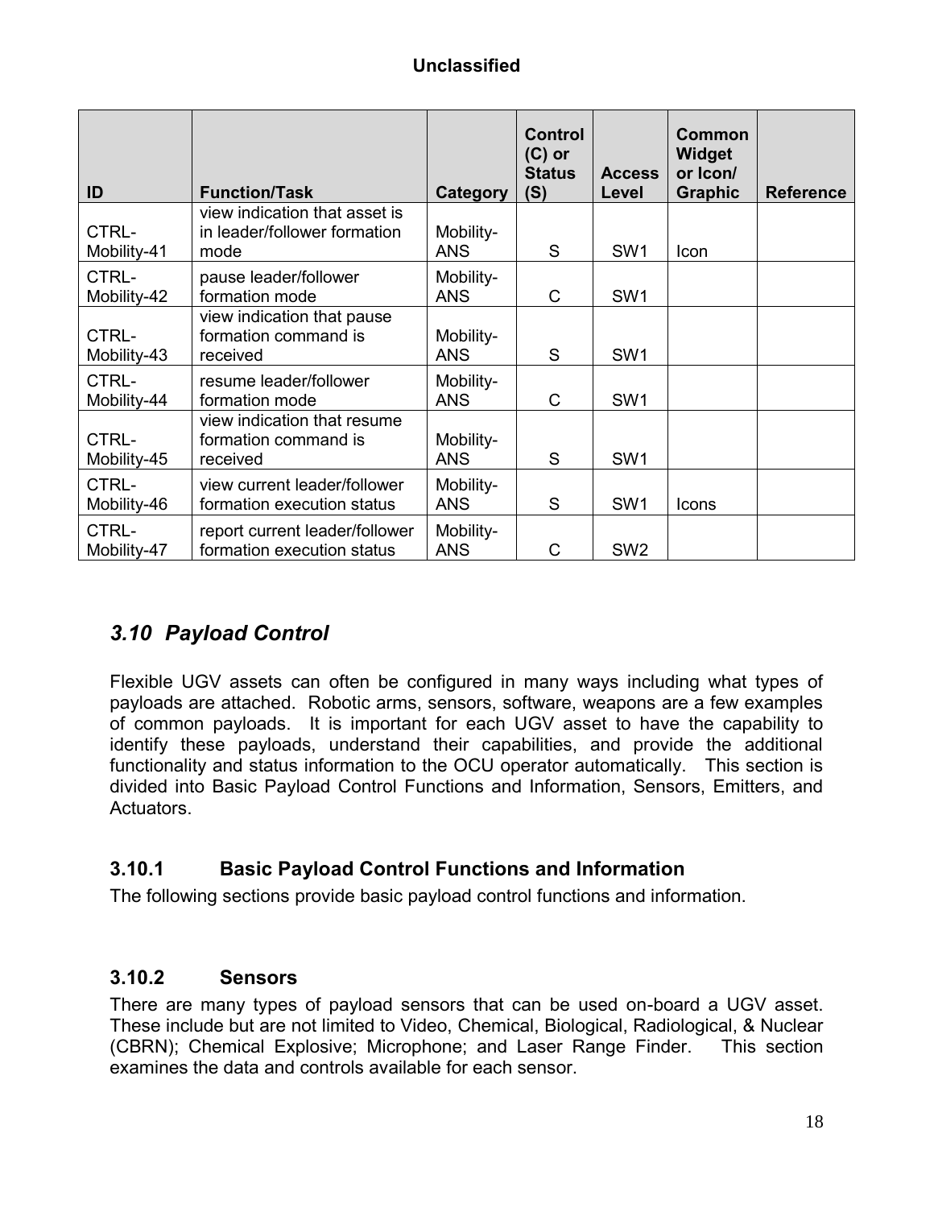| ID | Function/Task | Category | Control (C) or Status (S) | Access Level | Common Widget or Icon/ Graphic | Reference |
|---|---|---|---|---|---|---|
| CTRL-Mobility-41 | view indication that asset is in leader/follower formation mode | Mobility-ANS | S | SW1 | Icon | |
| CTRL-Mobility-42 | pause leader/follower formation mode | Mobility-ANS | C | SW1 | | |
| CTRL-Mobility-43 | view indication that pause formation command is received | Mobility-ANS | S | SW1 | | |
| CTRL-Mobility-44 | resume leader/follower formation mode | Mobility-ANS | C | SW1 | | |
| CTRL-Mobility-45 | view indication that resume formation command is received | Mobility-ANS | S | SW1 | | |
| CTRL-Mobility-46 | view current leader/follower formation execution status | Mobility-ANS | S | SW1 | Icons | |
| CTRL-Mobility-47 | report current leader/follower formation execution status | Mobility-ANS | C | SW2 | | |

## *3.10 Payload Control*

Flexible UGV assets can often be configured in many ways including what types of payloads are attached. Robotic arms, sensors, software, weapons are a few examples of common payloads. It is important for each UGV asset to have the capability to identify these payloads, understand their capabilities, and provide the additional functionality and status information to the OCU operator automatically. This section is divided into Basic Payload Control Functions and Information, Sensors, Emitters, and Actuators.

### 3.10.1 Basic Payload Control Functions and Information

The following sections provide basic payload control functions and information.

### 3.10.2 Sensors

There are many types of payload sensors that can be used on-board a UGV asset. These include but are not limited to Video, Chemical, Biological, Radiological, & Nuclear (CBRN); Chemical Explosive; Microphone; and Laser Range Finder. This section examines the data and controls available for each sensor.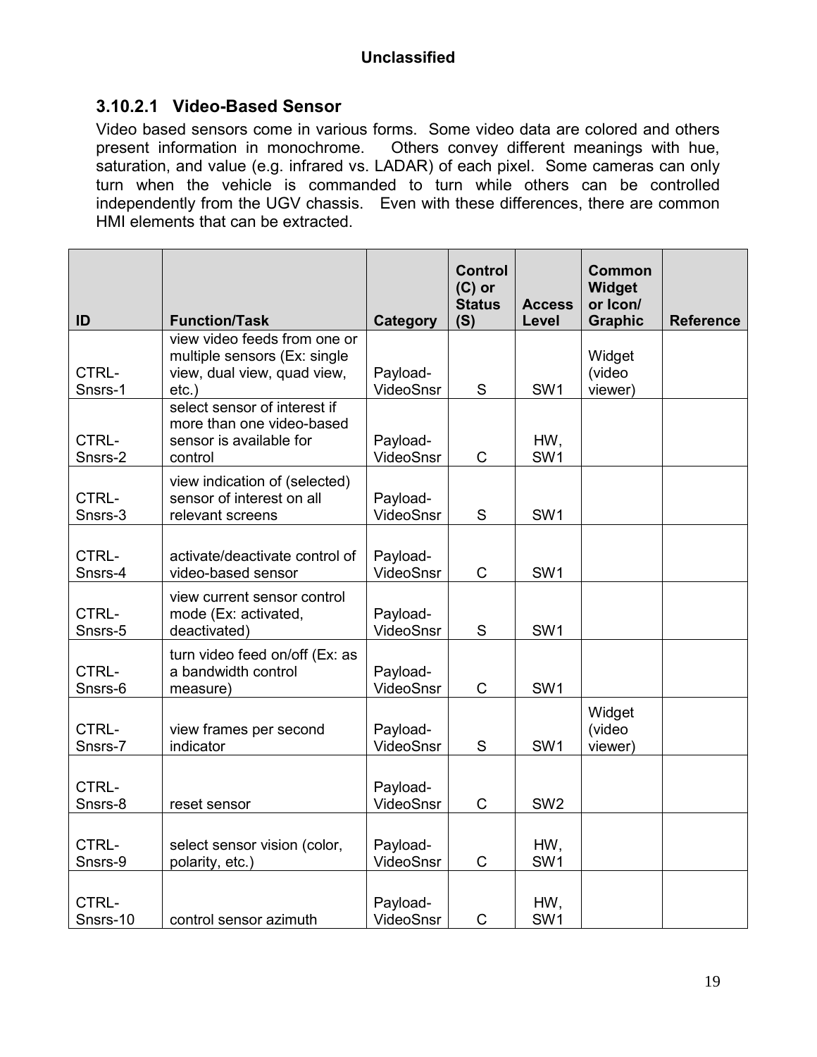### 3.10.2.1 Video-Based Sensor

Video based sensors come in various forms. Some video data are colored and others present information in monochrome. Others convey different meanings with hue, saturation, and value (e.g. infrared vs. LADAR) of each pixel. Some cameras can only turn when the vehicle is commanded to turn while others can be controlled independently from the UGV chassis. Even with these differences, there are common HMI elements that can be extracted.

| ID | Function/Task | Category | Control (C) or Status (S) | Access Level | Common Widget or Icon/ Graphic | Reference |
|---|---|---|---|---|---|---|
| CTRL-Snsrs-1 | view video feeds from one or multiple sensors (Ex: single view, dual view, quad view, etc.) | Payload-VideoSnsr | S | SW1 | Widget (video viewer) | |
| CTRL-Snsrs-2 | select sensor of interest if more than one video-based sensor is available for control | Payload-VideoSnsr | C | HW, SW1 | | |
| CTRL-Snsrs-3 | view indication of (selected) sensor of interest on all relevant screens | Payload-VideoSnsr | S | SW1 | | |
| CTRL-Snsrs-4 | activate/deactivate control of video-based sensor | Payload-VideoSnsr | C | SW1 | | |
| CTRL-Snsrs-5 | view current sensor control mode (Ex: activated, deactivated) | Payload-VideoSnsr | S | SW1 | | |
| CTRL-Snsrs-6 | turn video feed on/off (Ex: as a bandwidth control measure) | Payload-VideoSnsr | C | SW1 | | |
| CTRL-Snsrs-7 | view frames per second indicator | Payload-VideoSnsr | S | SW1 | Widget (video viewer) | |
| CTRL-Snsrs-8 | reset sensor | Payload-VideoSnsr | C | SW2 | | |
| CTRL-Snsrs-9 | select sensor vision (color, polarity, etc.) | Payload-VideoSnsr | C | HW, SW1 | | |
| CTRL-Snsrs-10 | control sensor azimuth | Payload-VideoSnsr | C | HW, SW1 | | |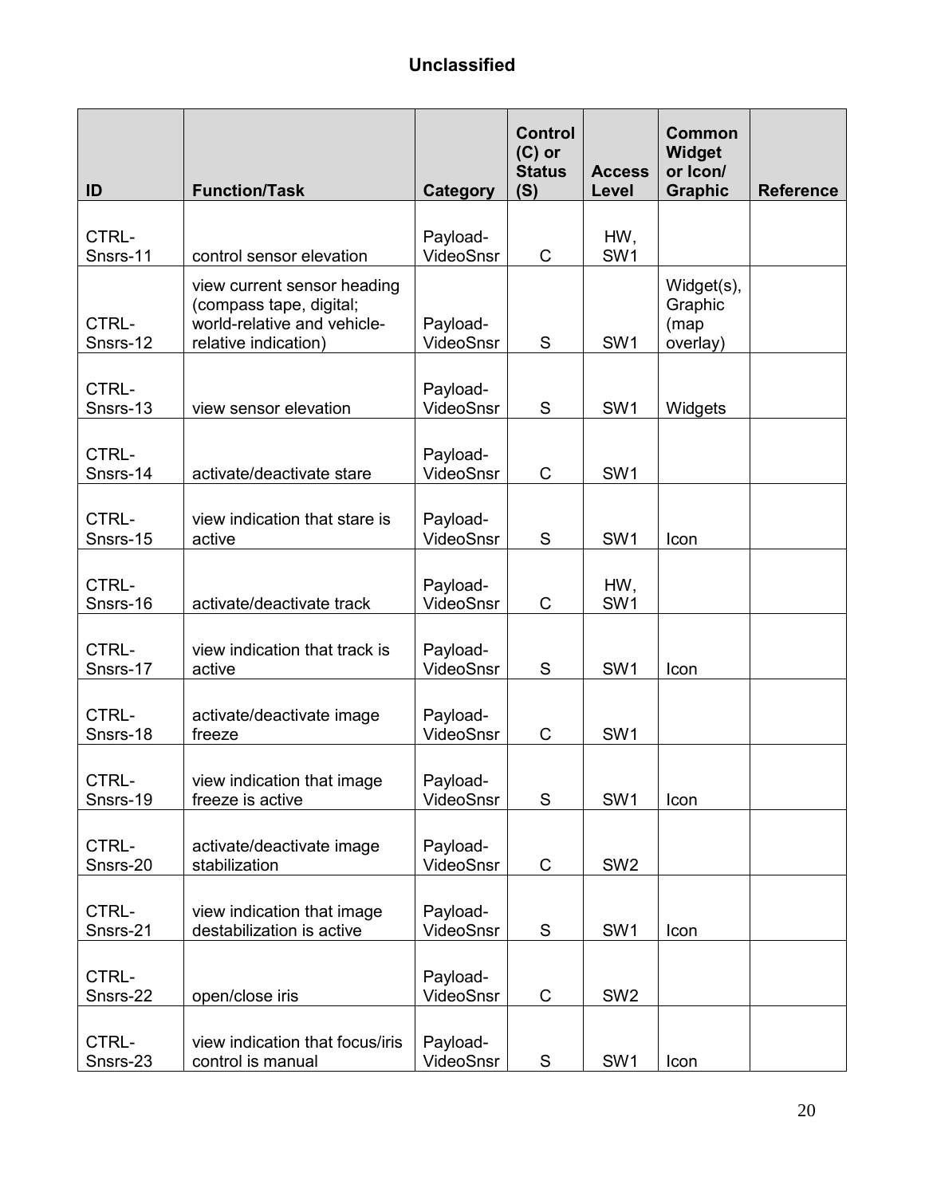**Unclassified**

| ID | Function/Task | Category | Control (C) or Status (S) | Access Level | Common Widget or Icon/ Graphic | Reference |
|---|---|---|---|---|---|---|
| CTRL-Snsrs-11 | control sensor elevation | Payload-VideoSnsr | C | HW, SW1 | | |
| CTRL-Snsrs-12 | view current sensor heading (compass tape, digital; world-relative and vehicle-relative indication) | Payload-VideoSnsr | S | SW1 | Widget(s), Graphic (map overlay) | |
| CTRL-Snsrs-13 | view sensor elevation | Payload-VideoSnsr | S | SW1 | Widgets | |
| CTRL-Snsrs-14 | activate/deactivate stare | Payload-VideoSnsr | C | SW1 | | |
| CTRL-Snsrs-15 | view indication that stare is active | Payload-VideoSnsr | S | SW1 | Icon | |
| CTRL-Snsrs-16 | activate/deactivate track | Payload-VideoSnsr | C | HW, SW1 | | |
| CTRL-Snsrs-17 | view indication that track is active | Payload-VideoSnsr | S | SW1 | Icon | |
| CTRL-Snsrs-18 | activate/deactivate image freeze | Payload-VideoSnsr | C | SW1 | | |
| CTRL-Snsrs-19 | view indication that image freeze is active | Payload-VideoSnsr | S | SW1 | Icon | |
| CTRL-Snsrs-20 | activate/deactivate image stabilization | Payload-VideoSnsr | C | SW2 | | |
| CTRL-Snsrs-21 | view indication that image destabilization is active | Payload-VideoSnsr | S | SW1 | Icon | |
| CTRL-Snsrs-22 | open/close iris | Payload-VideoSnsr | C | SW2 | | |
| CTRL-Snsrs-23 | view indication that focus/iris control is manual | Payload-VideoSnsr | S | SW1 | Icon | |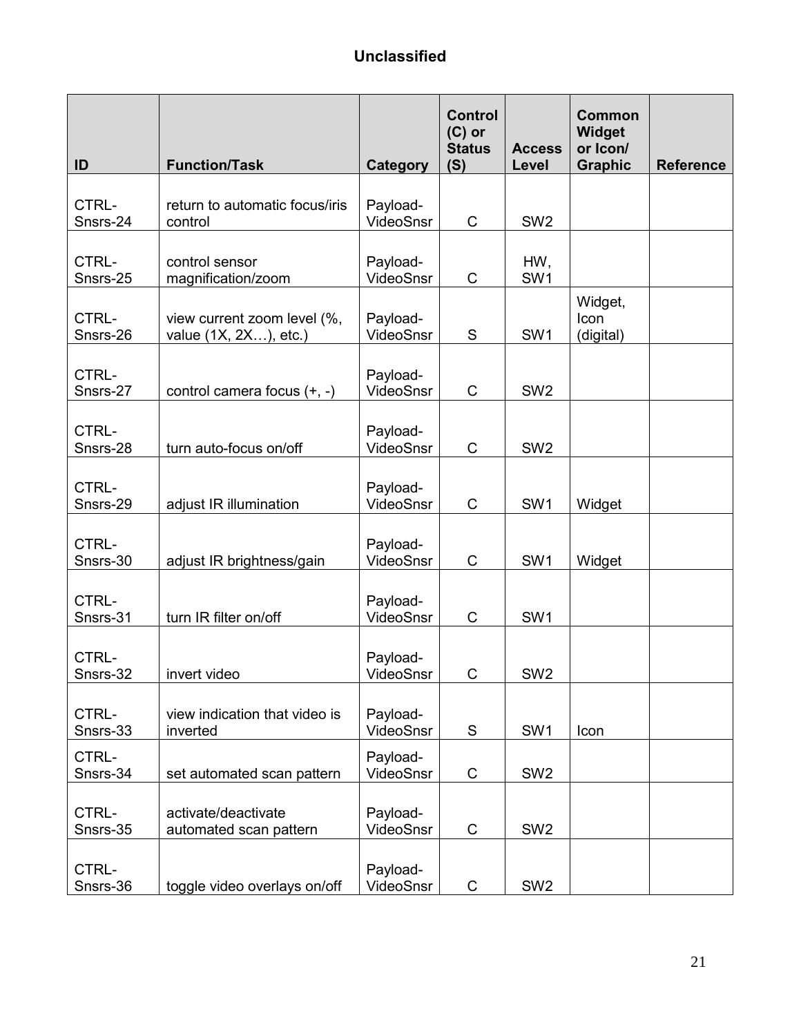**Unclassified**

| ID | Function/Task | Category | Control (C) or Status (S) | Access Level | Common Widget or Icon/ Graphic | Reference |
|---|---|---|---|---|---|---|
| CTRL-Snsrs-24 | return to automatic focus/iris control | Payload-VideoSnsr | C | SW2 | | |
| CTRL-Snsrs-25 | control sensor magnification/zoom | Payload-VideoSnsr | C | HW, SW1 | | |
| CTRL-Snsrs-26 | view current zoom level (%, value (1X, 2X…), etc.) | Payload-VideoSnsr | S | SW1 | Widget, Icon (digital) | |
| CTRL-Snsrs-27 | control camera focus (+, -) | Payload-VideoSnsr | C | SW2 | | |
| CTRL-Snsrs-28 | turn auto-focus on/off | Payload-VideoSnsr | C | SW2 | | |
| CTRL-Snsrs-29 | adjust IR illumination | Payload-VideoSnsr | C | SW1 | Widget | |
| CTRL-Snsrs-30 | adjust IR brightness/gain | Payload-VideoSnsr | C | SW1 | Widget | |
| CTRL-Snsrs-31 | turn IR filter on/off | Payload-VideoSnsr | C | SW1 | | |
| CTRL-Snsrs-32 | invert video | Payload-VideoSnsr | C | SW2 | | |
| CTRL-Snsrs-33 | view indication that video is inverted | Payload-VideoSnsr | S | SW1 | Icon | |
| CTRL-Snsrs-34 | set automated scan pattern | Payload-VideoSnsr | C | SW2 | | |
| CTRL-Snsrs-35 | activate/deactivate automated scan pattern | Payload-VideoSnsr | C | SW2 | | |
| CTRL-Snsrs-36 | toggle video overlays on/off | Payload-VideoSnsr | C | SW2 | | |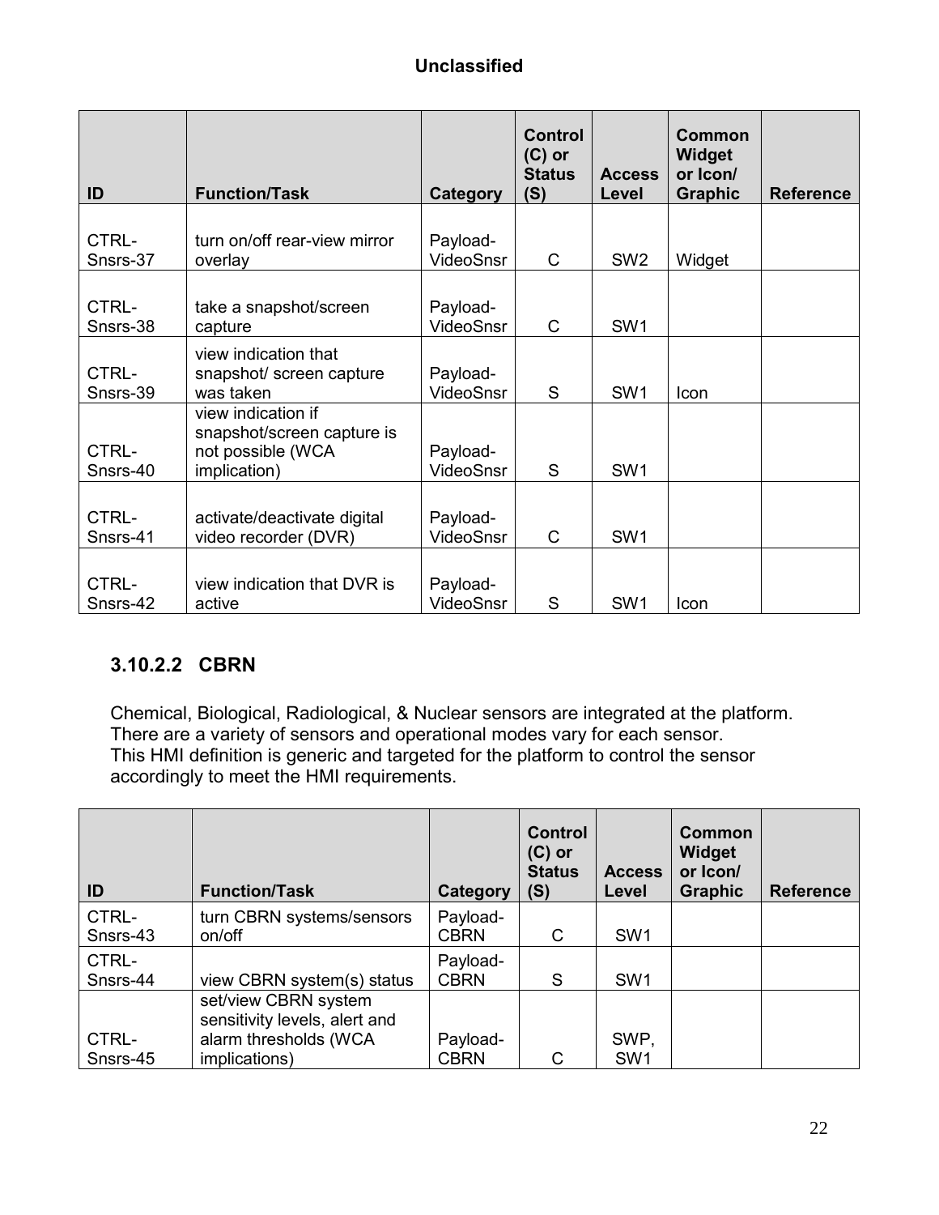| ID | Function/Task | Category | Control (C) or Status (S) | Access Level | Common Widget or Icon/ Graphic | Reference |
|---|---|---|---|---|---|---|
| CTRL-Snsrs-37 | turn on/off rear-view mirror overlay | Payload-VideoSnsr | C | SW2 | Widget | |
| CTRL-Snsrs-38 | take a snapshot/screen capture | Payload-VideoSnsr | C | SW1 | | |
| CTRL-Snsrs-39 | view indication that snapshot/ screen capture was taken | Payload-VideoSnsr | S | SW1 | Icon | |
| CTRL-Snsrs-40 | view indication if snapshot/screen capture is not possible (WCA implication) | Payload-VideoSnsr | S | SW1 | | |
| CTRL-Snsrs-41 | activate/deactivate digital video recorder (DVR) | Payload-VideoSnsr | C | SW1 | | |
| CTRL-Snsrs-42 | view indication that DVR is active | Payload-VideoSnsr | S | SW1 | Icon | |

### 3.10.2.2 CBRN

Chemical, Biological, Radiological, & Nuclear sensors are integrated at the platform. There are a variety of sensors and operational modes vary for each sensor. This HMI definition is generic and targeted for the platform to control the sensor accordingly to meet the HMI requirements.

| ID | Function/Task | Category | Control (C) or Status (S) | Access Level | Common Widget or Icon/ Graphic | Reference |
|---|---|---|---|---|---|---|
| CTRL-Snsrs-43 | turn CBRN systems/sensors on/off | Payload-CBRN | C | SW1 | | |
| CTRL-Snsrs-44 | view CBRN system(s) status | Payload-CBRN | S | SW1 | | |
| CTRL-Snsrs-45 | set/view CBRN system sensitivity levels, alert and alarm thresholds (WCA implications) | Payload-CBRN | C | SWP, SW1 | | |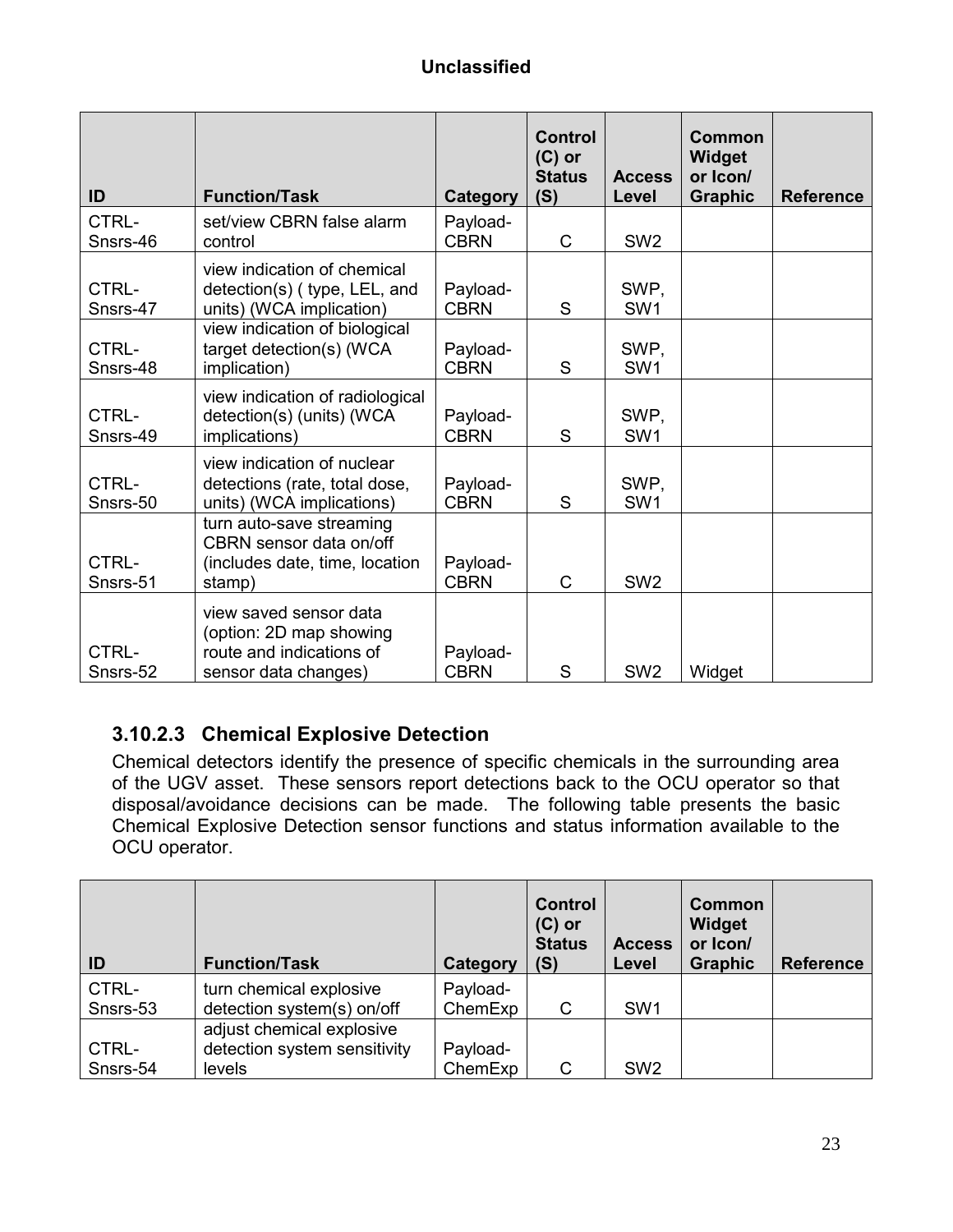**Unclassified**

| ID | Function/Task | Category | Control (C) or Status (S) | Access Level | Common Widget or Icon/ Graphic | Reference |
|---|---|---|---|---|---|---|
| CTRL-Snsrs-46 | set/view CBRN false alarm control | Payload-CBRN | C | SW2 | | |
| CTRL-Snsrs-47 | view indication of chemical detection(s) ( type, LEL, and units) (WCA implication) | Payload-CBRN | S | SWP, SW1 | | |
| CTRL-Snsrs-48 | view indication of biological target detection(s) (WCA implication) | Payload-CBRN | S | SWP, SW1 | | |
| CTRL-Snsrs-49 | view indication of radiological detection(s) (units) (WCA implications) | Payload-CBRN | S | SWP, SW1 | | |
| CTRL-Snsrs-50 | view indication of nuclear detections (rate, total dose, units) (WCA implications) | Payload-CBRN | S | SWP, SW1 | | |
| CTRL-Snsrs-51 | turn auto-save streaming CBRN sensor data on/off (includes date, time, location stamp) | Payload-CBRN | C | SW2 | | |
| CTRL-Snsrs-52 | view saved sensor data (option: 2D map showing route and indications of sensor data changes) | Payload-CBRN | S | SW2 | Widget | |

### 3.10.2.3 Chemical Explosive Detection

Chemical detectors identify the presence of specific chemicals in the surrounding area of the UGV asset. These sensors report detections back to the OCU operator so that disposal/avoidance decisions can be made. The following table presents the basic Chemical Explosive Detection sensor functions and status information available to the OCU operator.

| ID | Function/Task | Category | Control (C) or Status (S) | Access Level | Common Widget or Icon/ Graphic | Reference |
|---|---|---|---|---|---|---|
| CTRL-Snsrs-53 | turn chemical explosive detection system(s) on/off | Payload-ChemExp | C | SW1 | | |
| CTRL-Snsrs-54 | adjust chemical explosive detection system sensitivity levels | Payload-ChemExp | C | SW2 | | |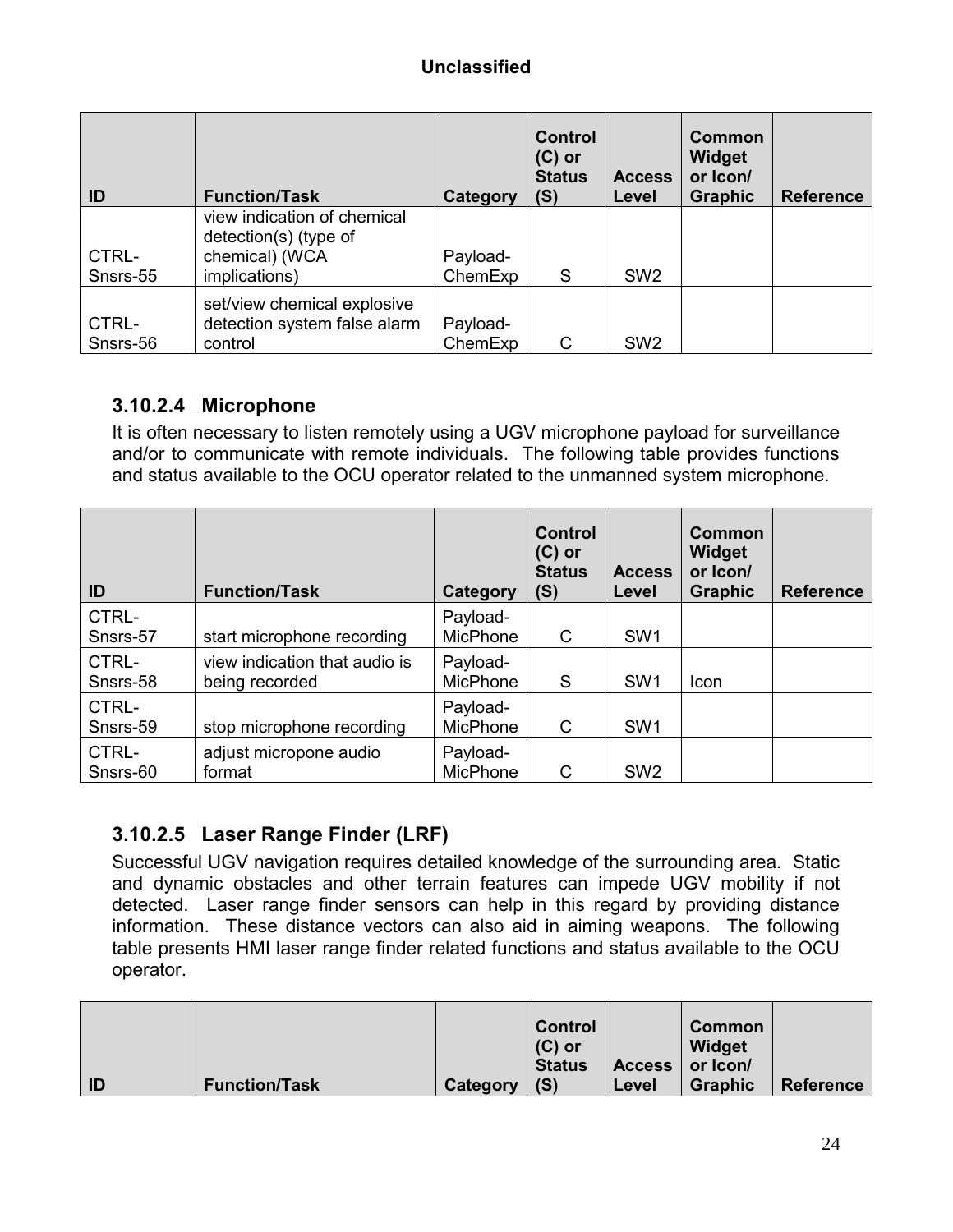| ID | Function/Task | Category | Control (C) or Status (S) | Access Level | Common Widget or Icon/ Graphic | Reference |
|---|---|---|---|---|---|---|
| CTRL-Snsrs-55 | view indication of chemical detection(s) (type of chemical) (WCA implications) | Payload-ChemExp | S | SW2 | | |
| CTRL-Snsrs-56 | set/view chemical explosive detection system false alarm control | Payload-ChemExp | C | SW2 | | |

### 3.10.2.4 Microphone

It is often necessary to listen remotely using a UGV microphone payload for surveillance and/or to communicate with remote individuals. The following table provides functions and status available to the OCU operator related to the unmanned system microphone.

| ID | Function/Task | Category | Control (C) or Status (S) | Access Level | Common Widget or Icon/ Graphic | Reference |
|---|---|---|---|---|---|---|
| CTRL-Snsrs-57 | start microphone recording | Payload-MicPhone | C | SW1 | | |
| CTRL-Snsrs-58 | view indication that audio is being recorded | Payload-MicPhone | S | SW1 | Icon | |
| CTRL-Snsrs-59 | stop microphone recording | Payload-MicPhone | C | SW1 | | |
| CTRL-Snsrs-60 | adjust micropone audio format | Payload-MicPhone | C | SW2 | | |

### 3.10.2.5 Laser Range Finder (LRF)

Successful UGV navigation requires detailed knowledge of the surrounding area. Static and dynamic obstacles and other terrain features can impede UGV mobility if not detected. Laser range finder sensors can help in this regard by providing distance information. These distance vectors can also aid in aiming weapons. The following table presents HMI laser range finder related functions and status available to the OCU operator.

| ID | Function/Task | Category | Control (C) or Status (S) | Access Level | Common Widget or Icon/ Graphic | Reference |
|---|---|---|---|---|---|---|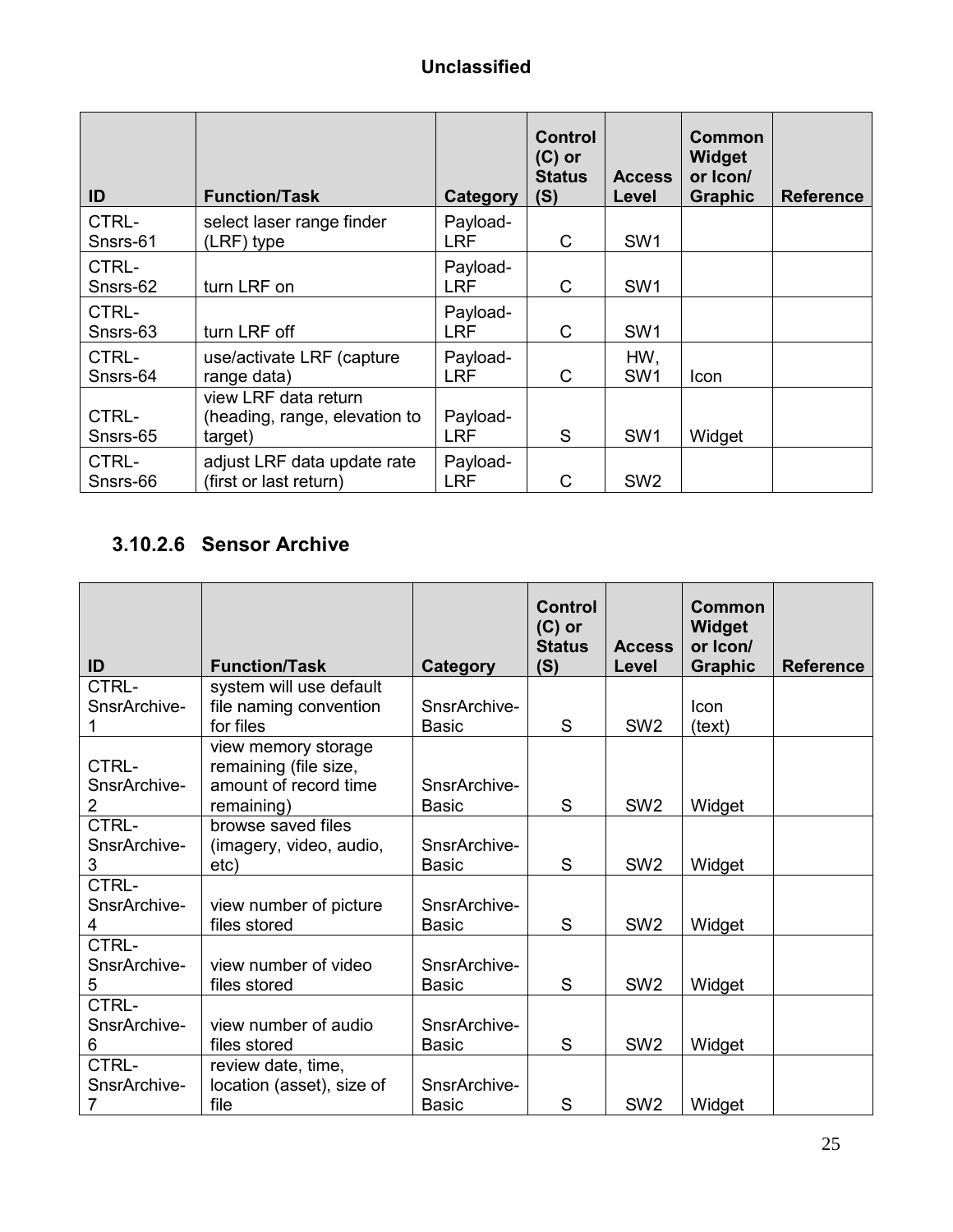| ID | Function/Task | Category | Control (C) or Status (S) | Access Level | Common Widget or Icon/ Graphic | Reference |
|---|---|---|---|---|---|---|
| CTRL-Snsrs-61 | select laser range finder (LRF) type | Payload-LRF | C | SW1 | | |
| CTRL-Snsrs-62 | turn LRF on | Payload-LRF | C | SW1 | | |
| CTRL-Snsrs-63 | turn LRF off | Payload-LRF | C | SW1 | | |
| CTRL-Snsrs-64 | use/activate LRF (capture range data) | Payload-LRF | C | HW, SW1 | Icon | |
| CTRL-Snsrs-65 | view LRF data return (heading, range, elevation to target) | Payload-LRF | S | SW1 | Widget | |
| CTRL-Snsrs-66 | adjust LRF data update rate (first or last return) | Payload-LRF | C | SW2 | | |

### 3.10.2.6 Sensor Archive

| ID | Function/Task | Category | Control (C) or Status (S) | Access Level | Common Widget or Icon/ Graphic | Reference |
|---|---|---|---|---|---|---|
| CTRL-SnsrArchive-1 | system will use default file naming convention for files | SnsrArchive-Basic | S | SW2 | Icon (text) | |
| CTRL-SnsrArchive-2 | view memory storage remaining (file size, amount of record time remaining) | SnsrArchive-Basic | S | SW2 | Widget | |
| CTRL-SnsrArchive-3 | browse saved files (imagery, video, audio, etc) | SnsrArchive-Basic | S | SW2 | Widget | |
| CTRL-SnsrArchive-4 | view number of picture files stored | SnsrArchive-Basic | S | SW2 | Widget | |
| CTRL-SnsrArchive-5 | view number of video files stored | SnsrArchive-Basic | S | SW2 | Widget | |
| CTRL-SnsrArchive-6 | view number of audio files stored | SnsrArchive-Basic | S | SW2 | Widget | |
| CTRL-SnsrArchive-7 | review date, time, location (asset), size of file | SnsrArchive-Basic | S | SW2 | Widget | |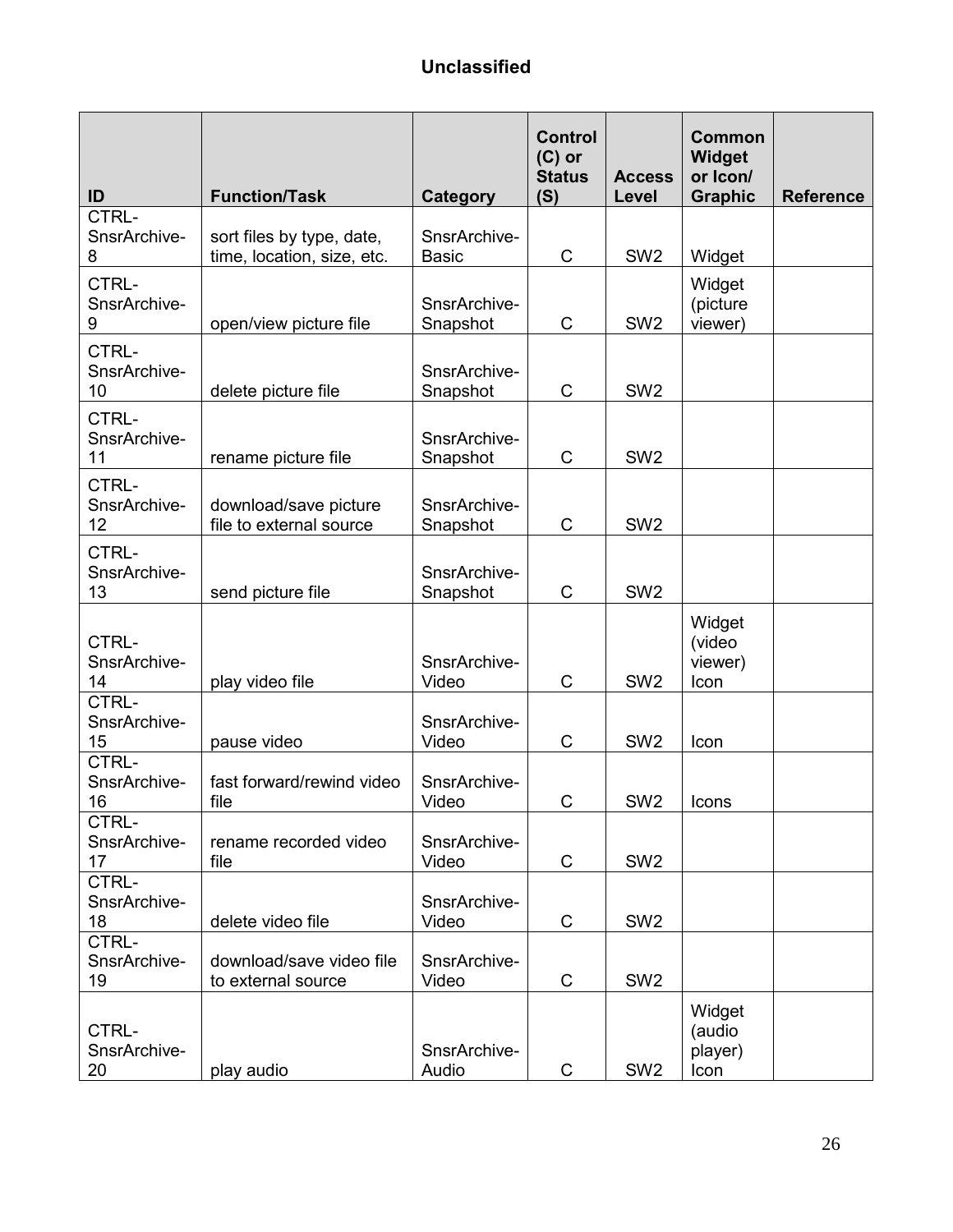**Unclassified**

| ID | Function/Task | Category | Control (C) or Status (S) | Access Level | Common Widget or Icon/ Graphic | Reference |
|---|---|---|---|---|---|---|
| CTRL-SnsrArchive-8 | sort files by type, date, time, location, size, etc. | SnsrArchive-Basic | C | SW2 | Widget | |
| CTRL-SnsrArchive-9 | open/view picture file | SnsrArchive-Snapshot | C | SW2 | Widget (picture viewer) | |
| CTRL-SnsrArchive-10 | delete picture file | SnsrArchive-Snapshot | C | SW2 | | |
| CTRL-SnsrArchive-11 | rename picture file | SnsrArchive-Snapshot | C | SW2 | | |
| CTRL-SnsrArchive-12 | download/save picture file to external source | SnsrArchive-Snapshot | C | SW2 | | |
| CTRL-SnsrArchive-13 | send picture file | SnsrArchive-Snapshot | C | SW2 | | |
| CTRL-SnsrArchive-14 | play video file | SnsrArchive-Video | C | SW2 | Widget (video viewer) Icon | |
| CTRL-SnsrArchive-15 | pause video | SnsrArchive-Video | C | SW2 | Icon | |
| CTRL-SnsrArchive-16 | fast forward/rewind video file | SnsrArchive-Video | C | SW2 | Icons | |
| CTRL-SnsrArchive-17 | rename recorded video file | SnsrArchive-Video | C | SW2 | | |
| CTRL-SnsrArchive-18 | delete video file | SnsrArchive-Video | C | SW2 | | |
| CTRL-SnsrArchive-19 | download/save video file to external source | SnsrArchive-Video | C | SW2 | | |
| CTRL-SnsrArchive-20 | play audio | SnsrArchive-Audio | C | SW2 | Widget (audio player) Icon | |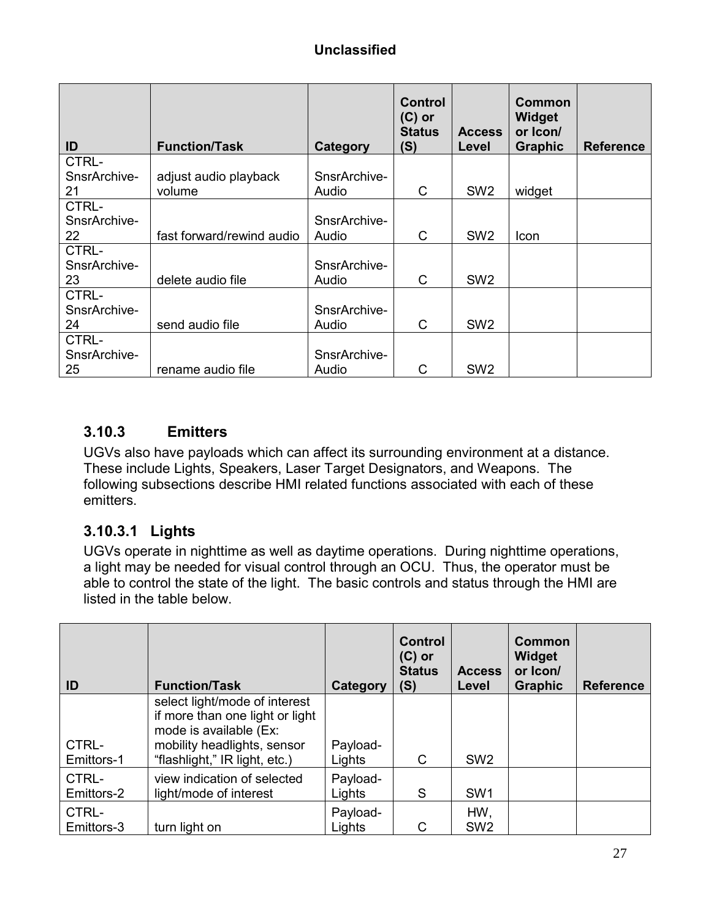| ID | Function/Task | Category | Control (C) or Status (S) | Access Level | Common Widget or Icon/ Graphic | Reference |
|---|---|---|---|---|---|---|
| CTRL-SnsrArchive-21 | adjust audio playback volume | SnsrArchive-Audio | C | SW2 | widget | |
| CTRL-SnsrArchive-22 | fast forward/rewind audio | SnsrArchive-Audio | C | SW2 | Icon | |
| CTRL-SnsrArchive-23 | delete audio file | SnsrArchive-Audio | C | SW2 | | |
| CTRL-SnsrArchive-24 | send audio file | SnsrArchive-Audio | C | SW2 | | |
| CTRL-SnsrArchive-25 | rename audio file | SnsrArchive-Audio | C | SW2 | | |

### 3.10.3 Emitters

UGVs also have payloads which can affect its surrounding environment at a distance. These include Lights, Speakers, Laser Target Designators, and Weapons. The following subsections describe HMI related functions associated with each of these emitters.

#### 3.10.3.1 Lights

UGVs operate in nighttime as well as daytime operations. During nighttime operations, a light may be needed for visual control through an OCU. Thus, the operator must be able to control the state of the light. The basic controls and status through the HMI are listed in the table below.

| ID | Function/Task | Category | Control (C) or Status (S) | Access Level | Common Widget or Icon/ Graphic | Reference |
|---|---|---|---|---|---|---|
| CTRL-Emitters-1 | select light/mode of interest if more than one light or light mode is available (Ex: mobility headlights, sensor "flashlight," IR light, etc.) | Payload-Lights | C | SW2 | | |
| CTRL-Emitters-2 | view indication of selected light/mode of interest | Payload-Lights | S | SW1 | | |
| CTRL-Emitters-3 | turn light on | Payload-Lights | C | HW, SW2 | | |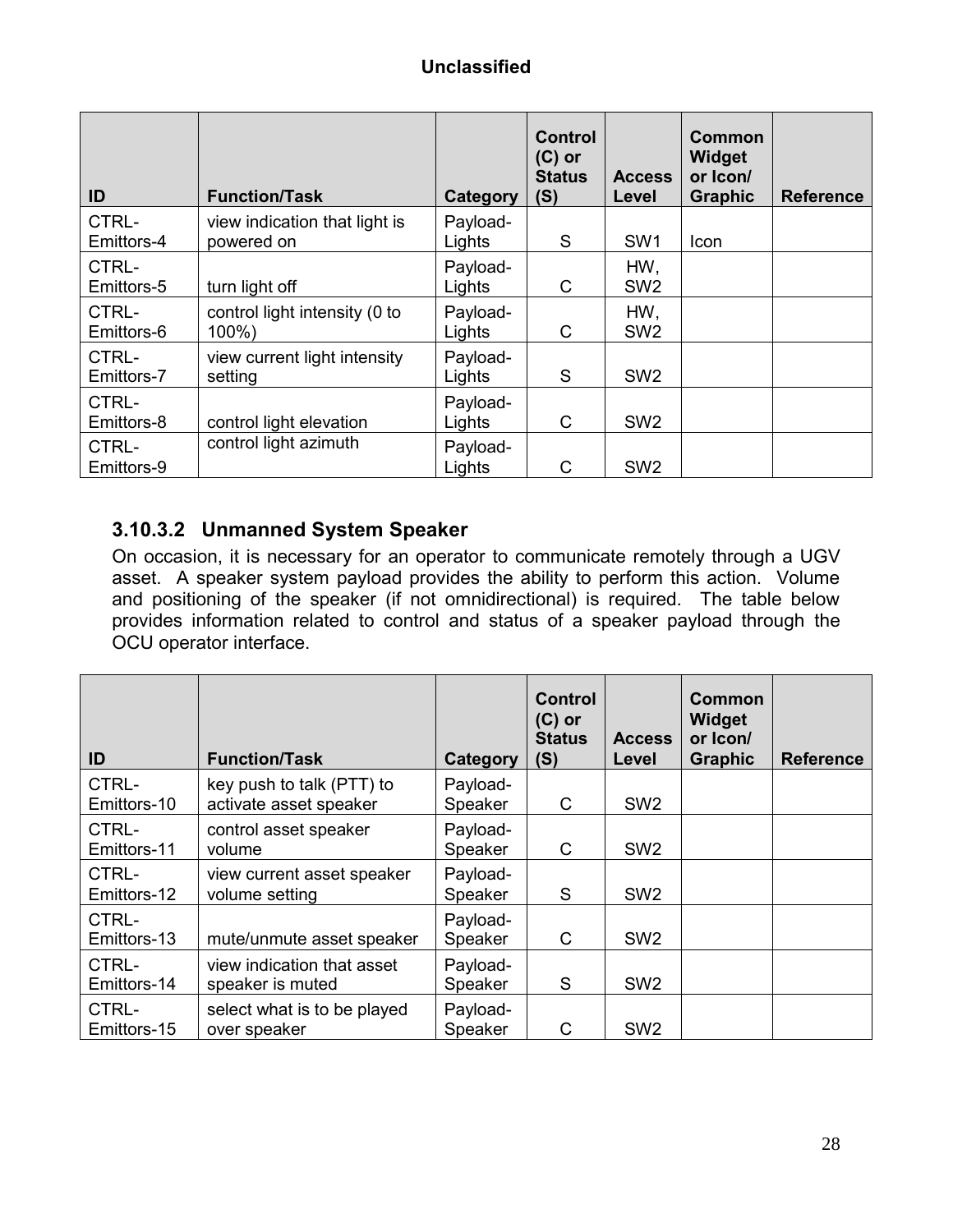| ID | Function/Task | Category | Control (C) or Status (S) | Access Level | Common Widget or Icon/ Graphic | Reference |
|---|---|---|---|---|---|---|
| CTRL-Emittors-4 | view indication that light is powered on | Payload-Lights | S | SW1 | Icon | |
| CTRL-Emittors-5 | turn light off | Payload-Lights | C | HW, SW2 | | |
| CTRL-Emittors-6 | control light intensity (0 to 100%) | Payload-Lights | C | HW, SW2 | | |
| CTRL-Emittors-7 | view current light intensity setting | Payload-Lights | S | SW2 | | |
| CTRL-Emittors-8 | control light elevation | Payload-Lights | C | SW2 | | |
| CTRL-Emittors-9 | control light azimuth | Payload-Lights | C | SW2 | | |

### 3.10.3.2 Unmanned System Speaker

On occasion, it is necessary for an operator to communicate remotely through a UGV asset. A speaker system payload provides the ability to perform this action. Volume and positioning of the speaker (if not omnidirectional) is required. The table below provides information related to control and status of a speaker payload through the OCU operator interface.

| ID | Function/Task | Category | Control (C) or Status (S) | Access Level | Common Widget or Icon/ Graphic | Reference |
|---|---|---|---|---|---|---|
| CTRL-Emittors-10 | key push to talk (PTT) to activate asset speaker | Payload-Speaker | C | SW2 | | |
| CTRL-Emittors-11 | control asset speaker volume | Payload-Speaker | C | SW2 | | |
| CTRL-Emittors-12 | view current asset speaker volume setting | Payload-Speaker | S | SW2 | | |
| CTRL-Emittors-13 | mute/unmute asset speaker | Payload-Speaker | C | SW2 | | |
| CTRL-Emittors-14 | view indication that asset speaker is muted | Payload-Speaker | S | SW2 | | |
| CTRL-Emittors-15 | select what is to be played over speaker | Payload-Speaker | C | SW2 | | |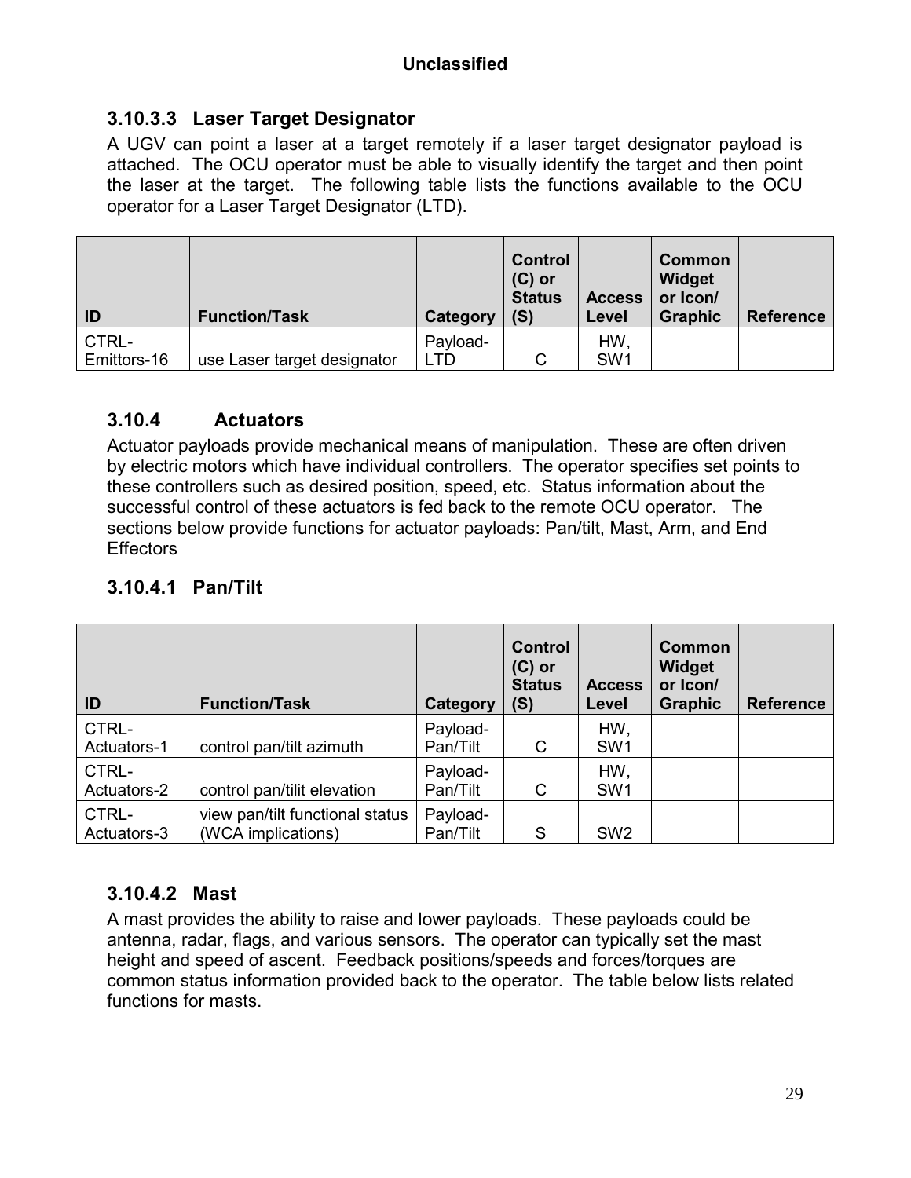### 3.10.3.3 Laser Target Designator

A UGV can point a laser at a target remotely if a laser target designator payload is attached. The OCU operator must be able to visually identify the target and then point the laser at the target. The following table lists the functions available to the OCU operator for a Laser Target Designator (LTD).

| ID | Function/Task | Category | Control (C) or Status (S) | Access Level | Common Widget or Icon/ Graphic | Reference |
|---|---|---|---|---|---|---|
| CTRL-Emittors-16 | use Laser target designator | Payload-LTD | C | HW, SW1 | | |

## 3.10.4 Actuators

Actuator payloads provide mechanical means of manipulation. These are often driven by electric motors which have individual controllers. The operator specifies set points to these controllers such as desired position, speed, etc. Status information about the successful control of these actuators is fed back to the remote OCU operator. The sections below provide functions for actuator payloads: Pan/tilt, Mast, Arm, and End Effectors

### 3.10.4.1 Pan/Tilt

| ID | Function/Task | Category | Control (C) or Status (S) | Access Level | Common Widget or Icon/ Graphic | Reference |
|---|---|---|---|---|---|---|
| CTRL-Actuators-1 | control pan/tilt azimuth | Payload-Pan/Tilt | C | HW, SW1 | | |
| CTRL-Actuators-2 | control pan/tilit elevation | Payload-Pan/Tilt | C | HW, SW1 | | |
| CTRL-Actuators-3 | view pan/tilt functional status (WCA implications) | Payload-Pan/Tilt | S | SW2 | | |

### 3.10.4.2 Mast

A mast provides the ability to raise and lower payloads. These payloads could be antenna, radar, flags, and various sensors. The operator can typically set the mast height and speed of ascent. Feedback positions/speeds and forces/torques are common status information provided back to the operator. The table below lists related functions for masts.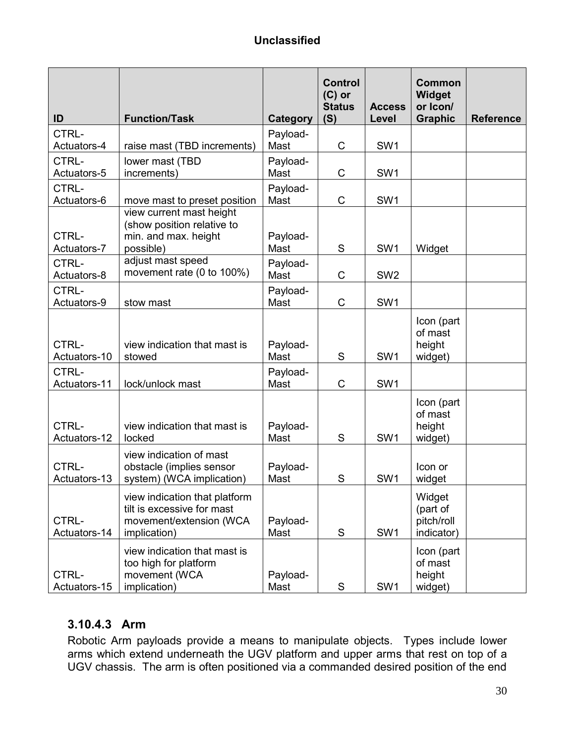**Unclassified**

| ID | Function/Task | Category | Control (C) or Status (S) | Access Level | Common Widget or Icon/ Graphic | Reference |
|---|---|---|---|---|---|---|
| CTRL-Actuators-4 | raise mast (TBD increments) | Payload-Mast | C | SW1 | | |
| CTRL-Actuators-5 | lower mast (TBD increments) | Payload-Mast | C | SW1 | | |
| CTRL-Actuators-6 | move mast to preset position | Payload-Mast | C | SW1 | | |
| CTRL-Actuators-7 | view current mast height (show position relative to min. and max. height possible) | Payload-Mast | S | SW1 | Widget | |
| CTRL-Actuators-8 | adjust mast speed movement rate (0 to 100%) | Payload-Mast | C | SW2 | | |
| CTRL-Actuators-9 | stow mast | Payload-Mast | C | SW1 | | |
| CTRL-Actuators-10 | view indication that mast is stowed | Payload-Mast | S | SW1 | Icon (part of mast height widget) | |
| CTRL-Actuators-11 | lock/unlock mast | Payload-Mast | C | SW1 | | |
| CTRL-Actuators-12 | view indication that mast is locked | Payload-Mast | S | SW1 | Icon (part of mast height widget) | |
| CTRL-Actuators-13 | view indication of mast obstacle (implies sensor system) (WCA implication) | Payload-Mast | S | SW1 | Icon or widget | |
| CTRL-Actuators-14 | view indication that platform tilt is excessive for mast movement/extension (WCA implication) | Payload-Mast | S | SW1 | Widget (part of pitch/roll indicator) | |
| CTRL-Actuators-15 | view indication that mast is too high for platform movement (WCA implication) | Payload-Mast | S | SW1 | Icon (part of mast height widget) | |

### 3.10.4.3 Arm

Robotic Arm payloads provide a means to manipulate objects. Types include lower arms which extend underneath the UGV platform and upper arms that rest on top of a UGV chassis. The arm is often positioned via a commanded desired position of the end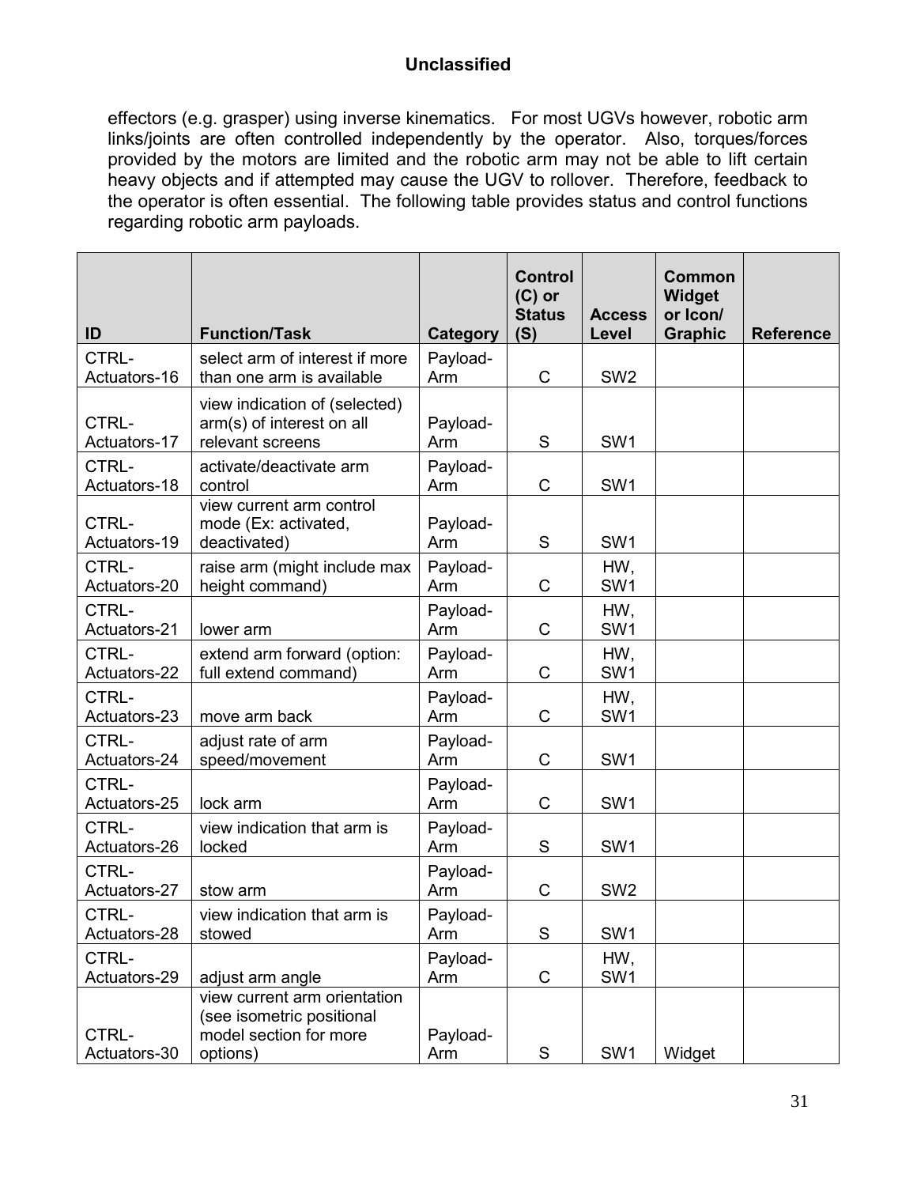effectors (e.g. grasper) using inverse kinematics. For most UGVs however, robotic arm links/joints are often controlled independently by the operator. Also, torques/forces provided by the motors are limited and the robotic arm may not be able to lift certain heavy objects and if attempted may cause the UGV to rollover. Therefore, feedback to the operator is often essential. The following table provides status and control functions regarding robotic arm payloads.

| ID | Function/Task | Category | Control (C) or Status (S) | Access Level | Common Widget or Icon/ Graphic | Reference |
|---|---|---|---|---|---|---|
| CTRL-Actuators-16 | select arm of interest if more than one arm is available | Payload-Arm | C | SW2 | | |
| CTRL-Actuators-17 | view indication of (selected) arm(s) of interest on all relevant screens | Payload-Arm | S | SW1 | | |
| CTRL-Actuators-18 | activate/deactivate arm control | Payload-Arm | C | SW1 | | |
| CTRL-Actuators-19 | view current arm control mode (Ex: activated, deactivated) | Payload-Arm | S | SW1 | | |
| CTRL-Actuators-20 | raise arm (might include max height command) | Payload-Arm | C | HW, SW1 | | |
| CTRL-Actuators-21 | lower arm | Payload-Arm | C | HW, SW1 | | |
| CTRL-Actuators-22 | extend arm forward (option: full extend command) | Payload-Arm | C | HW, SW1 | | |
| CTRL-Actuators-23 | move arm back | Payload-Arm | C | HW, SW1 | | |
| CTRL-Actuators-24 | adjust rate of arm speed/movement | Payload-Arm | C | SW1 | | |
| CTRL-Actuators-25 | lock arm | Payload-Arm | C | SW1 | | |
| CTRL-Actuators-26 | view indication that arm is locked | Payload-Arm | S | SW1 | | |
| CTRL-Actuators-27 | stow arm | Payload-Arm | C | SW2 | | |
| CTRL-Actuators-28 | view indication that arm is stowed | Payload-Arm | S | SW1 | | |
| CTRL-Actuators-29 | adjust arm angle | Payload-Arm | C | HW, SW1 | | |
| CTRL-Actuators-30 | view current arm orientation (see isometric positional model section for more options) | Payload-Arm | S | SW1 | Widget | |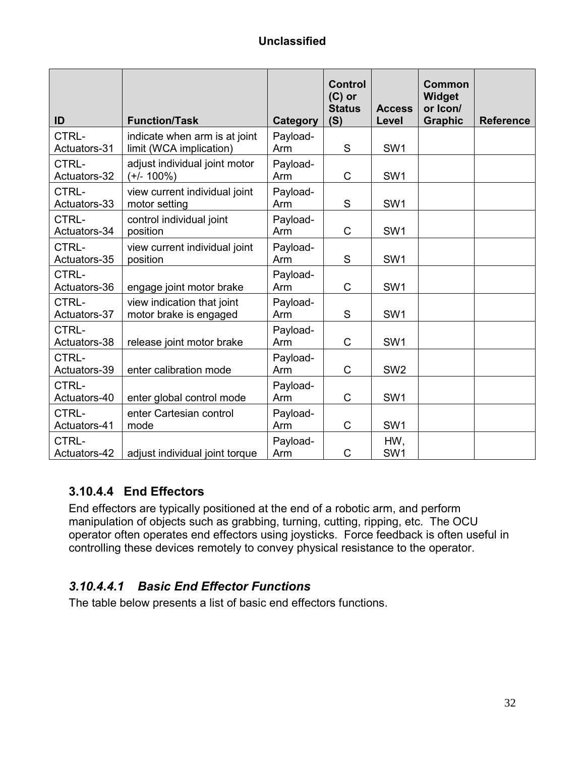| ID | Function/Task | Category | Control (C) or Status (S) | Access Level | Common Widget or Icon/ Graphic | Reference |
|---|---|---|---|---|---|---|
| CTRL-Actuators-31 | indicate when arm is at joint limit (WCA implication) | Payload-Arm | S | SW1 | | |
| CTRL-Actuators-32 | adjust individual joint motor (+/- 100%) | Payload-Arm | C | SW1 | | |
| CTRL-Actuators-33 | view current individual joint motor setting | Payload-Arm | S | SW1 | | |
| CTRL-Actuators-34 | control individual joint position | Payload-Arm | C | SW1 | | |
| CTRL-Actuators-35 | view current individual joint position | Payload-Arm | S | SW1 | | |
| CTRL-Actuators-36 | engage joint motor brake | Payload-Arm | C | SW1 | | |
| CTRL-Actuators-37 | view indication that joint motor brake is engaged | Payload-Arm | S | SW1 | | |
| CTRL-Actuators-38 | release joint motor brake | Payload-Arm | C | SW1 | | |
| CTRL-Actuators-39 | enter calibration mode | Payload-Arm | C | SW2 | | |
| CTRL-Actuators-40 | enter global control mode | Payload-Arm | C | SW1 | | |
| CTRL-Actuators-41 | enter Cartesian control mode | Payload-Arm | C | SW1 | | |
| CTRL-Actuators-42 | adjust individual joint torque | Payload-Arm | C | HW, SW1 | | |

### 3.10.4.4 End Effectors

End effectors are typically positioned at the end of a robotic arm, and perform manipulation of objects such as grabbing, turning, cutting, ripping, etc. The OCU operator often operates end effectors using joysticks. Force feedback is often useful in controlling these devices remotely to convey physical resistance to the operator.

#### *3.10.4.4.1 Basic End Effector Functions*

The table below presents a list of basic end effectors functions.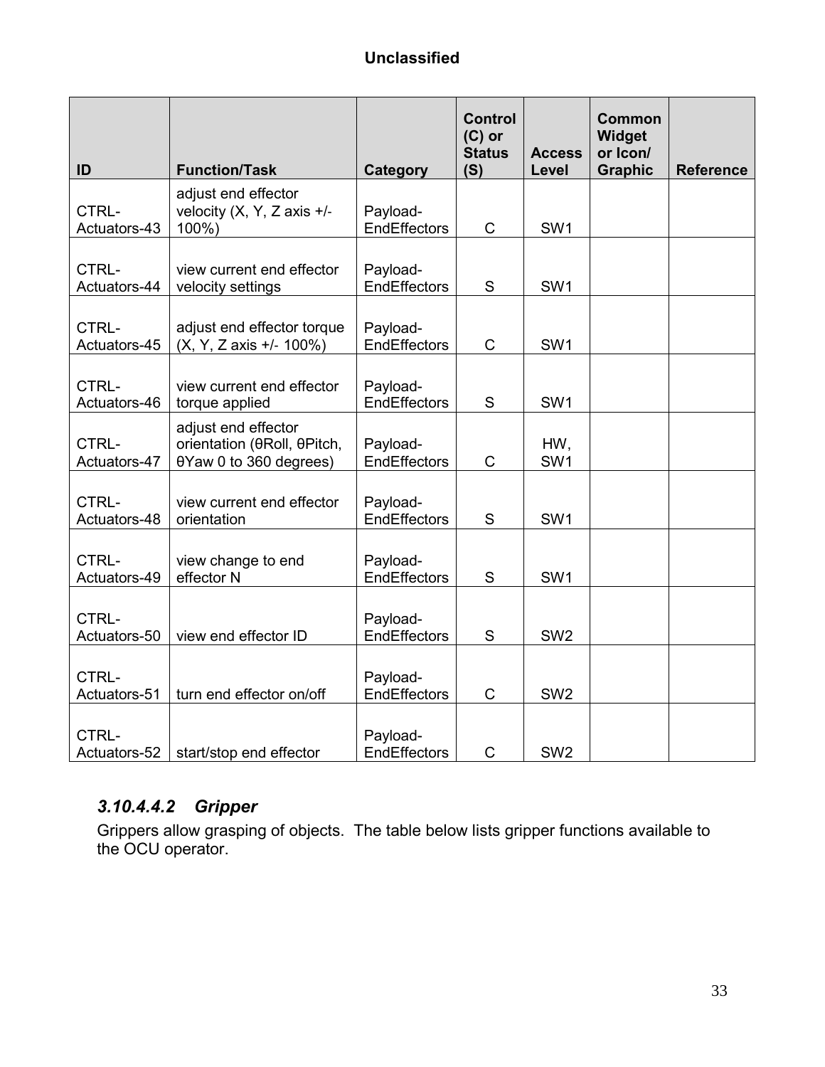| ID | Function/Task | Category | Control (C) or Status (S) | Access Level | Common Widget or Icon/ Graphic | Reference |
|---|---|---|---|---|---|---|
| CTRL-Actuators-43 | adjust end effector velocity (X, Y, Z axis +/- 100%) | Payload-EndEffectors | C | SW1 | | |
| CTRL-Actuators-44 | view current end effector velocity settings | Payload-EndEffectors | S | SW1 | | |
| CTRL-Actuators-45 | adjust end effector torque (X, Y, Z axis +/- 100%) | Payload-EndEffectors | C | SW1 | | |
| CTRL-Actuators-46 | view current end effector torque applied | Payload-EndEffectors | S | SW1 | | |
| CTRL-Actuators-47 | adjust end effector orientation (θRoll, θPitch, θYaw 0 to 360 degrees) | Payload-EndEffectors | C | HW, SW1 | | |
| CTRL-Actuators-48 | view current end effector orientation | Payload-EndEffectors | S | SW1 | | |
| CTRL-Actuators-49 | view change to end effector N | Payload-EndEffectors | S | SW1 | | |
| CTRL-Actuators-50 | view end effector ID | Payload-EndEffectors | S | SW2 | | |
| CTRL-Actuators-51 | turn end effector on/off | Payload-EndEffectors | C | SW2 | | |
| CTRL-Actuators-52 | start/stop end effector | Payload-EndEffectors | C | SW2 | | |

### *3.10.4.4.2 Gripper*

Grippers allow grasping of objects. The table below lists gripper functions available to the OCU operator.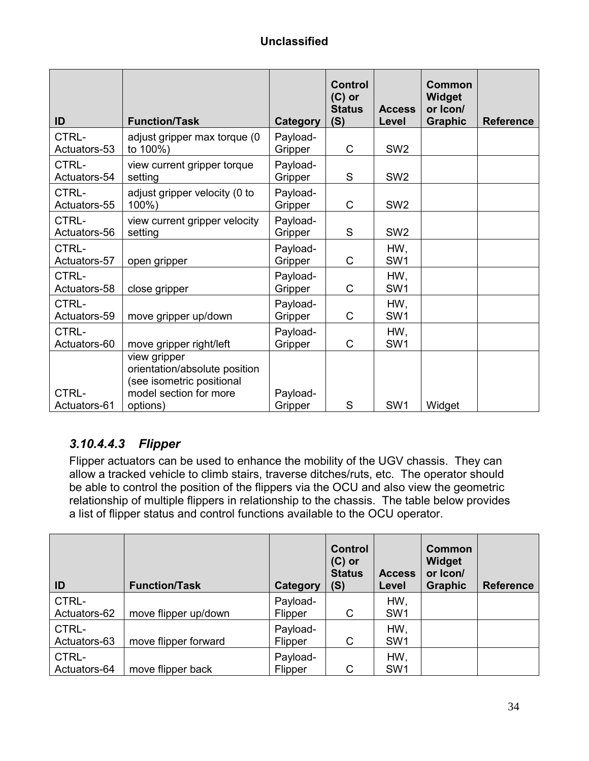| ID | Function/Task | Category | Control (C) or Status (S) | Access Level | Common Widget or Icon/ Graphic | Reference |
|---|---|---|---|---|---|---|
| CTRL-Actuators-53 | adjust gripper max torque (0 to 100%) | Payload-Gripper | C | SW2 | | |
| CTRL-Actuators-54 | view current gripper torque setting | Payload-Gripper | S | SW2 | | |
| CTRL-Actuators-55 | adjust gripper velocity (0 to 100%) | Payload-Gripper | C | SW2 | | |
| CTRL-Actuators-56 | view current gripper velocity setting | Payload-Gripper | S | SW2 | | |
| CTRL-Actuators-57 | open gripper | Payload-Gripper | C | HW, SW1 | | |
| CTRL-Actuators-58 | close gripper | Payload-Gripper | C | HW, SW1 | | |
| CTRL-Actuators-59 | move gripper up/down | Payload-Gripper | C | HW, SW1 | | |
| CTRL-Actuators-60 | move gripper right/left | Payload-Gripper | C | HW, SW1 | | |
| CTRL-Actuators-61 | view gripper orientation/absolute position (see isometric positional model section for more options) | Payload-Gripper | S | SW1 | Widget | |

### *3.10.4.4.3 Flipper*

Flipper actuators can be used to enhance the mobility of the UGV chassis. They can allow a tracked vehicle to climb stairs, traverse ditches/ruts, etc. The operator should be able to control the position of the flippers via the OCU and also view the geometric relationship of multiple flippers in relationship to the chassis. The table below provides a list of flipper status and control functions available to the OCU operator.

| ID | Function/Task | Category | Control (C) or Status (S) | Access Level | Common Widget or Icon/ Graphic | Reference |
|---|---|---|---|---|---|---|
| CTRL-Actuators-62 | move flipper up/down | Payload-Flipper | C | HW, SW1 | | |
| CTRL-Actuators-63 | move flipper forward | Payload-Flipper | C | HW, SW1 | | |
| CTRL-Actuators-64 | move flipper back | Payload-Flipper | C | HW, SW1 | | |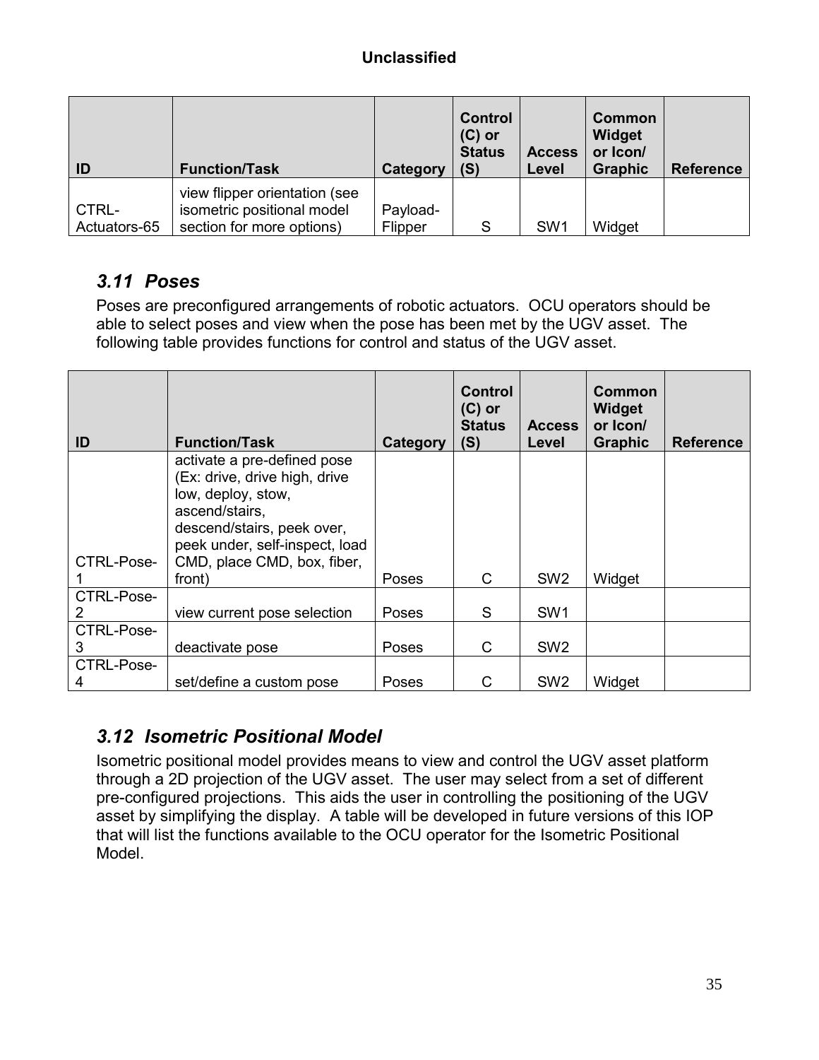| ID | Function/Task | Category | Control (C) or Status (S) | Access Level | Common Widget or Icon/ Graphic | Reference |
|---|---|---|---|---|---|---|
| CTRL-Actuators-65 | view flipper orientation (see isometric positional model section for more options) | Payload-Flipper | S | SW1 | Widget | |

## 3.11 Poses

Poses are preconfigured arrangements of robotic actuators. OCU operators should be able to select poses and view when the pose has been met by the UGV asset. The following table provides functions for control and status of the UGV asset.

| ID | Function/Task | Category | Control (C) or Status (S) | Access Level | Common Widget or Icon/ Graphic | Reference |
|---|---|---|---|---|---|---|
| CTRL-Pose-1 | activate a pre-defined pose (Ex: drive, drive high, drive low, deploy, stow, ascend/stairs, descend/stairs, peek over, peek under, self-inspect, load CMD, place CMD, box, fiber, front) | Poses | C | SW2 | Widget | |
| CTRL-Pose-2 | view current pose selection | Poses | S | SW1 | | |
| CTRL-Pose-3 | deactivate pose | Poses | C | SW2 | | |
| CTRL-Pose-4 | set/define a custom pose | Poses | C | SW2 | Widget | |

## 3.12 Isometric Positional Model

Isometric positional model provides means to view and control the UGV asset platform through a 2D projection of the UGV asset. The user may select from a set of different pre-configured projections. This aids the user in controlling the positioning of the UGV asset by simplifying the display. A table will be developed in future versions of this IOP that will list the functions available to the OCU operator for the Isometric Positional Model.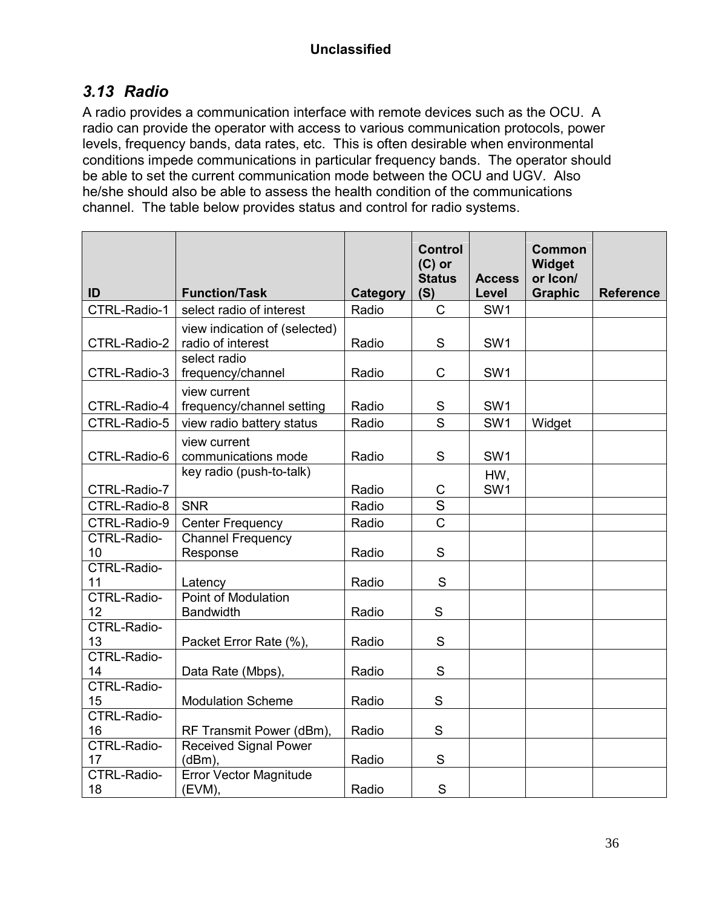### *3.13 Radio*

A radio provides a communication interface with remote devices such as the OCU. A radio can provide the operator with access to various communication protocols, power levels, frequency bands, data rates, etc. This is often desirable when environmental conditions impede communications in particular frequency bands. The operator should be able to set the current communication mode between the OCU and UGV. Also he/she should also be able to assess the health condition of the communications channel. The table below provides status and control for radio systems.

| ID | Function/Task | Category | Control (C) or Status (S) | Access Level | Common Widget or Icon/ Graphic | Reference |
|---|---|---|---|---|---|---|
| CTRL-Radio-1 | select radio of interest | Radio | C | SW1 | | |
| CTRL-Radio-2 | view indication of (selected) radio of interest | Radio | S | SW1 | | |
| CTRL-Radio-3 | select radio frequency/channel | Radio | C | SW1 | | |
| CTRL-Radio-4 | view current frequency/channel setting | Radio | S | SW1 | | |
| CTRL-Radio-5 | view radio battery status | Radio | S | SW1 | Widget | |
| CTRL-Radio-6 | view current communications mode | Radio | S | SW1 | | |
| CTRL-Radio-7 | key radio (push-to-talk) | Radio | C | HW, SW1 | | |
| CTRL-Radio-8 | SNR | Radio | S | | | |
| CTRL-Radio-9 | Center Frequency | Radio | C | | | |
| CTRL-Radio-10 | Channel Frequency Response | Radio | S | | | |
| CTRL-Radio-11 | Latency | Radio | S | | | |
| CTRL-Radio-12 | Point of Modulation Bandwidth | Radio | S | | | |
| CTRL-Radio-13 | Packet Error Rate (%), | Radio | S | | | |
| CTRL-Radio-14 | Data Rate (Mbps), | Radio | S | | | |
| CTRL-Radio-15 | Modulation Scheme | Radio | S | | | |
| CTRL-Radio-16 | RF Transmit Power (dBm), | Radio | S | | | |
| CTRL-Radio-17 | Received Signal Power (dBm), | Radio | S | | | |
| CTRL-Radio-18 | Error Vector Magnitude (EVM), | Radio | S | | | |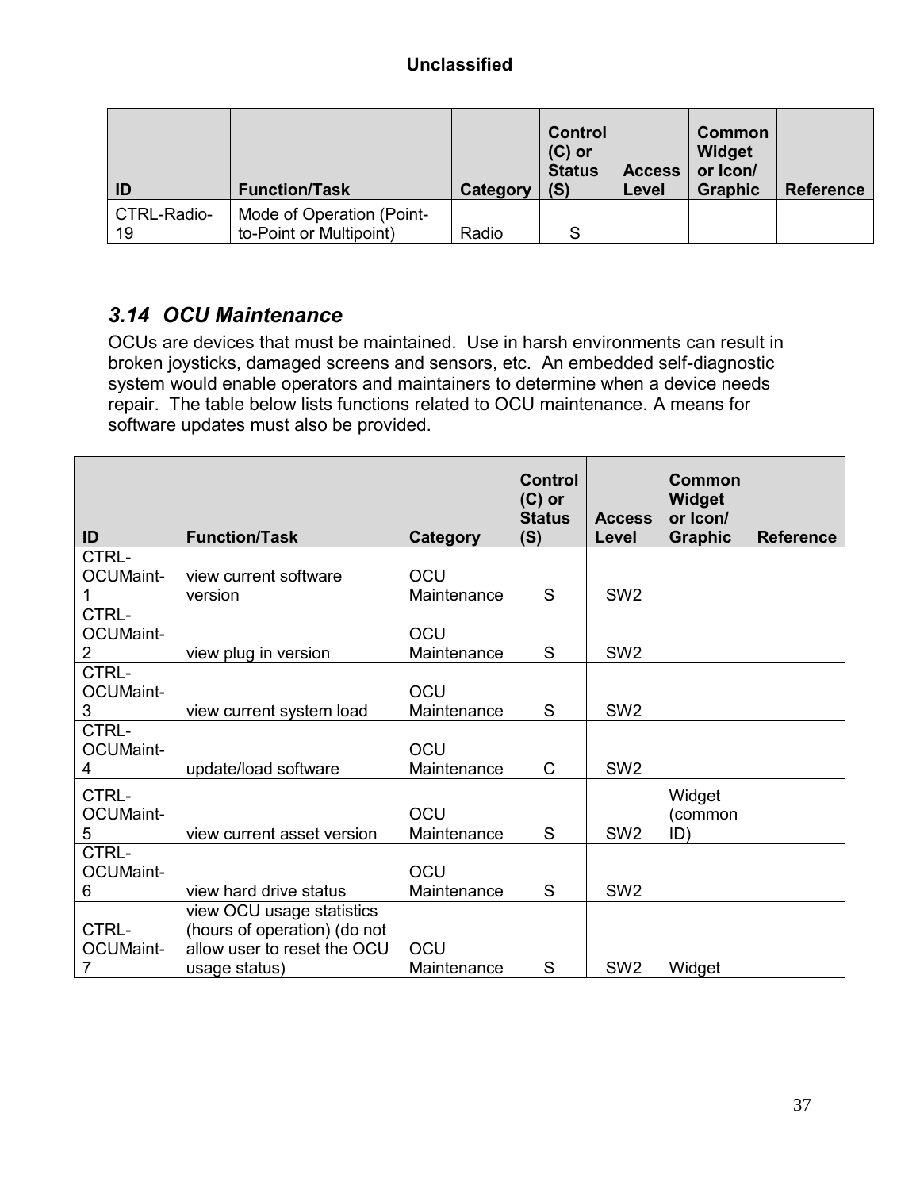| ID | Function/Task | Category | Control (C) or Status (S) | Access Level | Common Widget or Icon/ Graphic | Reference |
|---|---|---|---|---|---|---|
| CTRL-Radio-19 | Mode of Operation (Point-to-Point or Multipoint) | Radio | S | | | |

## *3.14 OCU Maintenance*

OCUs are devices that must be maintained. Use in harsh environments can result in broken joysticks, damaged screens and sensors, etc. An embedded self-diagnostic system would enable operators and maintainers to determine when a device needs repair. The table below lists functions related to OCU maintenance. A means for software updates must also be provided.

| ID | Function/Task | Category | Control (C) or Status (S) | Access Level | Common Widget or Icon/ Graphic | Reference |
|---|---|---|---|---|---|---|
| CTRL-OCUMaint-1 | view current software version | OCU Maintenance | S | SW2 | | |
| CTRL-OCUMaint-2 | view plug in version | OCU Maintenance | S | SW2 | | |
| CTRL-OCUMaint-3 | view current system load | OCU Maintenance | S | SW2 | | |
| CTRL-OCUMaint-4 | update/load software | OCU Maintenance | C | SW2 | | |
| CTRL-OCUMaint-5 | view current asset version | OCU Maintenance | S | SW2 | Widget (common ID) | |
| CTRL-OCUMaint-6 | view hard drive status | OCU Maintenance | S | SW2 | | |
| CTRL-OCUMaint-7 | view OCU usage statistics (hours of operation) (do not allow user to reset the OCU usage status) | OCU Maintenance | S | SW2 | Widget | |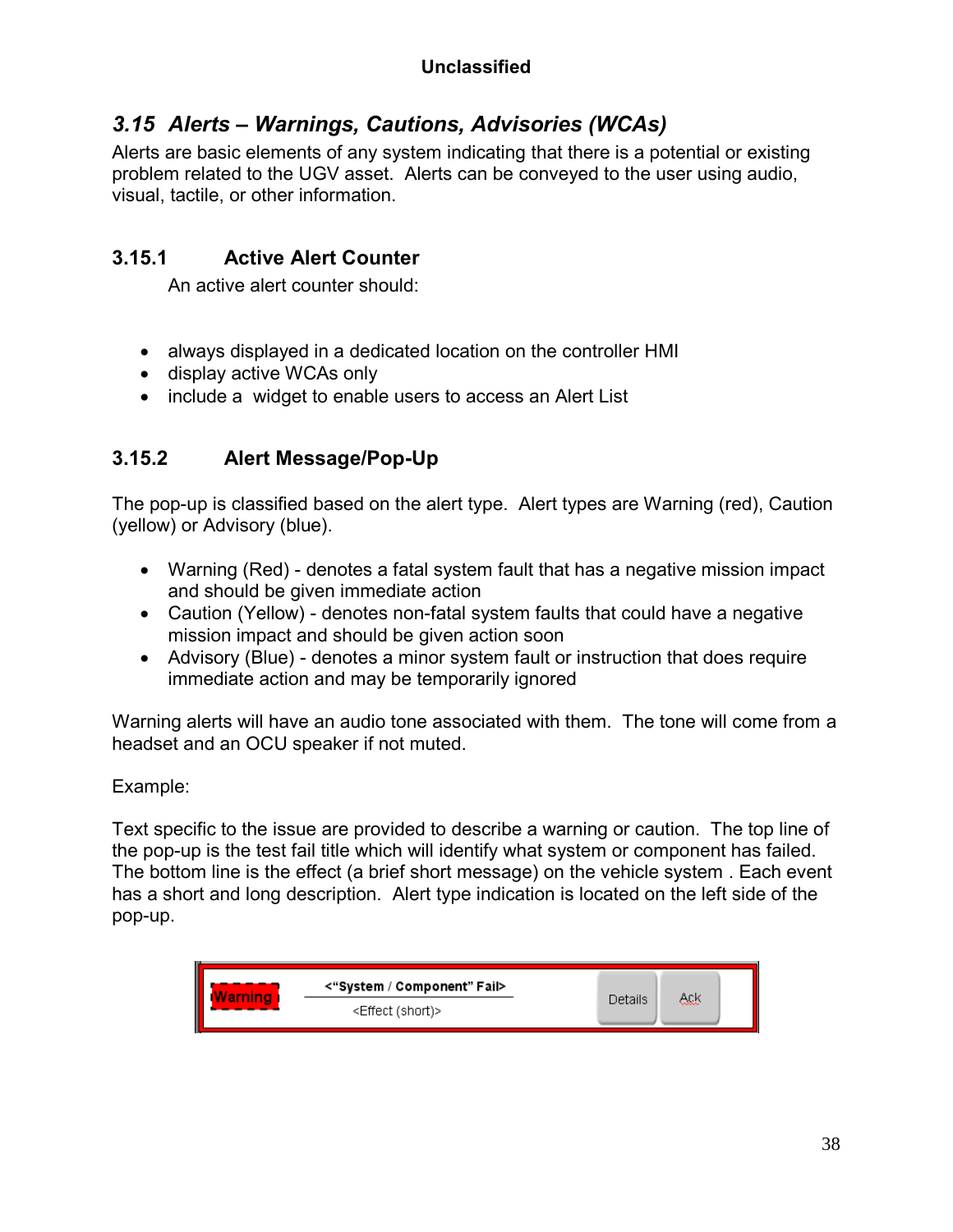## *3.15 Alerts – Warnings, Cautions, Advisories (WCAs)*

Alerts are basic elements of any system indicating that there is a potential or existing problem related to the UGV asset. Alerts can be conveyed to the user using audio, visual, tactile, or other information.

### 3.15.1 Active Alert Counter

An active alert counter should:

- always displayed in a dedicated location on the controller HMI
- display active WCAs only
- include a widget to enable users to access an Alert List

### 3.15.2 Alert Message/Pop-Up

The pop-up is classified based on the alert type. Alert types are Warning (red), Caution (yellow) or Advisory (blue).

- Warning (Red) - denotes a fatal system fault that has a negative mission impact and should be given immediate action
- Caution (Yellow) - denotes non-fatal system faults that could have a negative mission impact and should be given action soon
- Advisory (Blue) - denotes a minor system fault or instruction that does require immediate action and may be temporarily ignored

Warning alerts will have an audio tone associated with them. The tone will come from a headset and an OCU speaker if not muted.

Example:

Text specific to the issue are provided to describe a warning or caution. The top line of the pop-up is the test fail title which will identify what system or component has failed. The bottom line is the effect (a brief short message) on the vehicle system . Each event has a short and long description. Alert type indication is located on the left side of the pop-up.

| Warning | <"System / Component" Fail><br><Effect (short)> | Details | Ack |
|---|---|---|---|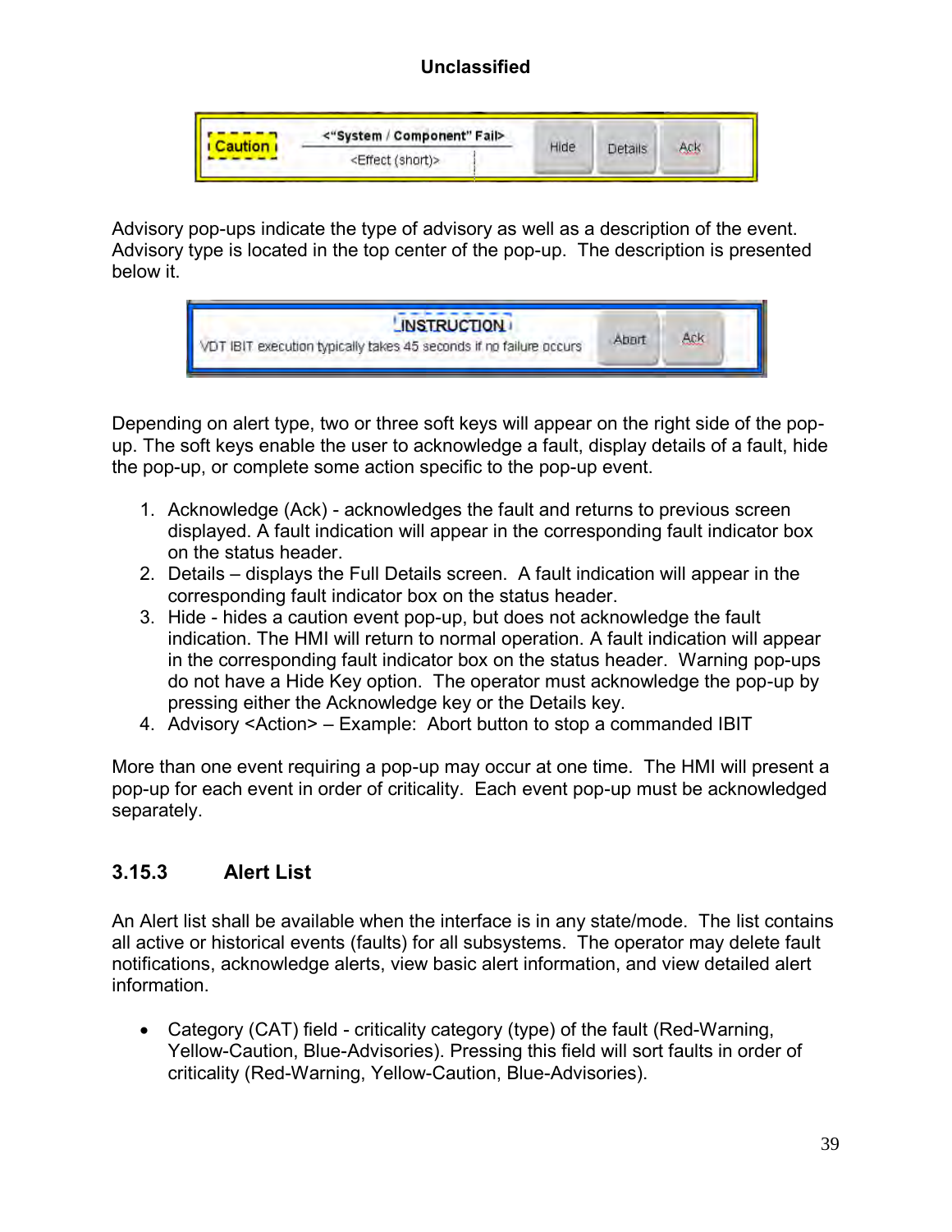Advisory pop-ups indicate the type of advisory as well as a description of the event. Advisory type is located in the top center of the pop-up. The description is presented below it.

Depending on alert type, two or three soft keys will appear on the right side of the pop-up. The soft keys enable the user to acknowledge a fault, display details of a fault, hide the pop-up, or complete some action specific to the pop-up event.

1. Acknowledge (Ack) - acknowledges the fault and returns to previous screen displayed. A fault indication will appear in the corresponding fault indicator box on the status header.
2. Details – displays the Full Details screen. A fault indication will appear in the corresponding fault indicator box on the status header.
3. Hide - hides a caution event pop-up, but does not acknowledge the fault indication. The HMI will return to normal operation. A fault indication will appear in the corresponding fault indicator box on the status header. Warning pop-ups do not have a Hide Key option. The operator must acknowledge the pop-up by pressing either the Acknowledge key or the Details key.
4. Advisory <Action> – Example: Abort button to stop a commanded IBIT

More than one event requiring a pop-up may occur at one time. The HMI will present a pop-up for each event in order of criticality. Each event pop-up must be acknowledged separately.

### 3.15.3 Alert List

An Alert list shall be available when the interface is in any state/mode. The list contains all active or historical events (faults) for all subsystems. The operator may delete fault notifications, acknowledge alerts, view basic alert information, and view detailed alert information.

- Category (CAT) field - criticality category (type) of the fault (Red-Warning, Yellow-Caution, Blue-Advisories). Pressing this field will sort faults in order of criticality (Red-Warning, Yellow-Caution, Blue-Advisories).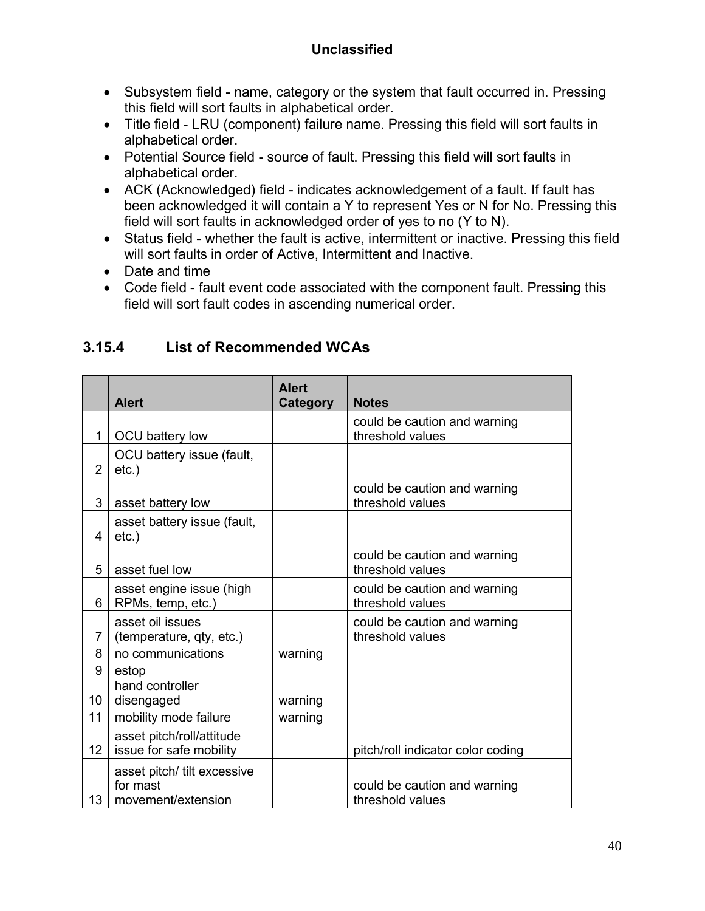- Subsystem field - name, category or the system that fault occurred in. Pressing this field will sort faults in alphabetical order.
- Title field - LRU (component) failure name. Pressing this field will sort faults in alphabetical order.
- Potential Source field - source of fault. Pressing this field will sort faults in alphabetical order.
- ACK (Acknowledged) field - indicates acknowledgement of a fault. If fault has been acknowledged it will contain a Y to represent Yes or N for No. Pressing this field will sort faults in acknowledged order of yes to no (Y to N).
- Status field - whether the fault is active, intermittent or inactive. Pressing this field will sort faults in order of Active, Intermittent and Inactive.
- Date and time
- Code field - fault event code associated with the component fault. Pressing this field will sort fault codes in ascending numerical order.

### 3.15.4 List of Recommended WCAs

| | Alert | Alert Category | Notes |
|---|---|---|---|
| 1 | OCU battery low | | could be caution and warning threshold values |
| 2 | OCU battery issue (fault, etc.) | | |
| 3 | asset battery low | | could be caution and warning threshold values |
| 4 | asset battery issue (fault, etc.) | | |
| 5 | asset fuel low | | could be caution and warning threshold values |
| 6 | asset engine issue (high RPMs, temp, etc.) | | could be caution and warning threshold values |
| 7 | asset oil issues (temperature, qty, etc.) | | could be caution and warning threshold values |
| 8 | no communications | warning | |
| 9 | estop | | |
| 10 | hand controller disengaged | warning | |
| 11 | mobility mode failure | warning | |
| 12 | asset pitch/roll/attitude issue for safe mobility | | pitch/roll indicator color coding |
| 13 | asset pitch/ tilt excessive for mast movement/extension | | could be caution and warning threshold values |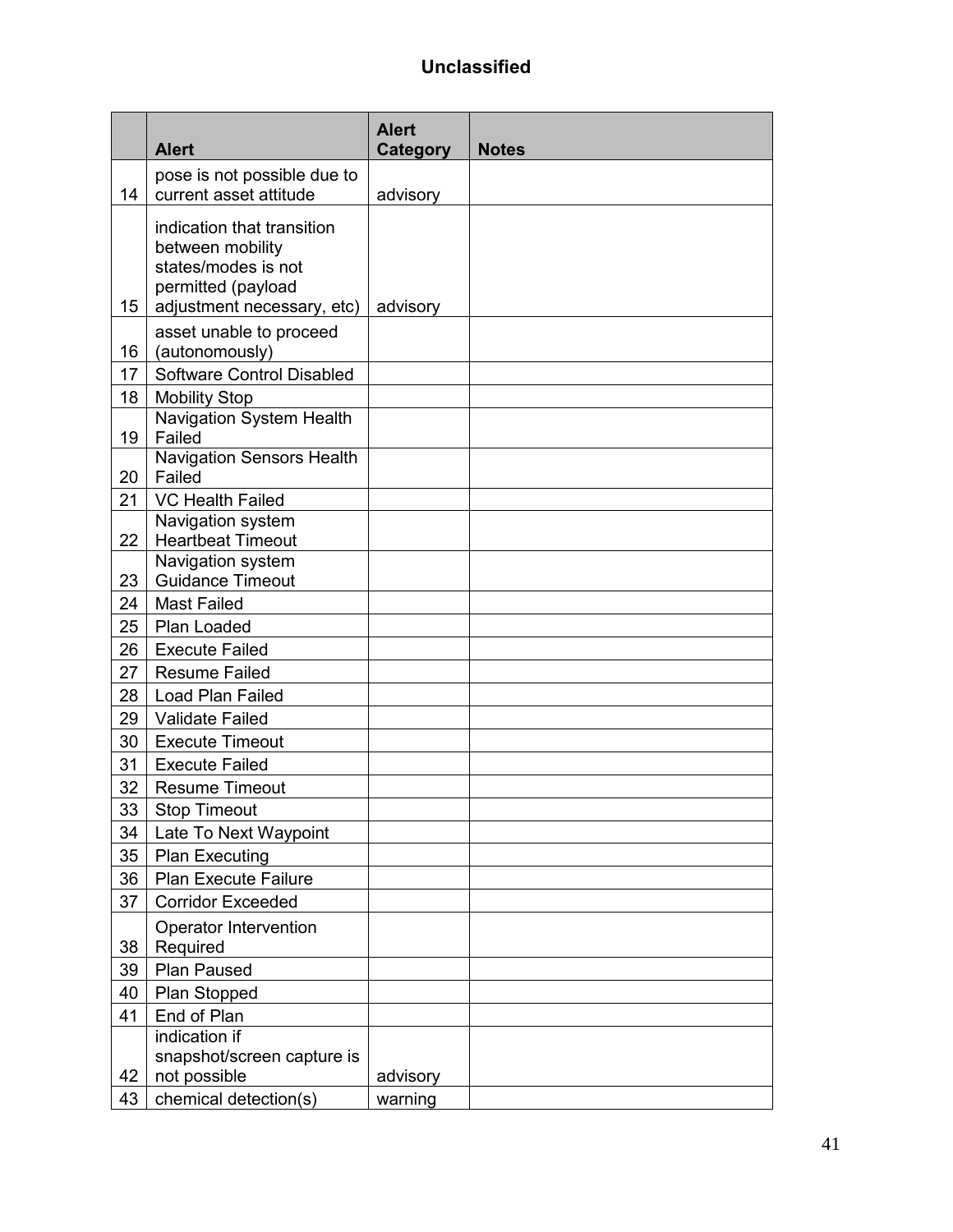|  | Alert | Alert Category | Notes |
|---|---|---|---|
| 14 | pose is not possible due to current asset attitude | advisory |  |
| 15 | indication that transition between mobility states/modes is not permitted (payload adjustment necessary, etc) | advisory |  |
| 16 | asset unable to proceed (autonomously) |  |  |
| 17 | Software Control Disabled |  |  |
| 18 | Mobility Stop |  |  |
| 19 | Navigation System Health Failed |  |  |
| 20 | Navigation Sensors Health Failed |  |  |
| 21 | VC Health Failed |  |  |
| 22 | Navigation system Heartbeat Timeout |  |  |
| 23 | Navigation system Guidance Timeout |  |  |
| 24 | Mast Failed |  |  |
| 25 | Plan Loaded |  |  |
| 26 | Execute Failed |  |  |
| 27 | Resume Failed |  |  |
| 28 | Load Plan Failed |  |  |
| 29 | Validate Failed |  |  |
| 30 | Execute Timeout |  |  |
| 31 | Execute Failed |  |  |
| 32 | Resume Timeout |  |  |
| 33 | Stop Timeout |  |  |
| 34 | Late To Next Waypoint |  |  |
| 35 | Plan Executing |  |  |
| 36 | Plan Execute Failure |  |  |
| 37 | Corridor Exceeded |  |  |
| 38 | Operator Intervention Required |  |  |
| 39 | Plan Paused |  |  |
| 40 | Plan Stopped |  |  |
| 41 | End of Plan |  |  |
| 42 | indication if snapshot/screen capture is not possible | advisory |  |
| 43 | chemical detection(s) | warning |  |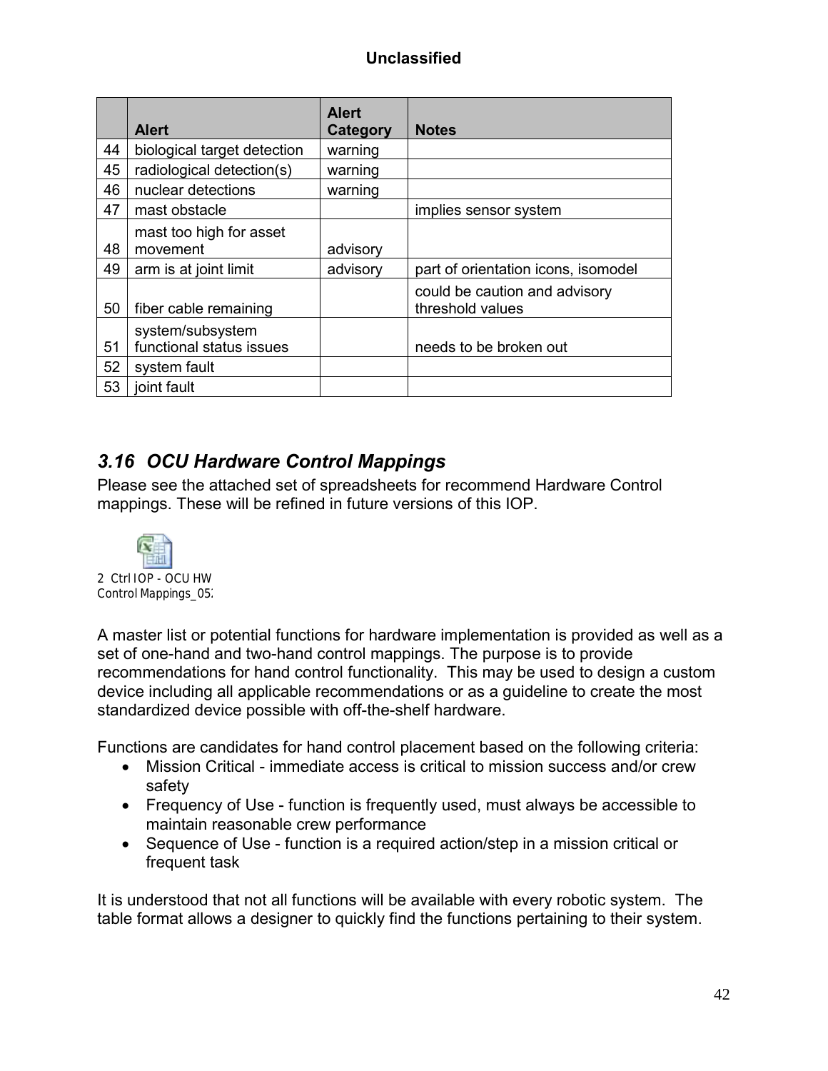|  | Alert | Alert Category | Notes |
| --- | --- | --- | --- |
| 44 | biological target detection | warning |  |
| 45 | radiological detection(s) | warning |  |
| 46 | nuclear detections | warning |  |
| 47 | mast obstacle |  | implies sensor system |
| 48 | mast too high for asset movement | advisory |  |
| 49 | arm is at joint limit | advisory | part of orientation icons, isomodel |
| 50 | fiber cable remaining |  | could be caution and advisory threshold values |
| 51 | system/subsystem functional status issues |  | needs to be broken out |
| 52 | system fault |  |  |
| 53 | joint fault |  |  |

## *3.16 OCU Hardware Control Mappings*

Please see the attached set of spreadsheets for recommend Hardware Control mappings. These will be refined in future versions of this IOP.

2 Ctrl IOP - OCU HW Control Mappings_05:

A master list or potential functions for hardware implementation is provided as well as a set of one-hand and two-hand control mappings. The purpose is to provide recommendations for hand control functionality. This may be used to design a custom device including all applicable recommendations or as a guideline to create the most standardized device possible with off-the-shelf hardware.

Functions are candidates for hand control placement based on the following criteria:

- Mission Critical - immediate access is critical to mission success and/or crew safety
- Frequency of Use - function is frequently used, must always be accessible to maintain reasonable crew performance
- Sequence of Use - function is a required action/step in a mission critical or frequent task

It is understood that not all functions will be available with every robotic system. The table format allows a designer to quickly find the functions pertaining to their system.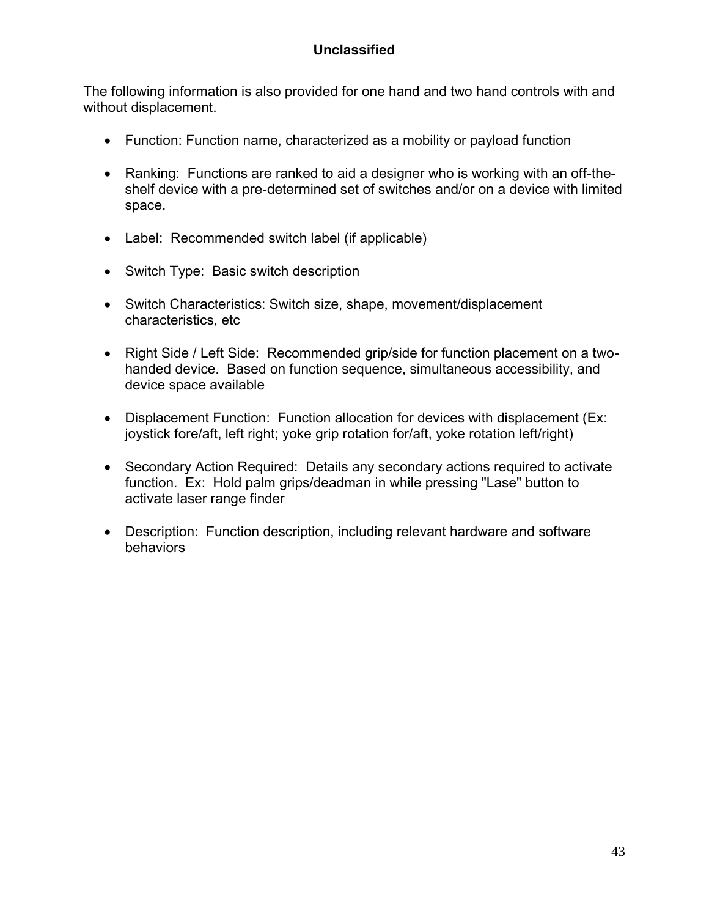The following information is also provided for one hand and two hand controls with and without displacement.

- Function: Function name, characterized as a mobility or payload function
- Ranking: Functions are ranked to aid a designer who is working with an off-the-shelf device with a pre-determined set of switches and/or on a device with limited space.
- Label: Recommended switch label (if applicable)
- Switch Type: Basic switch description
- Switch Characteristics: Switch size, shape, movement/displacement characteristics, etc
- Right Side / Left Side: Recommended grip/side for function placement on a two-handed device. Based on function sequence, simultaneous accessibility, and device space available
- Displacement Function: Function allocation for devices with displacement (Ex: joystick fore/aft, left right; yoke grip rotation for/aft, yoke rotation left/right)
- Secondary Action Required: Details any secondary actions required to activate function. Ex: Hold palm grips/deadman in while pressing "Lase" button to activate laser range finder
- Description: Function description, including relevant hardware and software behaviors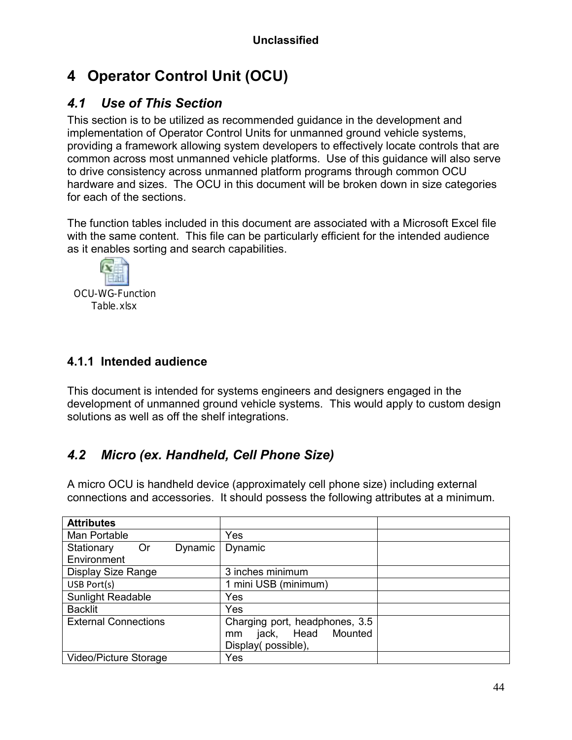# 4 Operator Control Unit (OCU)

## *4.1 Use of This Section*

This section is to be utilized as recommended guidance in the development and implementation of Operator Control Units for unmanned ground vehicle systems, providing a framework allowing system developers to effectively locate controls that are common across most unmanned vehicle platforms. Use of this guidance will also serve to drive consistency across unmanned platform programs through common OCU hardware and sizes. The OCU in this document will be broken down in size categories for each of the sections.

The function tables included in this document are associated with a Microsoft Excel file with the same content. This file can be particularly efficient for the intended audience as it enables sorting and search capabilities.

OCU-WG-Function Table.xlsx

### 4.1.1 Intended audience

This document is intended for systems engineers and designers engaged in the development of unmanned ground vehicle systems. This would apply to custom design solutions as well as off the shelf integrations.

## *4.2 Micro (ex. Handheld, Cell Phone Size)*

A micro OCU is handheld device (approximately cell phone size) including external connections and accessories. It should possess the following attributes at a minimum.

| **Attributes** | | |
|---|---|---|
| Man Portable | Yes | |
| Stationary Or Dynamic Environment | Dynamic | |
| Display Size Range | 3 inches minimum | |
| USB Port(s) | 1 mini USB (minimum) | |
| Sunlight Readable | Yes | |
| Backlit | Yes | |
| External Connections | Charging port, headphones, 3.5 mm jack, Head Mounted Display( possible), | |
| Video/Picture Storage | Yes | |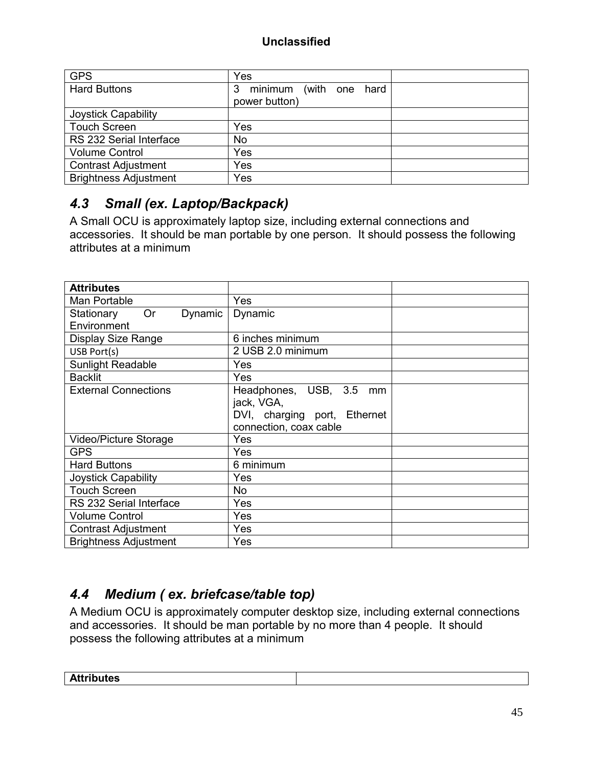| GPS | Yes | |
|---|---|---|
| Hard Buttons | 3 minimum (with one hard power button) | |
| Joystick Capability | | |
| Touch Screen | Yes | |
| RS 232 Serial Interface | No | |
| Volume Control | Yes | |
| Contrast Adjustment | Yes | |
| Brightness Adjustment | Yes | |

### *4.3 Small (ex. Laptop/Backpack)*

A Small OCU is approximately laptop size, including external connections and accessories. It should be man portable by one person. It should possess the following attributes at a minimum

| **Attributes** | | |
|---|---|---|
| Man Portable | Yes | |
| Stationary Or Dynamic Environment | Dynamic | |
| Display Size Range | 6 inches minimum | |
| USB Port(s) | 2 USB 2.0 minimum | |
| Sunlight Readable | Yes | |
| Backlit | Yes | |
| External Connections | Headphones, USB, 3.5 mm jack, VGA, DVI, charging port, Ethernet connection, coax cable | |
| Video/Picture Storage | Yes | |
| GPS | Yes | |
| Hard Buttons | 6 minimum | |
| Joystick Capability | Yes | |
| Touch Screen | No | |
| RS 232 Serial Interface | Yes | |
| Volume Control | Yes | |
| Contrast Adjustment | Yes | |
| Brightness Adjustment | Yes | |

### *4.4 Medium ( ex. briefcase/table top)*

A Medium OCU is approximately computer desktop size, including external connections and accessories. It should be man portable by no more than 4 people. It should possess the following attributes at a minimum

| **Attributes** | |
|---|---|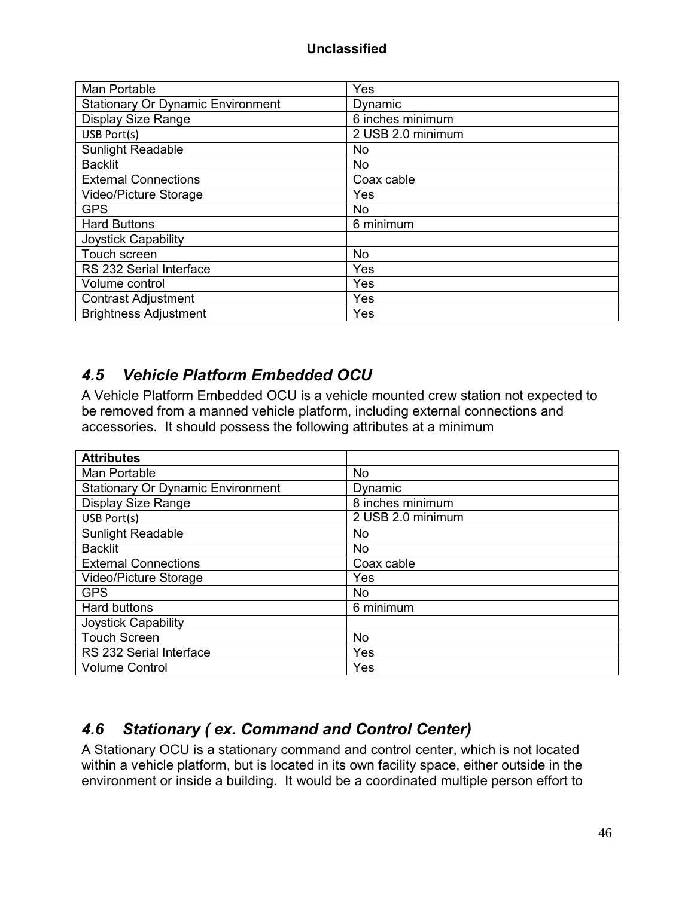| | |
|---|---|
| Man Portable | Yes |
| Stationary Or Dynamic Environment | Dynamic |
| Display Size Range | 6 inches minimum |
| USB Port(s) | 2 USB 2.0 minimum |
| Sunlight Readable | No |
| Backlit | No |
| External Connections | Coax cable |
| Video/Picture Storage | Yes |
| GPS | No |
| Hard Buttons | 6 minimum |
| Joystick Capability | |
| Touch screen | No |
| RS 232 Serial Interface | Yes |
| Volume control | Yes |
| Contrast Adjustment | Yes |
| Brightness Adjustment | Yes |

## *4.5 Vehicle Platform Embedded OCU*

A Vehicle Platform Embedded OCU is a vehicle mounted crew station not expected to be removed from a manned vehicle platform, including external connections and accessories. It should possess the following attributes at a minimum

| **Attributes** | |
|---|---|
| Man Portable | No |
| Stationary Or Dynamic Environment | Dynamic |
| Display Size Range | 8 inches minimum |
| USB Port(s) | 2 USB 2.0 minimum |
| Sunlight Readable | No |
| Backlit | No |
| External Connections | Coax cable |
| Video/Picture Storage | Yes |
| GPS | No |
| Hard buttons | 6 minimum |
| Joystick Capability | |
| Touch Screen | No |
| RS 232 Serial Interface | Yes |
| Volume Control | Yes |

## *4.6 Stationary ( ex. Command and Control Center)*

A Stationary OCU is a stationary command and control center, which is not located within a vehicle platform, but is located in its own facility space, either outside in the environment or inside a building. It would be a coordinated multiple person effort to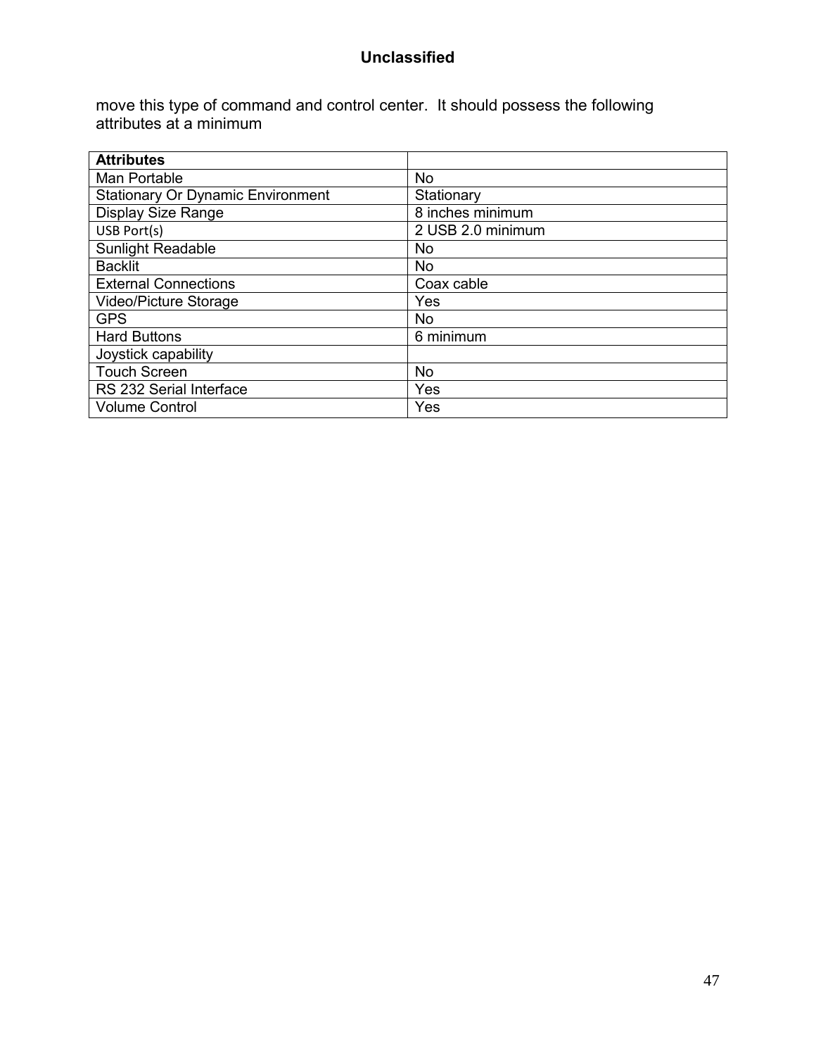move this type of command and control center.  It should possess the following attributes at a minimum

| **Attributes** | |
|---|---|
| Man Portable | No |
| Stationary Or Dynamic Environment | Stationary |
| Display Size Range | 8 inches minimum |
| USB Port(s) | 2 USB 2.0 minimum |
| Sunlight Readable | No |
| Backlit | No |
| External Connections | Coax cable |
| Video/Picture Storage | Yes |
| GPS | No |
| Hard Buttons | 6 minimum |
| Joystick capability | |
| Touch Screen | No |
| RS 232 Serial Interface | Yes |
| Volume Control | Yes |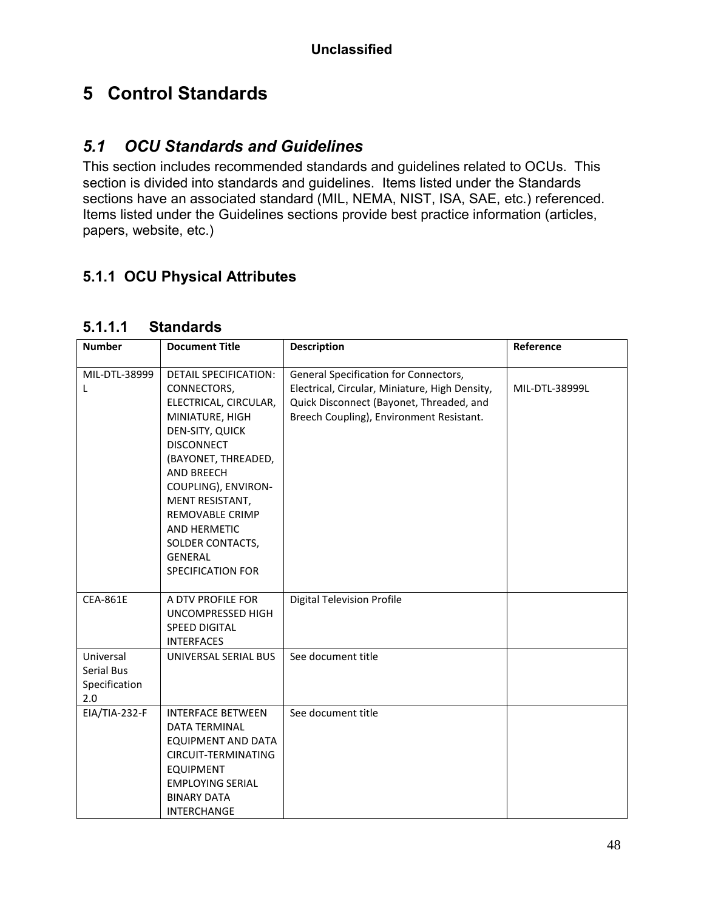# 5 Control Standards

## *5.1 OCU Standards and Guidelines*

This section includes recommended standards and guidelines related to OCUs. This section is divided into standards and guidelines. Items listed under the Standards sections have an associated standard (MIL, NEMA, NIST, ISA, SAE, etc.) referenced. Items listed under the Guidelines sections provide best practice information (articles, papers, website, etc.)

### 5.1.1 OCU Physical Attributes

#### 5.1.1.1 Standards

| Number | Document Title | Description | Reference |
|---|---|---|---|
| MIL-DTL-38999L | DETAIL SPECIFICATION: CONNECTORS, ELECTRICAL, CIRCULAR, MINIATURE, HIGH DEN-SITY, QUICK DISCONNECT (BAYONET, THREADED, AND BREECH COUPLING), ENVIRON-MENT RESISTANT, REMOVABLE CRIMP AND HERMETIC SOLDER CONTACTS, GENERAL SPECIFICATION FOR | General Specification for Connectors, Electrical, Circular, Miniature, High Density, Quick Disconnect (Bayonet, Threaded, and Breech Coupling), Environment Resistant. | MIL-DTL-38999L |
| CEA-861E | A DTV PROFILE FOR UNCOMPRESSED HIGH SPEED DIGITAL INTERFACES | Digital Television Profile | |
| Universal Serial Bus Specification 2.0 | UNIVERSAL SERIAL BUS | See document title | |
| EIA/TIA-232-F | INTERFACE BETWEEN DATA TERMINAL EQUIPMENT AND DATA CIRCUIT-TERMINATING EQUIPMENT EMPLOYING SERIAL BINARY DATA INTERCHANGE | See document title | |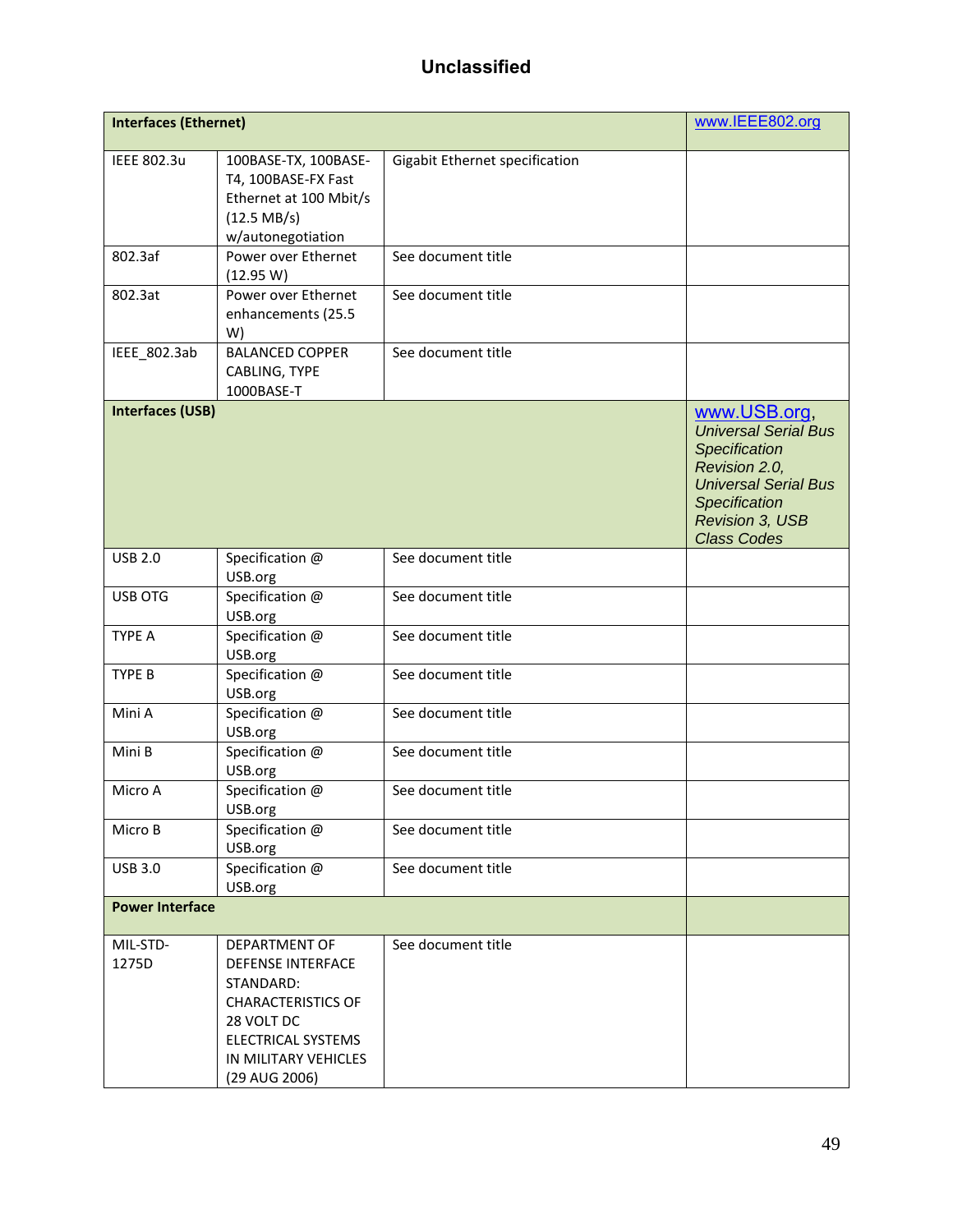**Unclassified**

| Interfaces (Ethernet) | | | www.IEEE802.org |
|---|---|---|---|
| IEEE 802.3u | 100BASE-TX, 100BASE-T4, 100BASE-FX Fast Ethernet at 100 Mbit/s (12.5 MB/s) w/autonegotiation | Gigabit Ethernet specification | |
| 802.3af | Power over Ethernet (12.95 W) | See document title | |
| 802.3at | Power over Ethernet enhancements (25.5 W) | See document title | |
| IEEE_802.3ab | BALANCED COPPER CABLING, TYPE 1000BASE-T | See document title | |
| **Interfaces (USB)** | | | www.USB.org, *Universal Serial Bus Specification Revision 2.0, Universal Serial Bus Specification Revision 3, USB Class Codes* |
| USB 2.0 | Specification @ USB.org | See document title | |
| USB OTG | Specification @ USB.org | See document title | |
| TYPE A | Specification @ USB.org | See document title | |
| TYPE B | Specification @ USB.org | See document title | |
| Mini A | Specification @ USB.org | See document title | |
| Mini B | Specification @ USB.org | See document title | |
| Micro A | Specification @ USB.org | See document title | |
| Micro B | Specification @ USB.org | See document title | |
| USB 3.0 | Specification @ USB.org | See document title | |
| **Power Interface** | | | |
| MIL-STD-1275D | DEPARTMENT OF DEFENSE INTERFACE STANDARD: CHARACTERISTICS OF 28 VOLT DC ELECTRICAL SYSTEMS IN MILITARY VEHICLES (29 AUG 2006) | See document title | |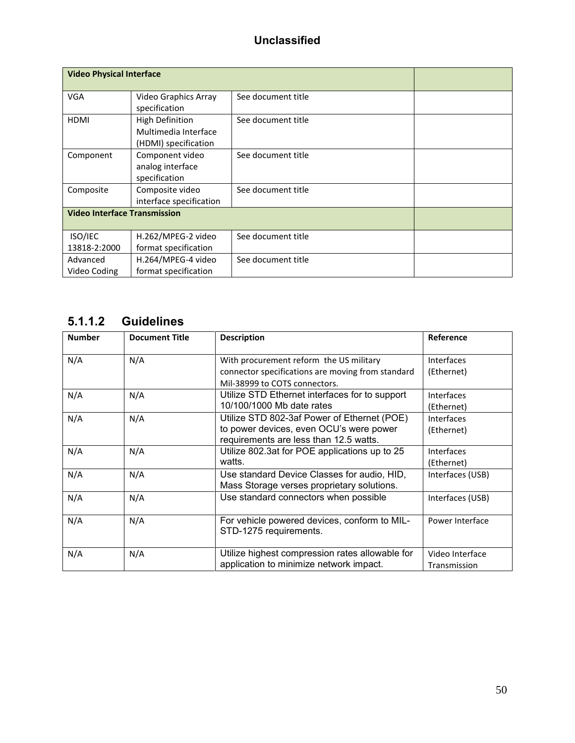| Video Physical Interface | | | |
|---|---|---|---|
| VGA | Video Graphics Array specification | See document title | |
| HDMI | High Definition Multimedia Interface (HDMI) specification | See document title | |
| Component | Component video analog interface specification | See document title | |
| Composite | Composite video interface specification | See document title | |
| **Video Interface Transmission** | | | |
| ISO/IEC 13818-2:2000 | H.262/MPEG-2 video format specification | See document title | |
| Advanced Video Coding | H.264/MPEG-4 video format specification | See document title | |

### 5.1.1.2 Guidelines

| Number | Document Title | Description | Reference |
|---|---|---|---|
| N/A | N/A | With procurement reform the US military connector specifications are moving from standard Mil-38999 to COTS connectors. | Interfaces (Ethernet) |
| N/A | N/A | Utilize STD Ethernet interfaces for to support 10/100/1000 Mb date rates | Interfaces (Ethernet) |
| N/A | N/A | Utilize STD 802-3af Power of Ethernet (POE) to power devices, even OCU's were power requirements are less than 12.5 watts. | Interfaces (Ethernet) |
| N/A | N/A | Utilize 802.3at for POE applications up to 25 watts. | Interfaces (Ethernet) |
| N/A | N/A | Use standard Device Classes for audio, HID, Mass Storage verses proprietary solutions. | Interfaces (USB) |
| N/A | N/A | Use standard connectors when possible | Interfaces (USB) |
| N/A | N/A | For vehicle powered devices, conform to MIL-STD-1275 requirements. | Power Interface |
| N/A | N/A | Utilize highest compression rates allowable for application to minimize network impact. | Video Interface Transmission |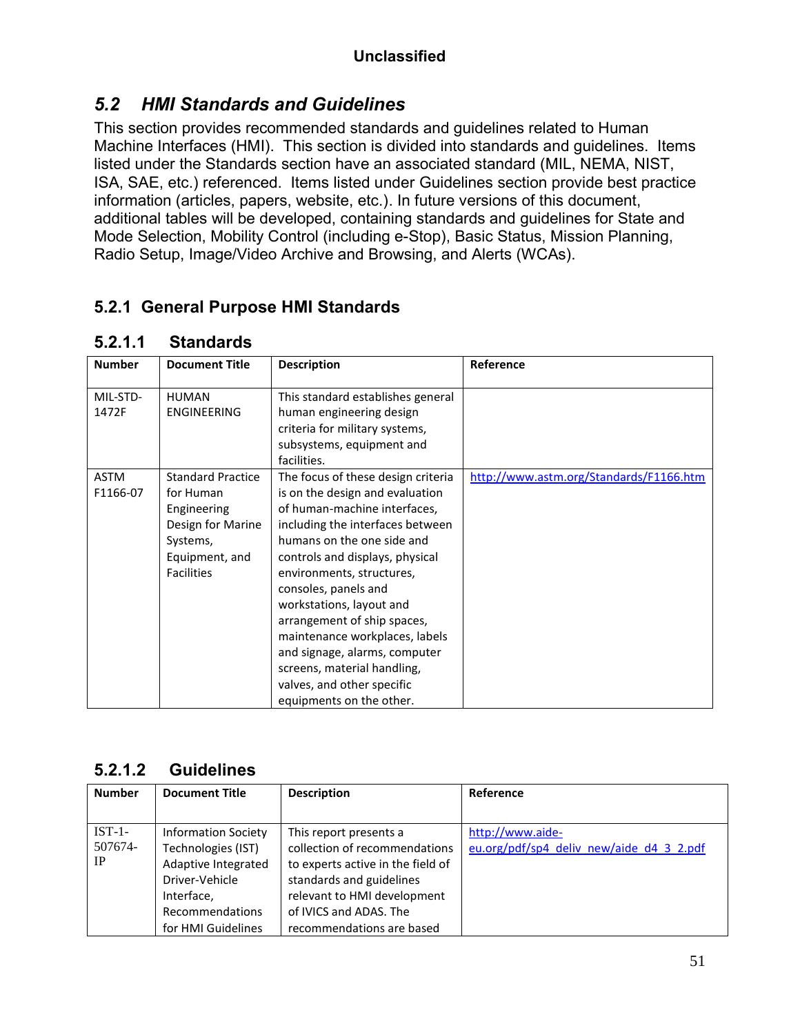## 5.2 HMI Standards and Guidelines

This section provides recommended standards and guidelines related to Human Machine Interfaces (HMI). This section is divided into standards and guidelines. Items listed under the Standards section have an associated standard (MIL, NEMA, NIST, ISA, SAE, etc.) referenced. Items listed under Guidelines section provide best practice information (articles, papers, website, etc.). In future versions of this document, additional tables will be developed, containing standards and guidelines for State and Mode Selection, Mobility Control (including e-Stop), Basic Status, Mission Planning, Radio Setup, Image/Video Archive and Browsing, and Alerts (WCAs).

### 5.2.1 General Purpose HMI Standards

#### 5.2.1.1 Standards

| Number | Document Title | Description | Reference |
|---|---|---|---|
| MIL-STD-1472F | HUMAN ENGINEERING | This standard establishes general human engineering design criteria for military systems, subsystems, equipment and facilities. | |
| ASTM F1166-07 | Standard Practice for Human Engineering Design for Marine Systems, Equipment, and Facilities | The focus of these design criteria is on the design and evaluation of human-machine interfaces, including the interfaces between humans on the one side and controls and displays, physical environments, structures, consoles, panels and workstations, layout and arrangement of ship spaces, maintenance workplaces, labels and signage, alarms, computer screens, material handling, valves, and other specific equipments on the other. | http://www.astm.org/Standards/F1166.htm |

#### 5.2.1.2 Guidelines

| Number | Document Title | Description | Reference |
|---|---|---|---|
| IST-1-507674-IP | Information Society Technologies (IST) Adaptive Integrated Driver-Vehicle Interface, Recommendations for HMI Guidelines | This report presents a collection of recommendations to experts active in the field of standards and guidelines relevant to HMI development of IVICS and ADAS. The recommendations are based | http://www.aide-eu.org/pdf/sp4_deliv_new/aide_d4_3_2.pdf |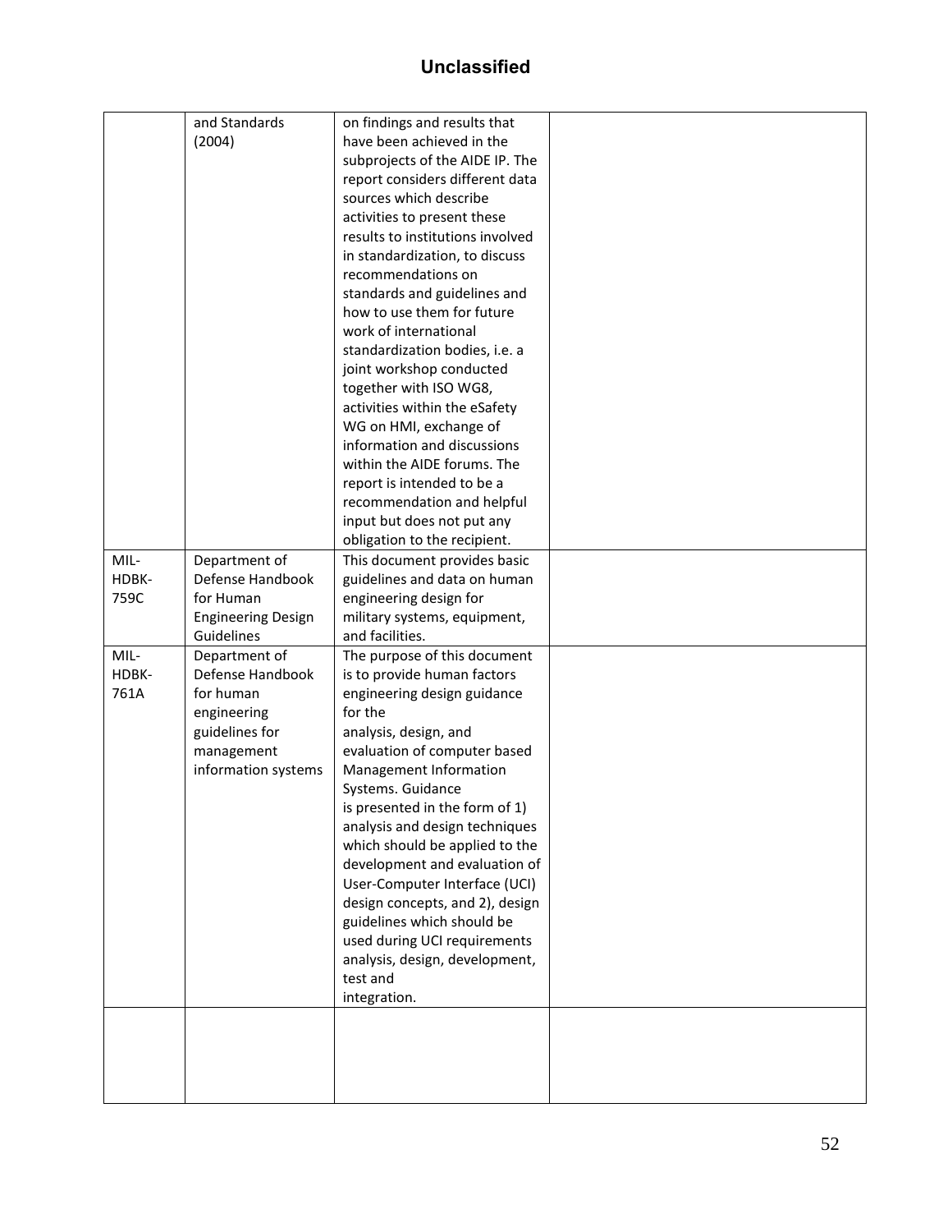| | | | |
|---|---|---|---|
| | and Standards (2004) | on findings and results that have been achieved in the subprojects of the AIDE IP. The report considers different data sources which describe activities to present these results to institutions involved in standardization, to discuss recommendations on standards and guidelines and how to use them for future work of international standardization bodies, i.e. a joint workshop conducted together with ISO WG8, activities within the eSafety WG on HMI, exchange of information and discussions within the AIDE forums. The report is intended to be a recommendation and helpful input but does not put any obligation to the recipient. | |
| MIL-HDBK-759C | Department of Defense Handbook for Human Engineering Design Guidelines | This document provides basic guidelines and data on human engineering design for military systems, equipment, and facilities. | |
| MIL-HDBK-761A | Department of Defense Handbook for human engineering guidelines for management information systems | The purpose of this document is to provide human factors engineering design guidance for the analysis, design, and evaluation of computer based Management Information Systems. Guidance is presented in the form of 1) analysis and design techniques which should be applied to the development and evaluation of User-Computer Interface (UCI) design concepts, and 2), design guidelines which should be used during UCI requirements analysis, design, development, test and integration. | |
| | | | |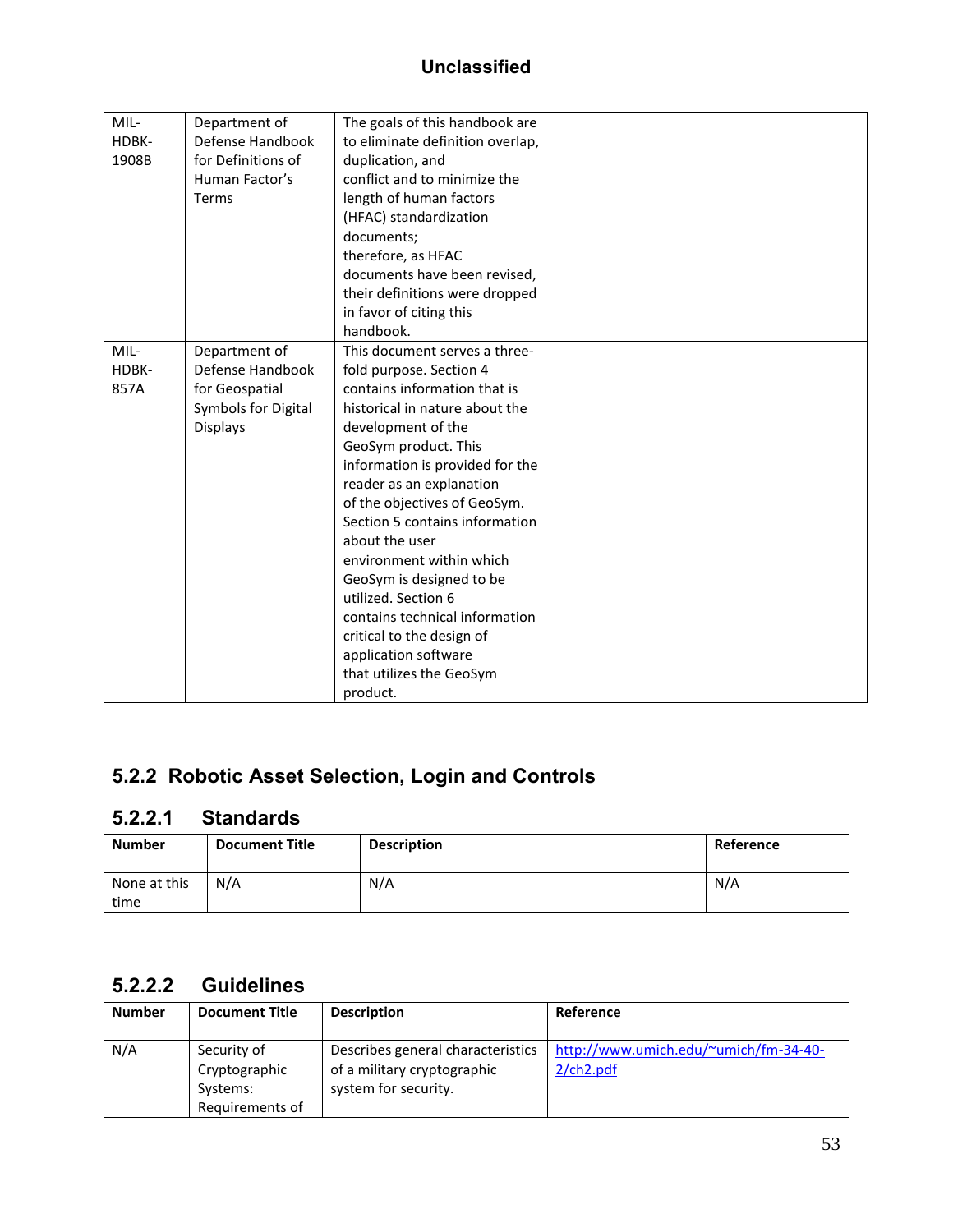| | | | |
|---|---|---|---|
| MIL-HDBK-1908B | Department of Defense Handbook for Definitions of Human Factor's Terms | The goals of this handbook are to eliminate definition overlap, duplication, and conflict and to minimize the length of human factors (HFAC) standardization documents; therefore, as HFAC documents have been revised, their definitions were dropped in favor of citing this handbook. | |
| MIL-HDBK-857A | Department of Defense Handbook for Geospatial Symbols for Digital Displays | This document serves a three-fold purpose. Section 4 contains information that is historical in nature about the development of the GeoSym product. This information is provided for the reader as an explanation of the objectives of GeoSym. Section 5 contains information about the user environment within which GeoSym is designed to be utilized. Section 6 contains technical information critical to the design of application software that utilizes the GeoSym product. | |

## 5.2.2 Robotic Asset Selection, Login and Controls

### 5.2.2.1 Standards

| Number | Document Title | Description | Reference |
|---|---|---|---|
| None at this time | N/A | N/A | N/A |

### 5.2.2.2 Guidelines

| Number | Document Title | Description | Reference |
|---|---|---|---|
| N/A | Security of Cryptographic Systems: Requirements of | Describes general characteristics of a military cryptographic system for security. | http://www.umich.edu/~umich/fm-34-40-2/ch2.pdf |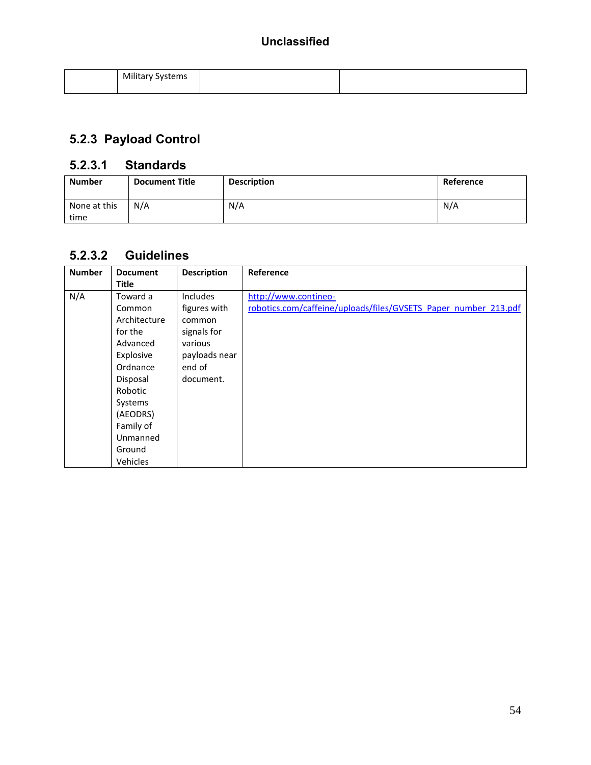|  | Military Systems |  |  |
|---|---|---|---|

### 5.2.3 Payload Control

#### 5.2.3.1 Standards

| Number | Document Title | Description | Reference |
|---|---|---|---|
| None at this time | N/A | N/A | N/A |

#### 5.2.3.2 Guidelines

| Number | Document Title | Description | Reference |
|---|---|---|---|
| N/A | Toward a Common Architecture for the Advanced Explosive Ordnance Disposal Robotic Systems (AEODRS) Family of Unmanned Ground Vehicles | Includes figures with common signals for various payloads near end of document. | http://www.contineo-robotics.com/caffeine/uploads/files/GVSETS_Paper_number_213.pdf |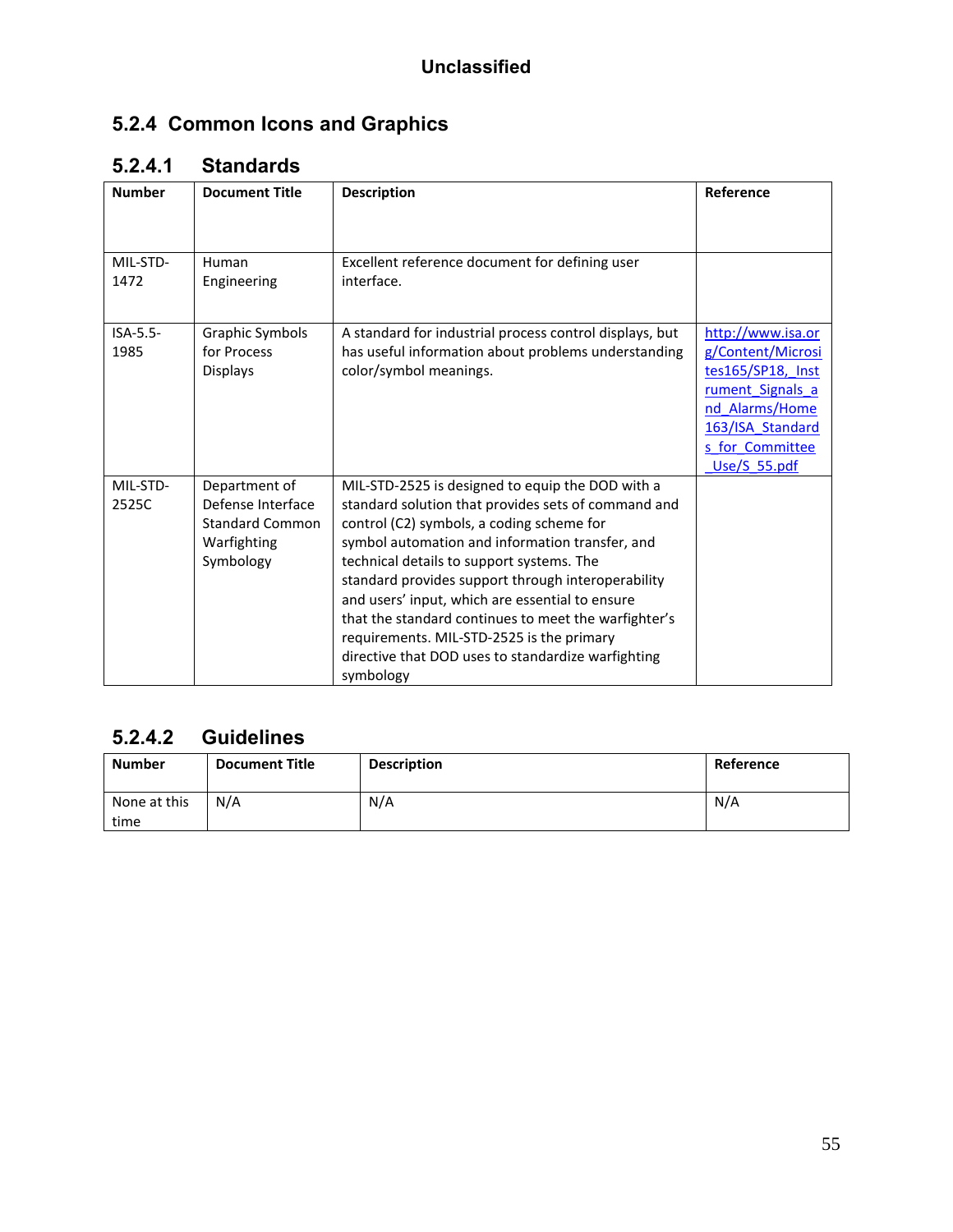Unclassified

### 5.2.4 Common Icons and Graphics

#### 5.2.4.1 Standards

| Number | Document Title | Description | Reference |
| --- | --- | --- | --- |
| MIL-STD-1472 | Human Engineering | Excellent reference document for defining user interface. | |
| ISA-5.5-1985 | Graphic Symbols for Process Displays | A standard for industrial process control displays, but has useful information about problems understanding color/symbol meanings. | http://www.isa.org/Content/Microsites165/SP18,_Instrument_Signals_and_Alarms/Home163/ISA_Standards_for_Committee_Use/S_55.pdf |
| MIL-STD-2525C | Department of Defense Interface Standard Common Warfighting Symbology | MIL-STD-2525 is designed to equip the DOD with a standard solution that provides sets of command and control (C2) symbols, a coding scheme for symbol automation and information transfer, and technical details to support systems. The standard provides support through interoperability and users' input, which are essential to ensure that the standard continues to meet the warfighter's requirements. MIL-STD-2525 is the primary directive that DOD uses to standardize warfighting symbology | |

#### 5.2.4.2 Guidelines

| Number | Document Title | Description | Reference |
| --- | --- | --- | --- |
| None at this time | N/A | N/A | N/A |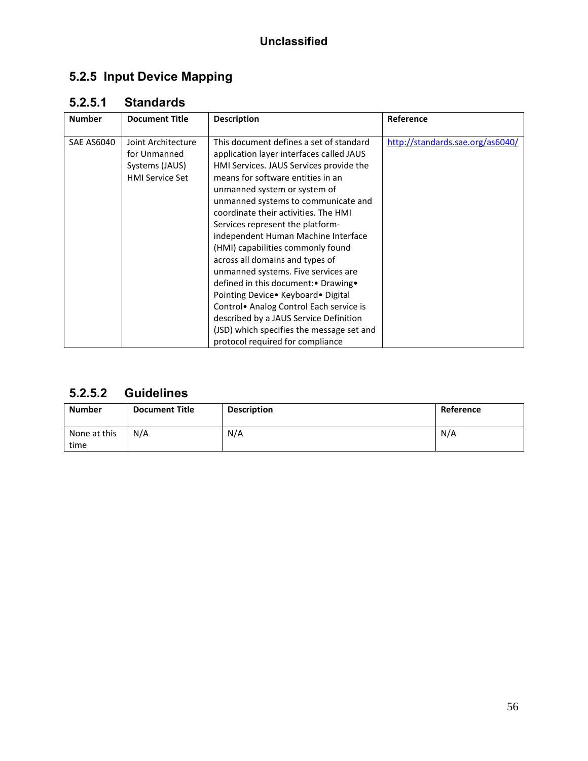### 5.2.5 Input Device Mapping

#### 5.2.5.1 Standards

| Number | Document Title | Description | Reference |
|---|---|---|---|
| SAE AS6040 | Joint Architecture for Unmanned Systems (JAUS) HMI Service Set | This document defines a set of standard application layer interfaces called JAUS HMI Services. JAUS Services provide the means for software entities in an unmanned system or system of unmanned systems to communicate and coordinate their activities. The HMI Services represent the platform-independent Human Machine Interface (HMI) capabilities commonly found across all domains and types of unmanned systems. Five services are defined in this document:• Drawing• Pointing Device• Keyboard• Digital Control• Analog Control Each service is described by a JAUS Service Definition (JSD) which specifies the message set and protocol required for compliance | http://standards.sae.org/as6040/ |

#### 5.2.5.2 Guidelines

| Number | Document Title | Description | Reference |
|---|---|---|---|
| None at this time | N/A | N/A | N/A |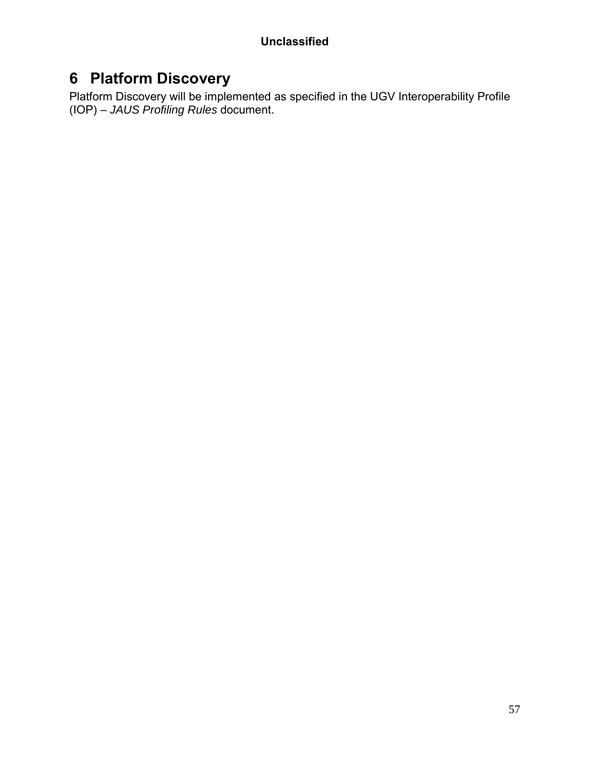# 6 Platform Discovery

Platform Discovery will be implemented as specified in the UGV Interoperability Profile (IOP) – *JAUS Profiling Rules* document.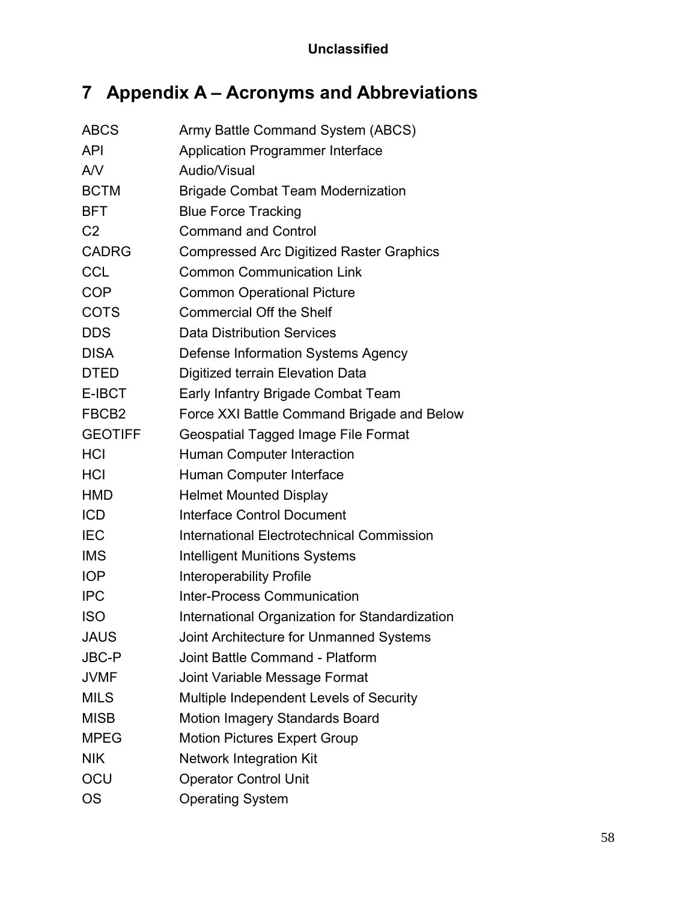# 7 Appendix A – Acronyms and Abbreviations

| | |
|---|---|
| ABCS | Army Battle Command System (ABCS) |
| API | Application Programmer Interface |
| A/V | Audio/Visual |
| BCTM | Brigade Combat Team Modernization |
| BFT | Blue Force Tracking |
| C2 | Command and Control |
| CADRG | Compressed Arc Digitized Raster Graphics |
| CCL | Common Communication Link |
| COP | Common Operational Picture |
| COTS | Commercial Off the Shelf |
| DDS | Data Distribution Services |
| DISA | Defense Information Systems Agency |
| DTED | Digitized terrain Elevation Data |
| E-IBCT | Early Infantry Brigade Combat Team |
| FBCB2 | Force XXI Battle Command Brigade and Below |
| GEOTIFF | Geospatial Tagged Image File Format |
| HCI | Human Computer Interaction |
| HCI | Human Computer Interface |
| HMD | Helmet Mounted Display |
| ICD | Interface Control Document |
| IEC | International Electrotechnical Commission |
| IMS | Intelligent Munitions Systems |
| IOP | Interoperability Profile |
| IPC | Inter-Process Communication |
| ISO | International Organization for Standardization |
| JAUS | Joint Architecture for Unmanned Systems |
| JBC-P | Joint Battle Command - Platform |
| JVMF | Joint Variable Message Format |
| MILS | Multiple Independent Levels of Security |
| MISB | Motion Imagery Standards Board |
| MPEG | Motion Pictures Expert Group |
| NIK | Network Integration Kit |
| OCU | Operator Control Unit |
| OS | Operating System |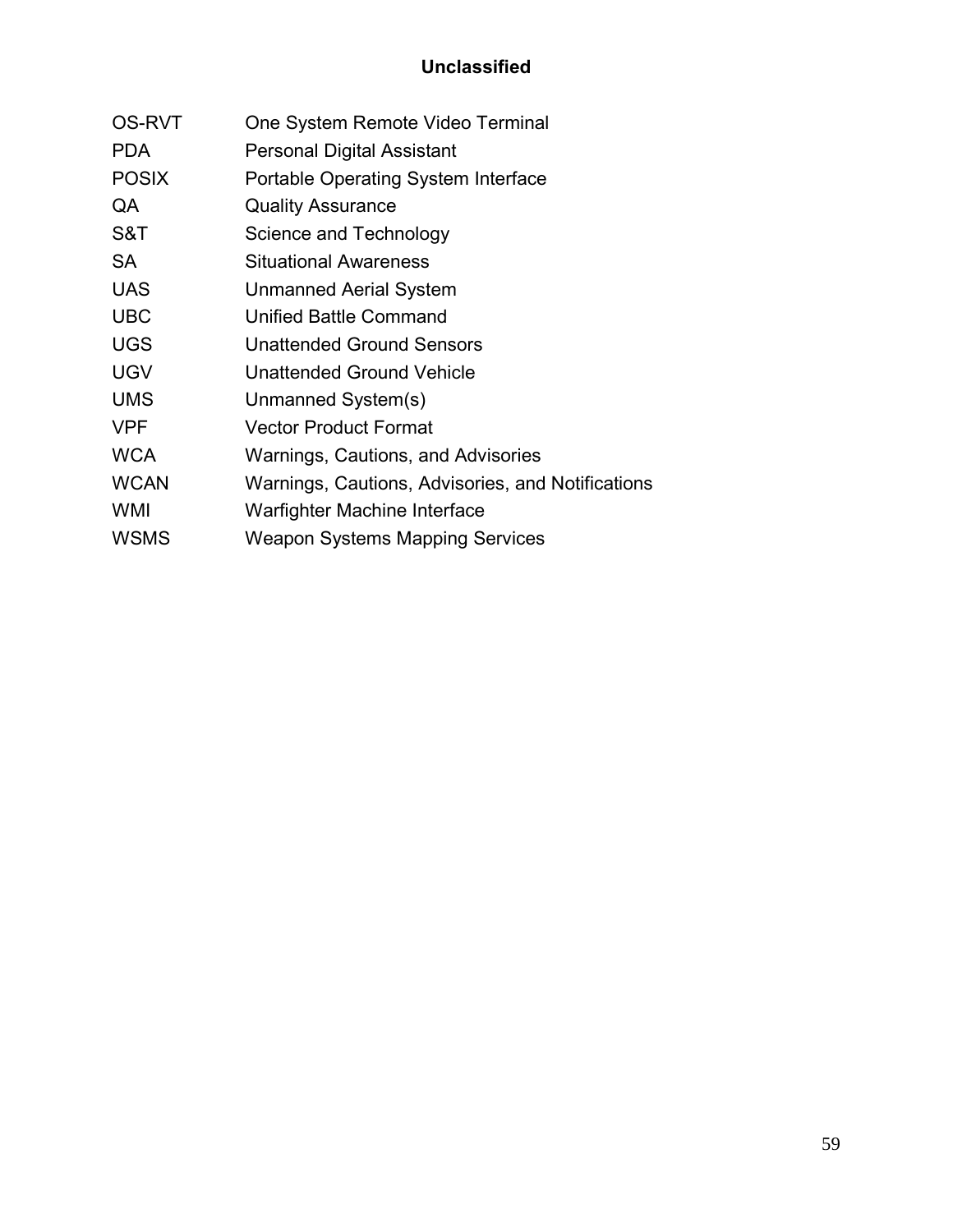| | |
|---|---|
| OS-RVT | One System Remote Video Terminal |
| PDA | Personal Digital Assistant |
| POSIX | Portable Operating System Interface |
| QA | Quality Assurance |
| S&T | Science and Technology |
| SA | Situational Awareness |
| UAS | Unmanned Aerial System |
| UBC | Unified Battle Command |
| UGS | Unattended Ground Sensors |
| UGV | Unattended Ground Vehicle |
| UMS | Unmanned System(s) |
| VPF | Vector Product Format |
| WCA | Warnings, Cautions, and Advisories |
| WCAN | Warnings, Cautions, Advisories, and Notifications |
| WMI | Warfighter Machine Interface |
| WSMS | Weapon Systems Mapping Services |